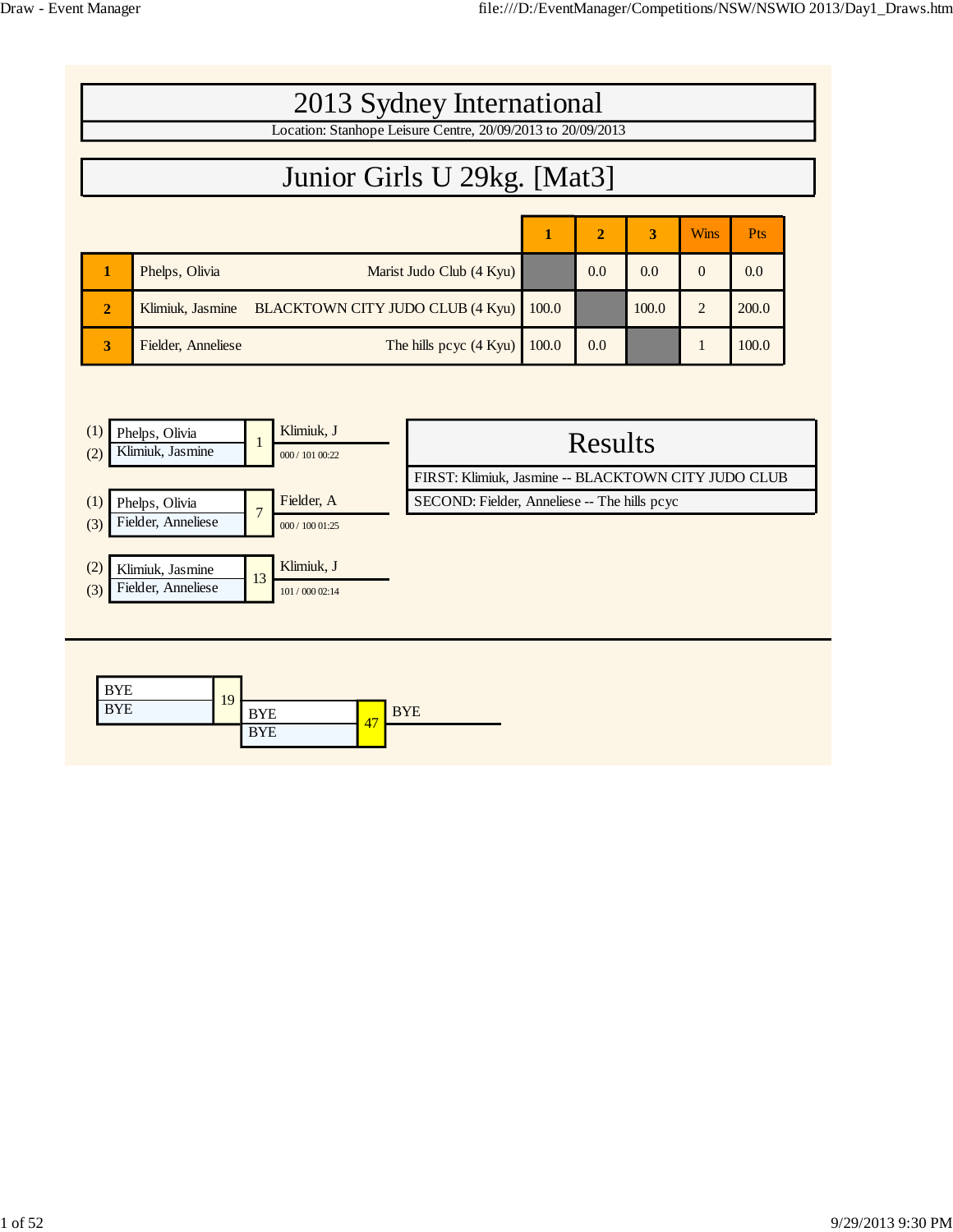# 2013 Sydney International

Location: Stanhope Leisure Centre, 20/09/2013 to 20/09/2013

## Junior Girls U 29kg. [Mat3]

| | Name | Club | 1 | 2 | 3 | Wins | Pts |
|---|---|---|---|---|---|---|---|
| 1 | Phelps, Olivia | Marist Judo Club (4 Kyu) | | 0.0 | 0.0 | 0 | 0.0 |
| 2 | Klimiuk, Jasmine | BLACKTOWN CITY JUDO CLUB (4 Kyu) | 100.0 | | 100.0 | 2 | 200.0 |
| 3 | Fielder, Anneliese | The hills pcyc (4 Kyu) | 100.0 | 0.0 | | 1 | 100.0 |

| Contestants | Match | Winner | Score / Time |
|---|---|---|---|
| (1) Phelps, Olivia vs (2) Klimiuk, Jasmine | 1 | Klimiuk, J | 000 / 101 00:22 |
| (1) Phelps, Olivia vs (3) Fielder, Anneliese | 7 | Fielder, A | 000 / 100 01:25 |
| (2) Klimiuk, Jasmine vs (3) Fielder, Anneliese | 13 | Klimiuk, J | 101 / 000 02:14 |

### Results

FIRST: Klimiuk, Jasmine -- BLACKTOWN CITY JUDO CLUB

SECOND: Fielder, Anneliese -- The hills pcyc

| Contestants | Match | Winner |
|---|---|---|
| BYE vs BYE | 19 | |
| BYE vs BYE | 47 | BYE |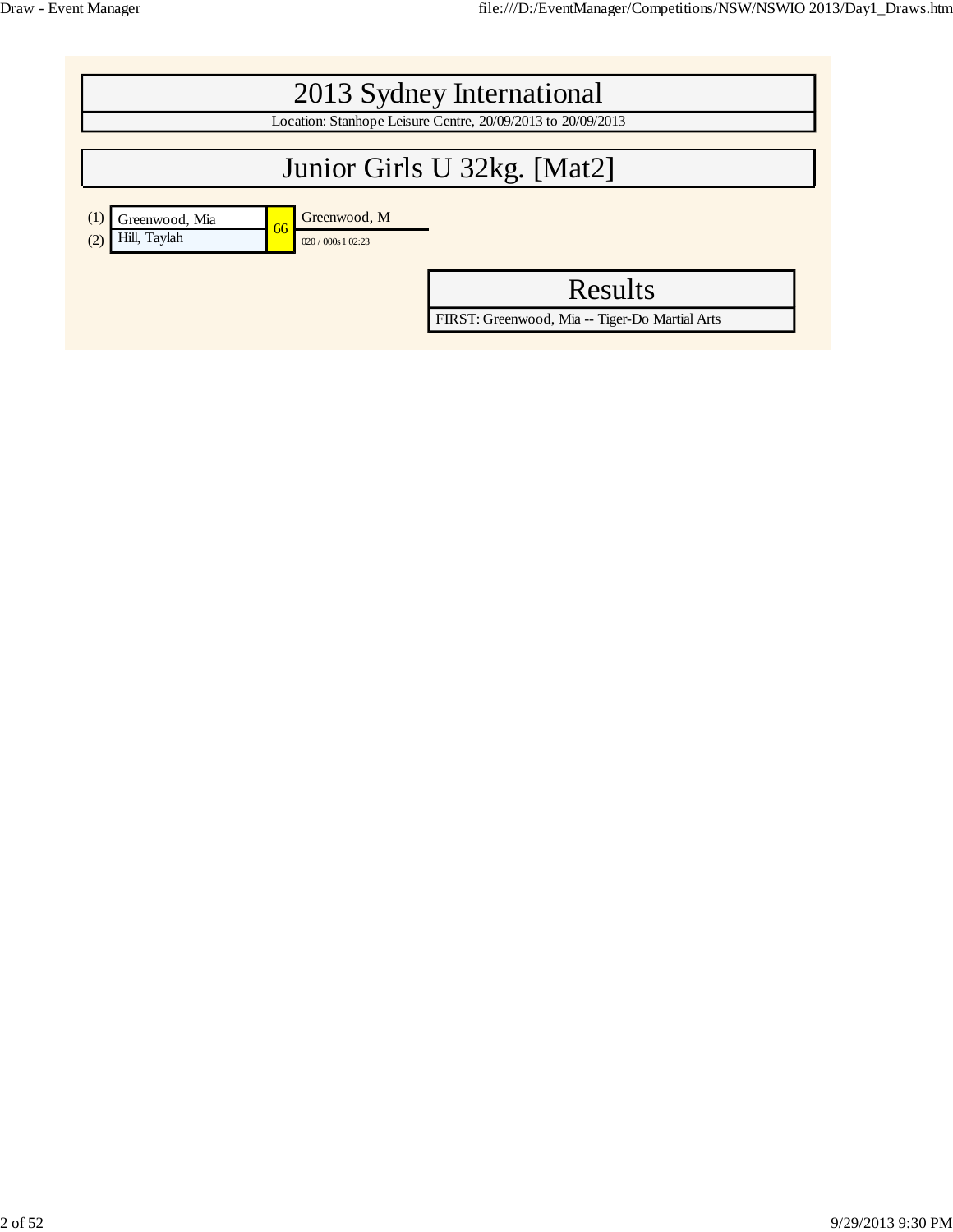# 2013 Sydney International

Location: Stanhope Leisure Centre, 20/09/2013 to 20/09/2013

## Junior Girls U 32kg. [Mat2]

| Seed | Competitor | Match | Winner |
|---|---|---|---|
| (1) | Greenwood, Mia | 66 | Greenwood, M |
| (2) | Hill, Taylah | | 020 / 000s1 02:23 |

## Results

FIRST: Greenwood, Mia -- Tiger-Do Martial Arts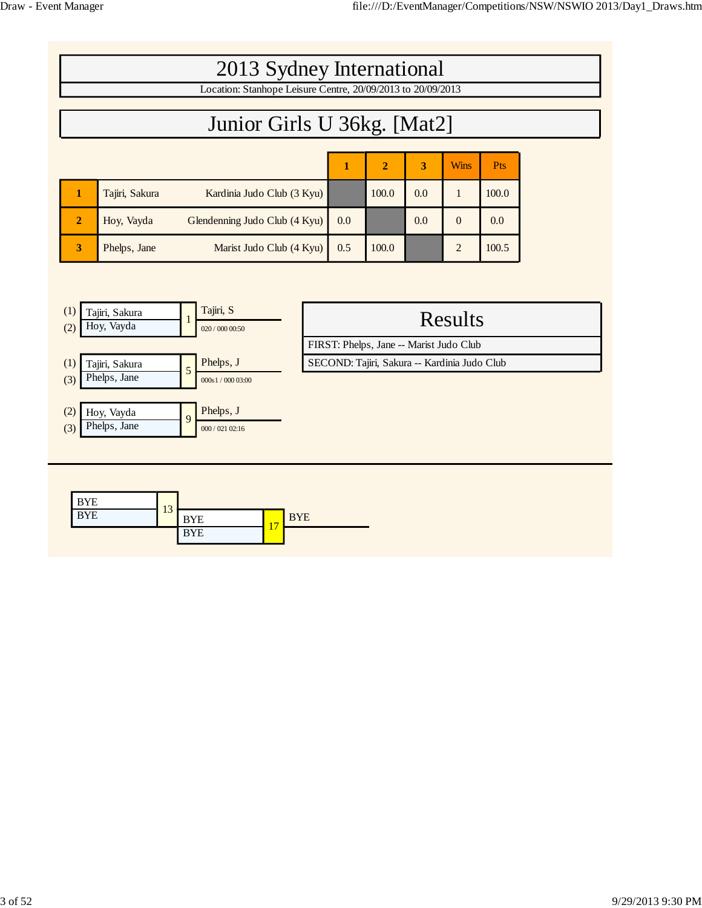# 2013 Sydney International

Location: Stanhope Leisure Centre, 20/09/2013 to 20/09/2013

## Junior Girls U 36kg. [Mat2]

| | Name | Club | 1 | 2 | 3 | Wins | Pts |
|---|---|---|---|---|---|---|---|
| 1 | Tajiri, Sakura | Kardinia Judo Club (3 Kyu) | | 100.0 | 0.0 | 1 | 100.0 |
| 2 | Hoy, Vayda | Glendenning Judo Club (4 Kyu) | 0.0 | | 0.0 | 0 | 0.0 |
| 3 | Phelps, Jane | Marist Judo Club (4 Kyu) | 0.5 | 100.0 | | 2 | 100.5 |

| Contestants | Contest | Winner | Score |
|---|---|---|---|
| (1) Tajiri, Sakura / (2) Hoy, Vayda | 1 | Tajiri, S | 020 / 000 00:50 |
| (1) Tajiri, Sakura / (3) Phelps, Jane | 5 | Phelps, J | 000s1 / 000 03:00 |
| (2) Hoy, Vayda / (3) Phelps, Jane | 9 | Phelps, J | 000 / 021 02:16 |

### Results

FIRST: Phelps, Jane -- Marist Judo Club

SECOND: Tajiri, Sakura -- Kardinia Judo Club

| Contestants | Contest | Winner |
|---|---|---|
| BYE / BYE | 13 | BYE |
| BYE / BYE | 17 | BYE |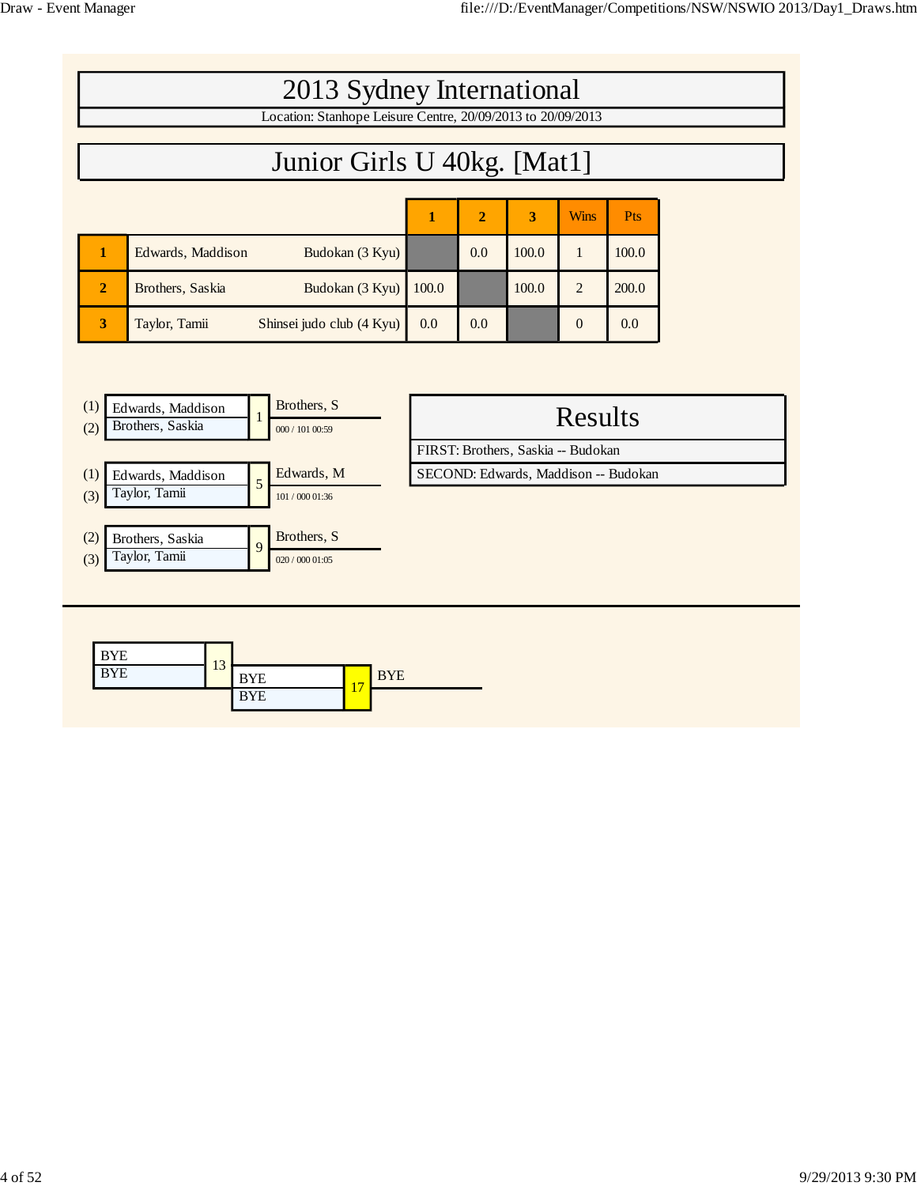# 2013 Sydney International

Location: Stanhope Leisure Centre, 20/09/2013 to 20/09/2013

## Junior Girls U 40kg. [Mat1]

| | Name | Club | 1 | 2 | 3 | Wins | Pts |
|---|---|---|---|---|---|---|---|
| 1 | Edwards, Maddison | Budokan (3 Kyu) | | 0.0 | 100.0 | 1 | 100.0 |
| 2 | Brothers, Saskia | Budokan (3 Kyu) | 100.0 | | 100.0 | 2 | 200.0 |
| 3 | Taylor, Tamii | Shinsei judo club (4 Kyu) | 0.0 | 0.0 | | 0 | 0.0 |

| Pool | Competitors | Contest | Winner | Score / Time |
|---|---|---|---|---|
| (1) / (2) | Edwards, Maddison / Brothers, Saskia | 1 | Brothers, S | 000 / 101 00:59 |
| (1) / (3) | Edwards, Maddison / Taylor, Tamii | 5 | Edwards, M | 101 / 000 01:36 |
| (2) / (3) | Brothers, Saskia / Taylor, Tamii | 9 | Brothers, S | 020 / 000 01:05 |

### Results

FIRST: Brothers, Saskia -- Budokan

SECOND: Edwards, Maddison -- Budokan

| Competitors | Contest | Competitors | Contest | Winner |
|---|---|---|---|---|
| BYE / BYE | 13 | BYE / BYE | 17 | BYE |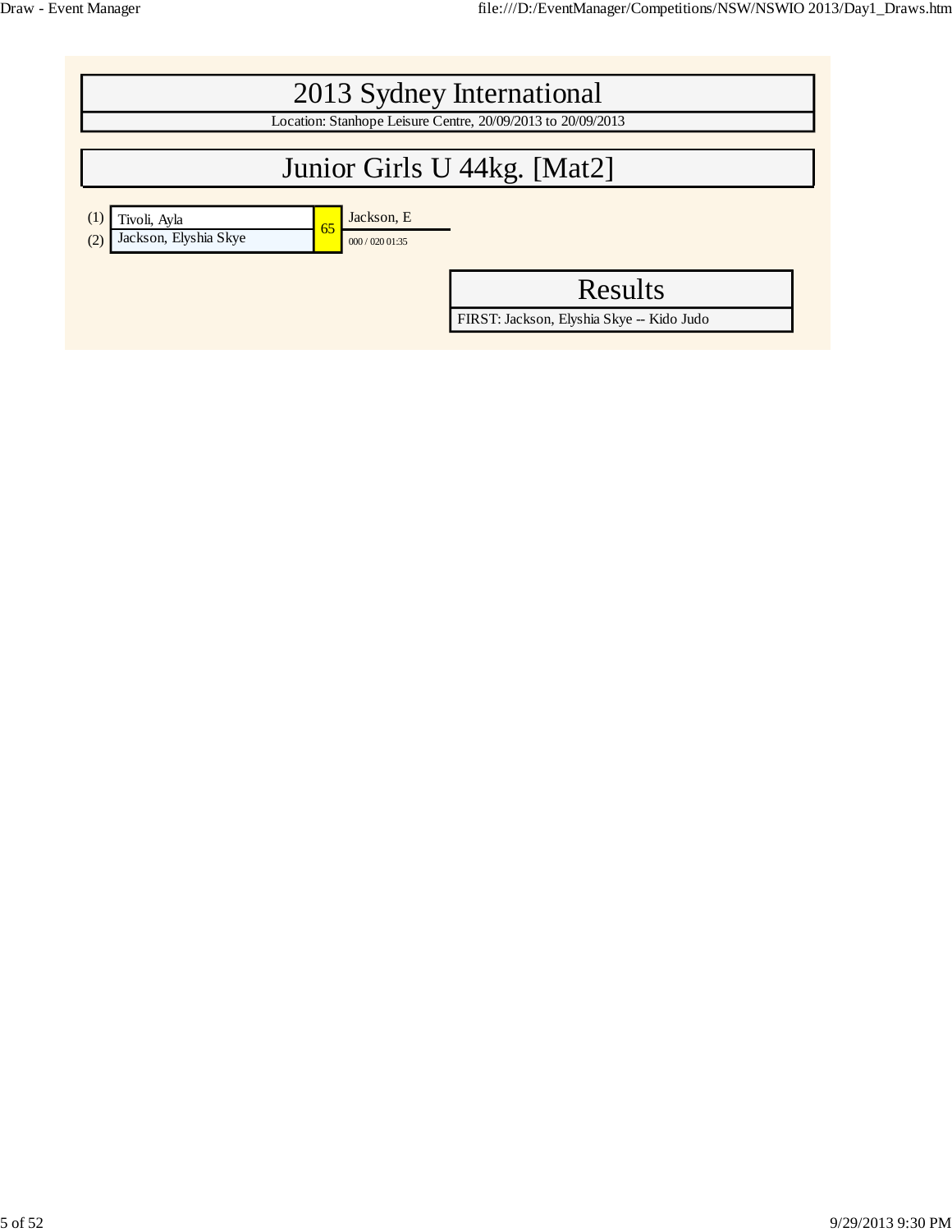# 2013 Sydney International

Location: Stanhope Leisure Centre, 20/09/2013 to 20/09/2013

## Junior Girls U 44kg. [Mat2]

| Seed | Competitor | Match | Winner |
|---|---|---|---|
| (1) | Tivoli, Ayla | 65 | Jackson, E |
| (2) | Jackson, Elyshia Skye | | 000 / 020 01:35 |

## Results

FIRST: Jackson, Elyshia Skye -- Kido Judo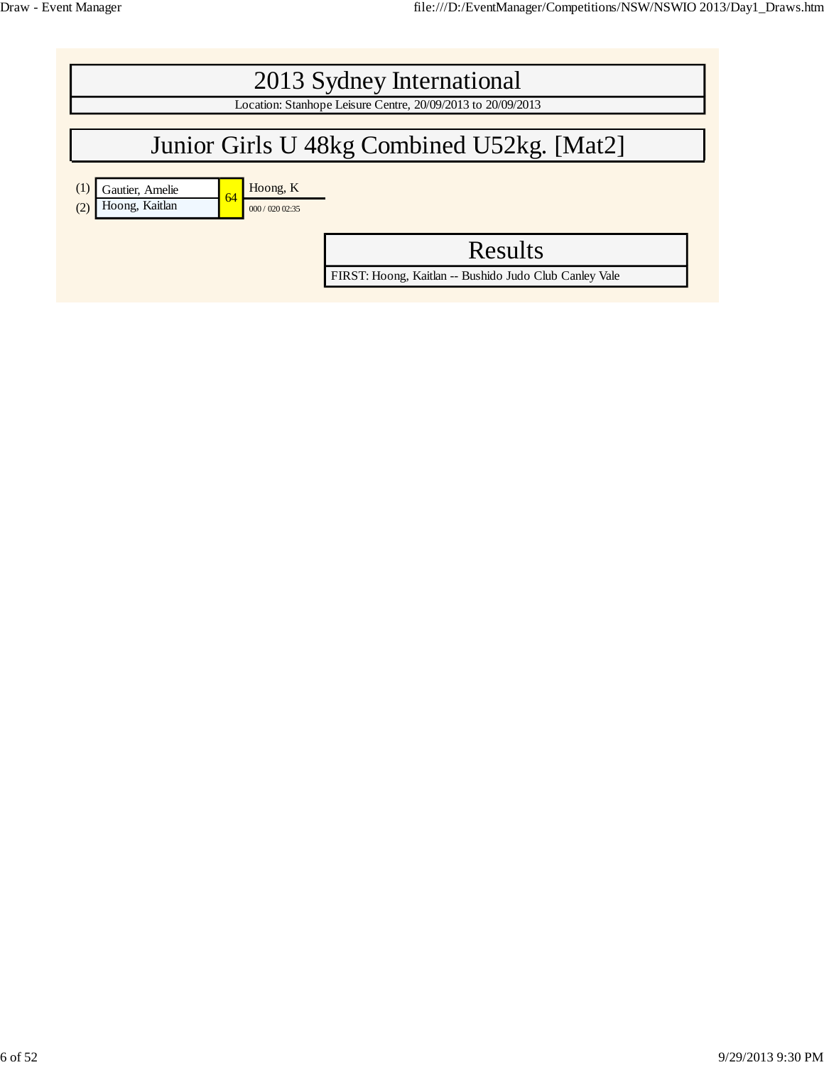# 2013 Sydney International

Location: Stanhope Leisure Centre, 20/09/2013 to 20/09/2013

## Junior Girls U 48kg Combined U52kg. [Mat2]

| Seed | Competitor | Contest | Winner |
|---|---|---|---|
| (1) | Gautier, Amelie | 64 | Hoong, K |
| (2) | Hoong, Kaitlan | | 000 / 020 02:35 |

## Results

FIRST: Hoong, Kaitlan -- Bushido Judo Club Canley Vale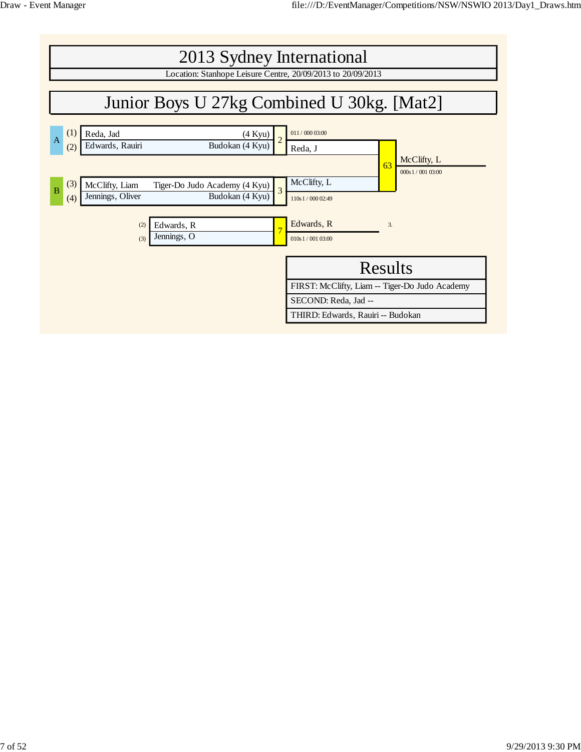# 2013 Sydney International

Location: Stanhope Leisure Centre, 20/09/2013 to 20/09/2013

## Junior Boys U 27kg Combined U 30kg. [Mat2]

| Pool | # | Name | Club |
|---|---|---|---|
| A | (1) | Reda, Jad | (4 Kyu) |
| A | (2) | Edwards, Rauiri | Budokan (4 Kyu) |
| B | (3) | McClifty, Liam | Tiger-Do Judo Academy (4 Kyu) |
| B | (4) | Jennings, Oliver | Budokan (4 Kyu) |

Contest 2: Reda, J — 011 / 000 03:00

Contest 3: McClifty, L — 110s1 / 000 02:49

Contest 63: McClifty, L — 000s1 / 001 03:00

Contest 7: (2) Edwards, R vs (3) Jennings, O — Edwards, R — 010s1 / 001 03:00 — 3.

| Results |
|---|
| FIRST: McClifty, Liam -- Tiger-Do Judo Academy |
| SECOND: Reda, Jad -- |
| THIRD: Edwards, Rauiri -- Budokan |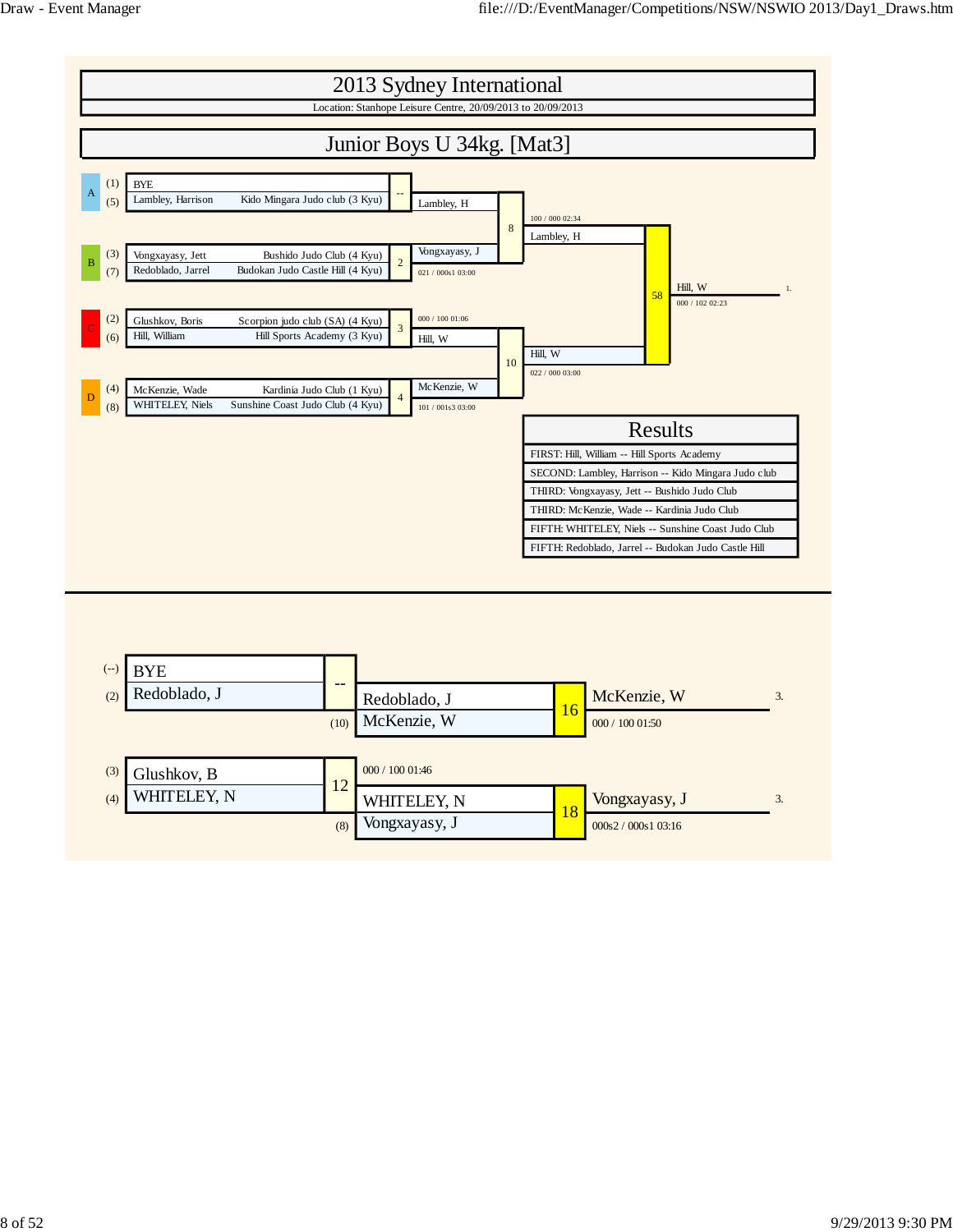# 2013 Sydney International

Location: Stanhope Leisure Centre, 20/09/2013 to 20/09/2013

## Junior Boys U 34kg. [Mat3]

| Pool | Seed | Competitor | Club |
| --- | --- | --- | --- |
| A | (1) | BYE | |
| A | (5) | Lambley, Harrison | Kido Mingara Judo club (3 Kyu) |
| B | (3) | Vongxayasy, Jett | Bushido Judo Club (4 Kyu) |
| B | (7) | Redoblado, Jarrel | Budokan Judo Castle Hill (4 Kyu) |
| C | (2) | Glushkov, Boris | Scorpion judo club (SA) (4 Kyu) |
| C | (6) | Hill, William | Hill Sports Academy (3 Kyu) |
| D | (4) | McKenzie, Wade | Kardinia Judo Club (1 Kyu) |
| D | (8) | WHITELEY, Niels | Sunshine Coast Judo Club (4 Kyu) |

### Main Draw

| Contest | Winner | Score |
| --- | --- | --- |
| -- | Lambley, H | |
| 2 | Vongxayasy, J | 021 / 000s1 03:00 |
| 3 | Hill, W | 000 / 100 01:06 |
| 4 | McKenzie, W | 101 / 001s3 03:00 |
| 8 | Lambley, H | 100 / 000 02:34 |
| 10 | Hill, W | 022 / 000 03:00 |
| 58 | Hill, W (1.) | 000 / 102 02:23 |

## Results

| Results |
| --- |
| FIRST: Hill, William -- Hill Sports Academy |
| SECOND: Lambley, Harrison -- Kido Mingara Judo club |
| THIRD: Vongxayasy, Jett -- Bushido Judo Club |
| THIRD: McKenzie, Wade -- Kardinia Judo Club |
| FIFTH: WHITELEY, Niels -- Sunshine Coast Judo Club |
| FIFTH: Redoblado, Jarrel -- Budokan Judo Castle Hill |

### Repechage

| Contest | Competitors | Winner | Score |
| --- | --- | --- | --- |
| -- | (--) BYE / (2) Redoblado, J | Redoblado, J | |
| 12 | (3) Glushkov, B / (4) WHITELEY, N | WHITELEY, N | 000 / 100 01:46 |
| 16 | Redoblado, J / (10) McKenzie, W | McKenzie, W (3.) | 000 / 100 01:50 |
| 18 | WHITELEY, N / (8) Vongxayasy, J | Vongxayasy, J (3.) | 000s2 / 000s1 03:16 |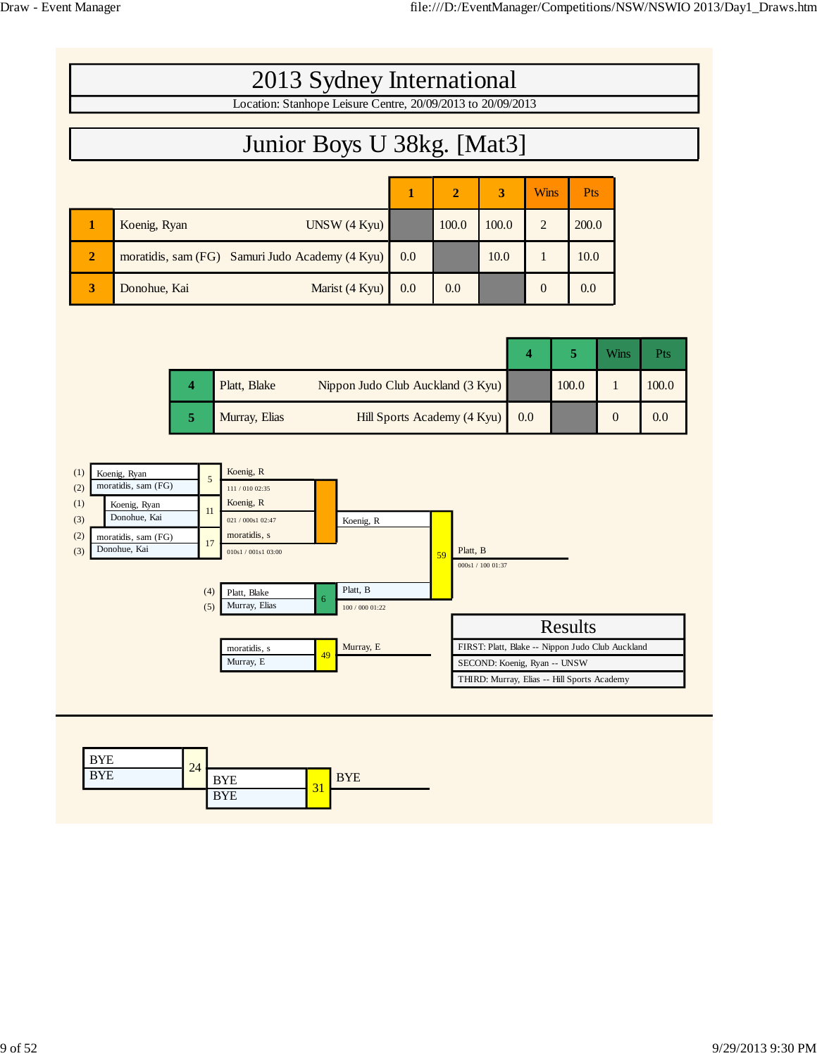# 2013 Sydney International

Location: Stanhope Leisure Centre, 20/09/2013 to 20/09/2013

## Junior Boys U 38kg. [Mat3]

| | Name | Club | 1 | 2 | 3 | Wins | Pts |
|---|---|---|---|---|---|---|---|
| 1 | Koenig, Ryan | UNSW (4 Kyu) | | 100.0 | 100.0 | 2 | 200.0 |
| 2 | moratidis, sam (FG) | Samuri Judo Academy (4 Kyu) | 0.0 | | 10.0 | 1 | 10.0 |
| 3 | Donohue, Kai | Marist (4 Kyu) | 0.0 | 0.0 | | 0 | 0.0 |

| | Name | Club | 4 | 5 | Wins | Pts |
|---|---|---|---|---|---|---|
| 4 | Platt, Blake | Nippon Judo Club Auckland (3 Kyu) | | 100.0 | 1 | 100.0 |
| 5 | Murray, Elias | Hill Sports Academy (4 Kyu) | 0.0 | | 0 | 0.0 |

(1) Koenig, Ryan
(2) moratidis, sam (FG)
5 — Koenig, R — 111 / 010 02:35

(1) Koenig, Ryan
(3) Donohue, Kai
11 — Koenig, R — 021 / 000s1 02:47

(2) moratidis, sam (FG)
(3) Donohue, Kai
17 — moratidis, s — 010s1 / 001s1 03:00

(4) Platt, Blake
(5) Murray, Elias
6 — Platt, B — 100 / 000 01:22

Koenig, R
Platt, B
59 — Platt, B — 000s1 / 100 01:37

moratidis, s
Murray, E
49 — Murray, E

### Results

| Results |
|---|
| FIRST: Platt, Blake -- Nippon Judo Club Auckland |
| SECOND: Koenig, Ryan -- UNSW |
| THIRD: Murray, Elias -- Hill Sports Academy |

BYE
BYE
24

BYE
BYE
31 — BYE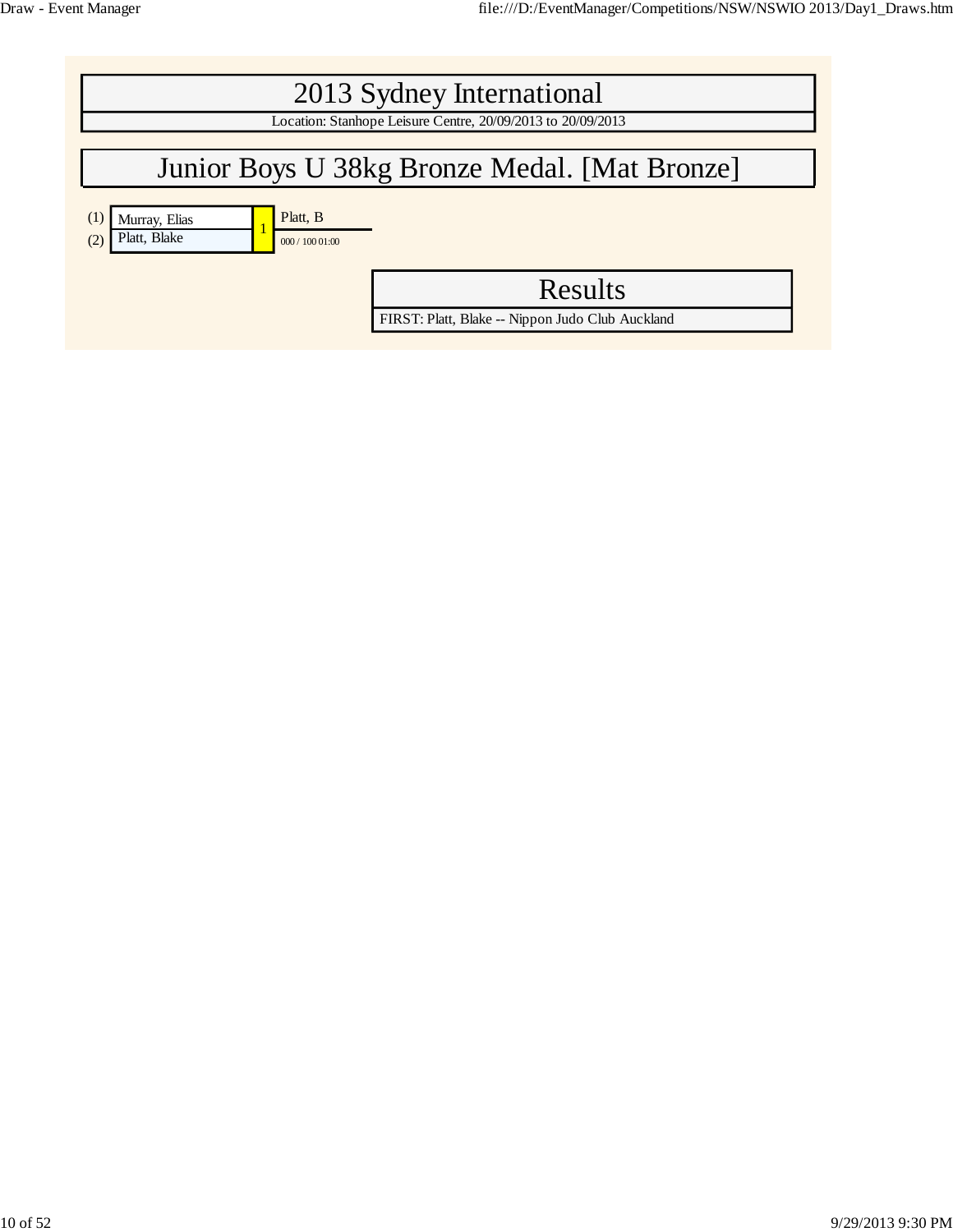# 2013 Sydney International

Location: Stanhope Leisure Centre, 20/09/2013 to 20/09/2013

## Junior Boys U 38kg Bronze Medal. [Mat Bronze]

| Seed | Competitor | Bout | Winner |
|---|---|---|---|
| (1) | Murray, Elias | 1 | Platt, B |
| (2) | Platt, Blake | | 000 / 100 01:00 |

## Results

FIRST: Platt, Blake -- Nippon Judo Club Auckland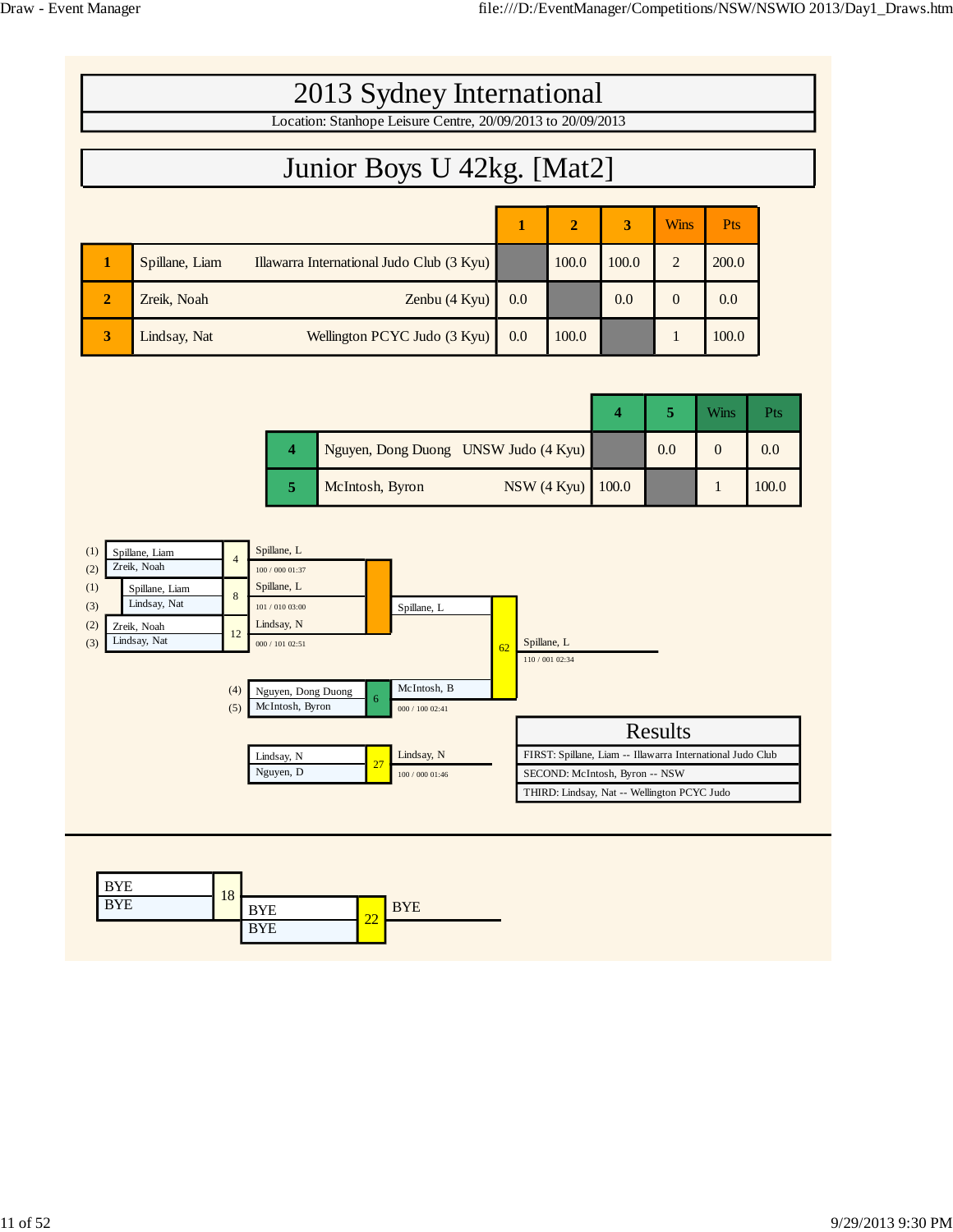# 2013 Sydney International

Location: Stanhope Leisure Centre, 20/09/2013 to 20/09/2013

## Junior Boys U 42kg. [Mat2]

| | Name | Club | 1 | 2 | 3 | Wins | Pts |
|---|---|---|---|---|---|---|---|
| 1 | Spillane, Liam | Illawarra International Judo Club (3 Kyu) | | 100.0 | 100.0 | 2 | 200.0 |
| 2 | Zreik, Noah | Zenbu (4 Kyu) | 0.0 | | 0.0 | 0 | 0.0 |
| 3 | Lindsay, Nat | Wellington PCYC Judo (3 Kyu) | 0.0 | 100.0 | | 1 | 100.0 |

| | Name | Club | 4 | 5 | Wins | Pts |
|---|---|---|---|---|---|---|
| 4 | Nguyen, Dong Duong | UNSW Judo (4 Kyu) | | 0.0 | 0 | 0.0 |
| 5 | McIntosh, Byron | NSW (4 Kyu) | 100.0 | | 1 | 100.0 |

| Contest | Competitors | Winner | Score / Time |
|---|---|---|---|
| 4 | (1) Spillane, Liam vs (2) Zreik, Noah | Spillane, L | 100 / 000 01:37 |
| 8 | (1) Spillane, Liam vs (3) Lindsay, Nat | Spillane, L | 101 / 010 03:00 |
| 12 | (2) Zreik, Noah vs (3) Lindsay, Nat | Lindsay, N | 000 / 101 02:51 |
| 6 | (4) Nguyen, Dong Duong vs (5) McIntosh, Byron | McIntosh, B | 000 / 100 02:41 |
| 62 | Spillane, L vs McIntosh, B | Spillane, L | 110 / 001 02:34 |
| 27 | Lindsay, N vs Nguyen, D | Lindsay, N | 100 / 000 01:46 |

### Results

- FIRST: Spillane, Liam -- Illawarra International Judo Club
- SECOND: McIntosh, Byron -- NSW
- THIRD: Lindsay, Nat -- Wellington PCYC Judo

| Contest | Competitors | Winner |
|---|---|---|
| 18 | BYE vs BYE | |
| 22 | BYE vs BYE | BYE |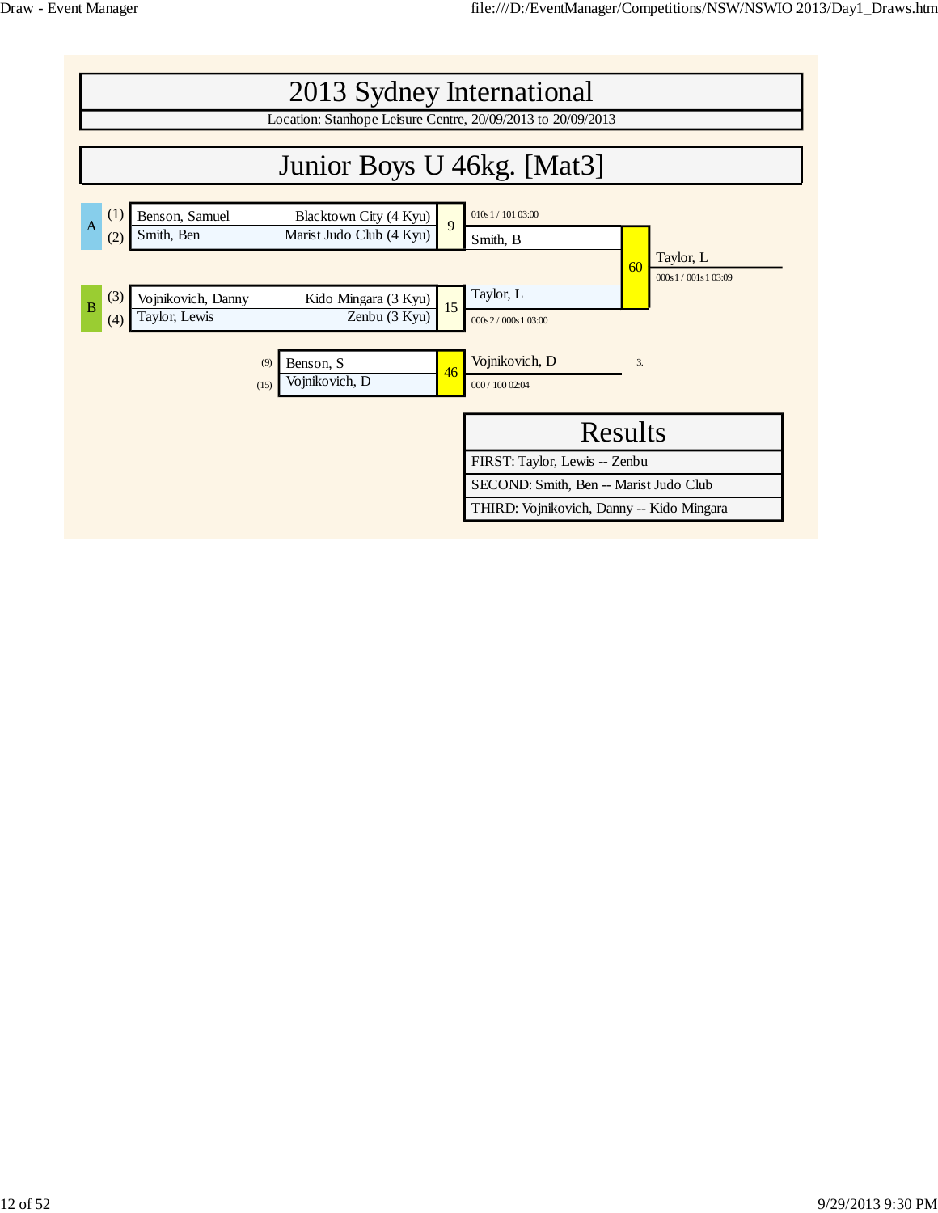# 2013 Sydney International

Location: Stanhope Leisure Centre, 20/09/2013 to 20/09/2013

## Junior Boys U 46kg. [Mat3]

| Pool | No. | Name | Club |
|---|---|---|---|
| A | (1) | Benson, Samuel | Blacktown City (4 Kyu) |
| A | (2) | Smith, Ben | Marist Judo Club (4 Kyu) |
| B | (3) | Vojnikovich, Danny | Kido Mingara (3 Kyu) |
| B | (4) | Taylor, Lewis | Zenbu (3 Kyu) |

Contest 9: Smith, B — 010s1 / 101 03:00

Contest 15: Taylor, L — 000s2 / 000s1 03:00

Contest 60: Taylor, L — 000s1 / 001s1 03:09

Contest 46: (9) Benson, S vs (15) Vojnikovich, D — Vojnikovich, D — 000 / 100 02:04 — 3.

### Results

| Results |
|---|
| FIRST: Taylor, Lewis -- Zenbu |
| SECOND: Smith, Ben -- Marist Judo Club |
| THIRD: Vojnikovich, Danny -- Kido Mingara |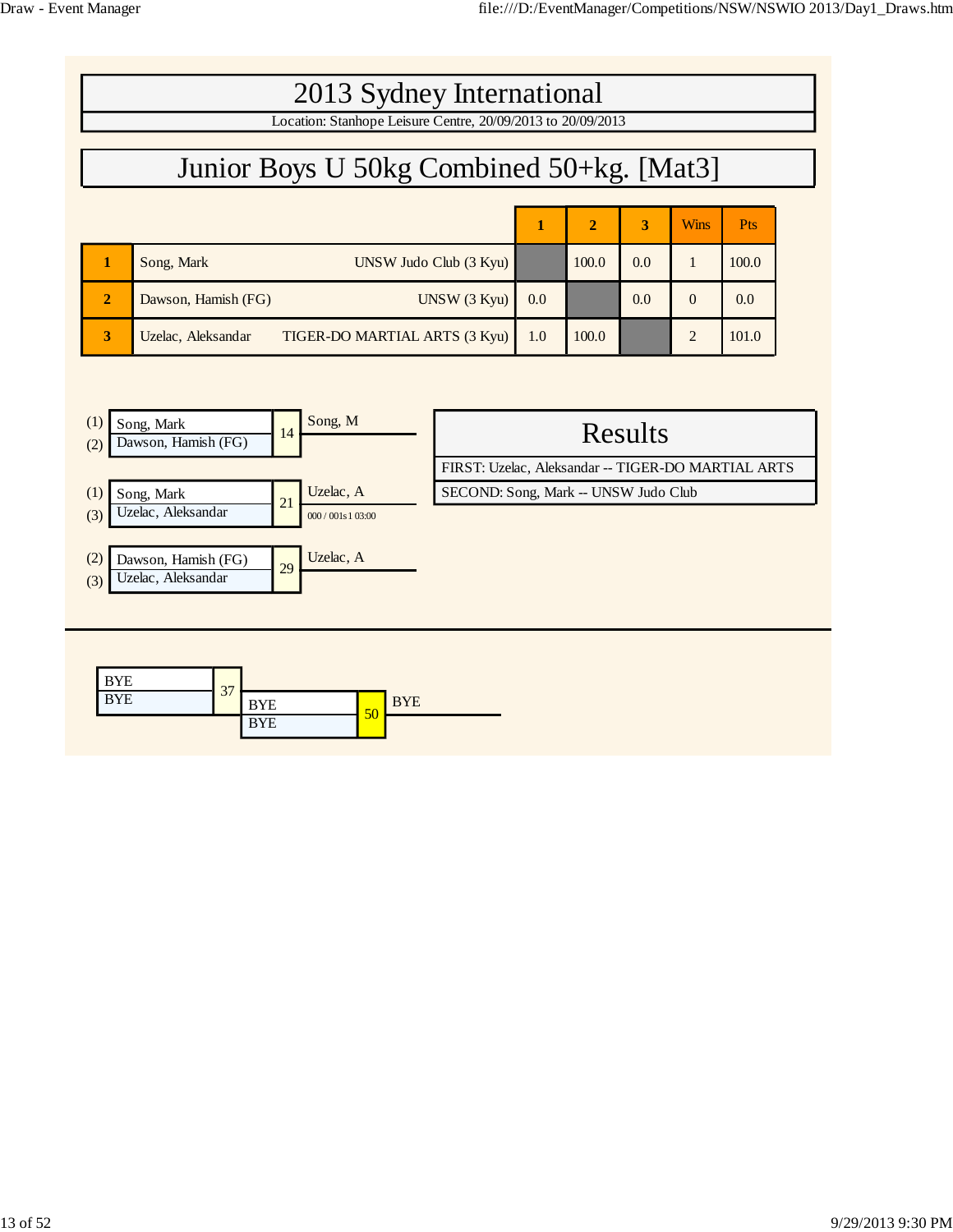# 2013 Sydney International

Location: Stanhope Leisure Centre, 20/09/2013 to 20/09/2013

## Junior Boys U 50kg Combined 50+kg. [Mat3]

| | | | 1 | 2 | 3 | Wins | Pts |
|---|---|---|---|---|---|---|---|
| 1 | Song, Mark | UNSW Judo Club (3 Kyu) | | 100.0 | 0.0 | 1 | 100.0 |
| 2 | Dawson, Hamish (FG) | UNSW (3 Kyu) | 0.0 | | 0.0 | 0 | 0.0 |
| 3 | Uzelac, Aleksandar | TIGER-DO MARTIAL ARTS (3 Kyu) | 1.0 | 100.0 | | 2 | 101.0 |

| Contest | Competitors | Winner |
|---|---|---|
| 14 | (1) Song, Mark / (2) Dawson, Hamish (FG) | Song, M |
| 21 | (1) Song, Mark / (3) Uzelac, Aleksandar | Uzelac, A (000 / 001s1 03:00) |
| 29 | (2) Dawson, Hamish (FG) / (3) Uzelac, Aleksandar | Uzelac, A |

### Results

FIRST: Uzelac, Aleksandar -- TIGER-DO MARTIAL ARTS

SECOND: Song, Mark -- UNSW Judo Club

| Contest | Competitors | Winner |
|---|---|---|
| 37 | BYE / BYE | |
| 50 | BYE / BYE | BYE |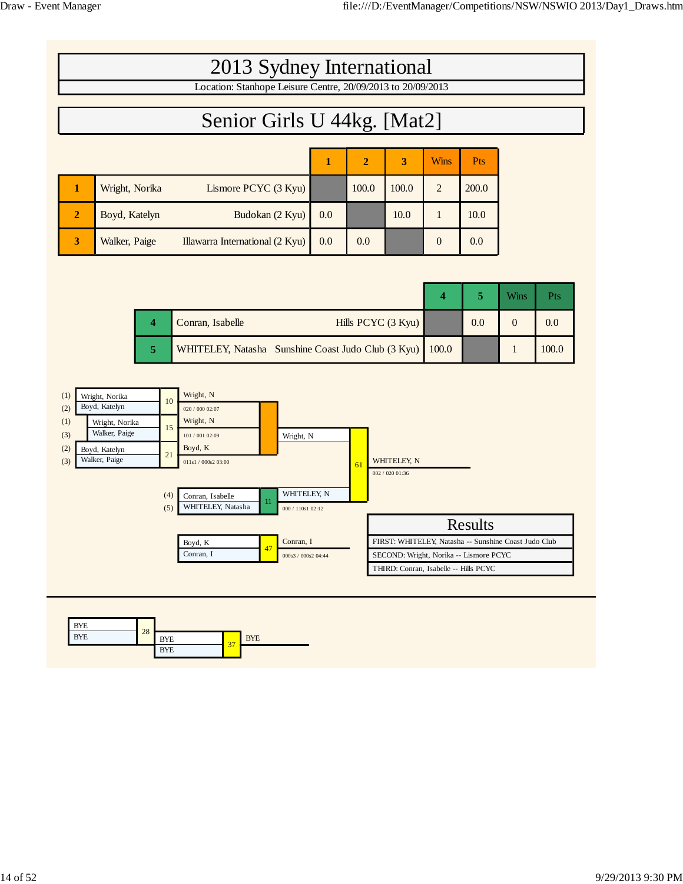# 2013 Sydney International

Location: Stanhope Leisure Centre, 20/09/2013 to 20/09/2013

## Senior Girls U 44kg. [Mat2]

| | Name | Club | 1 | 2 | 3 | Wins | Pts |
|---|---|---|---|---|---|---|---|
| 1 | Wright, Norika | Lismore PCYC (3 Kyu) | | 100.0 | 100.0 | 2 | 200.0 |
| 2 | Boyd, Katelyn | Budokan (2 Kyu) | 0.0 | | 10.0 | 1 | 10.0 |
| 3 | Walker, Paige | Illawarra International (2 Kyu) | 0.0 | 0.0 | | 0 | 0.0 |

| | Name | Club | 4 | 5 | Wins | Pts |
|---|---|---|---|---|---|---|
| 4 | Conran, Isabelle | Hills PCYC (3 Kyu) | | 0.0 | 0 | 0.0 |
| 5 | WHITELEY, Natasha | Sunshine Coast Judo Club (3 Kyu) | 100.0 | | 1 | 100.0 |

**Pool 1 contests**

| Contest | Competitors | Winner | Score |
|---|---|---|---|
| 10 | (1) Wright, Norika vs (2) Boyd, Katelyn | Wright, N | 020 / 000 02:07 |
| 15 | (1) Wright, Norika vs (3) Walker, Paige | Wright, N | 101 / 001 02:09 |
| 21 | (2) Boyd, Katelyn vs (3) Walker, Paige | Boyd, K | 011s1 / 000s2 03:00 |

**Pool 2 contest**

| Contest | Competitors | Winner | Score |
|---|---|---|---|
| 11 | (4) Conran, Isabelle vs (5) WHITELEY, Natasha | WHITELEY, N | 000 / 110s1 02:12 |

**Final**

| Contest | Competitors | Winner | Score |
|---|---|---|---|
| 61 | Wright, N vs WHITELEY, N | WHITELEY, N | 002 / 020 01:36 |

**Third place**

| Contest | Competitors | Winner | Score |
|---|---|---|---|
| 47 | Boyd, K vs Conran, I | Conran, I | 000s3 / 000s2 04:44 |

### Results

- FIRST: WHITELEY, Natasha -- Sunshine Coast Judo Club
- SECOND: Wright, Norika -- Lismore PCYC
- THIRD: Conran, Isabelle -- Hills PCYC

---

| Contest | Competitors | Winner |
|---|---|---|
| 28 | BYE vs BYE | |
| 37 | BYE vs BYE | BYE |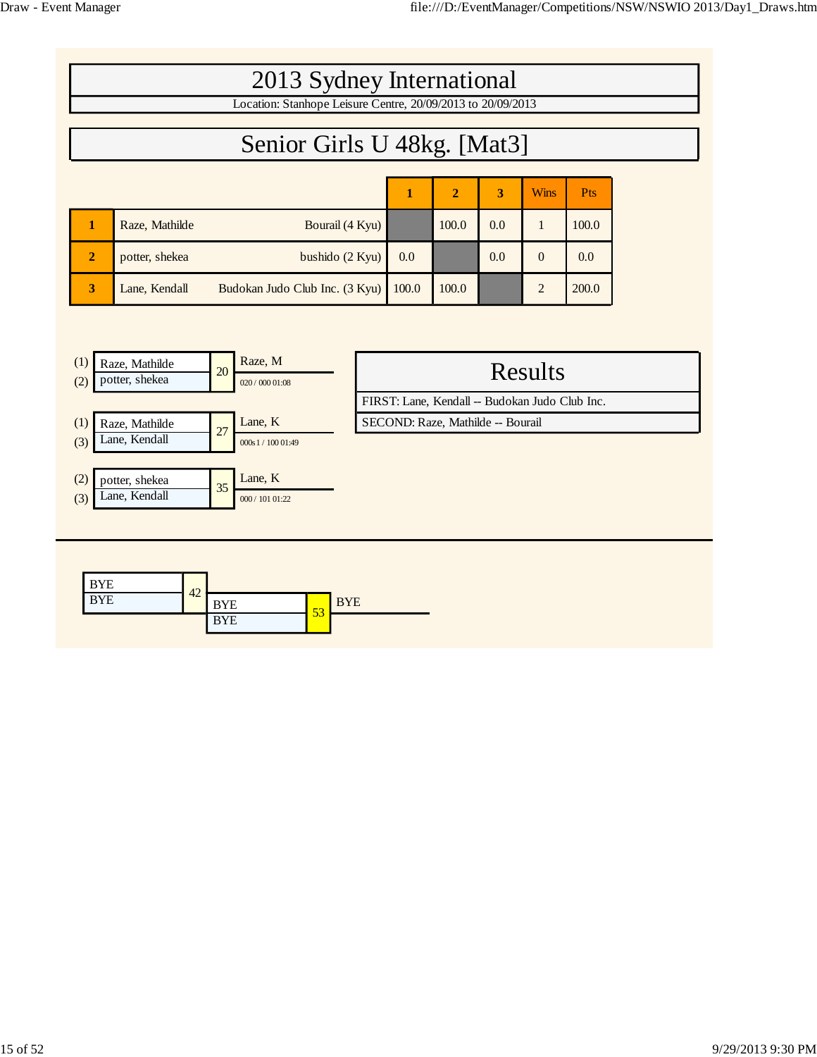# 2013 Sydney International

Location: Stanhope Leisure Centre, 20/09/2013 to 20/09/2013

## Senior Girls U 48kg. [Mat3]

| | Name | Club | 1 | 2 | 3 | Wins | Pts |
|---|---|---|---|---|---|---|---|
| 1 | Raze, Mathilde | Bourail (4 Kyu) | | 100.0 | 0.0 | 1 | 100.0 |
| 2 | potter, shekea | bushido (2 Kyu) | 0.0 | | 0.0 | 0 | 0.0 |
| 3 | Lane, Kendall | Budokan Judo Club Inc. (3 Kyu) | 100.0 | 100.0 | | 2 | 200.0 |

| | Competitors | Contest | Winner | Score |
|---|---|---|---|---|
| (1) / (2) | Raze, Mathilde / potter, shekea | 20 | Raze, M | 020 / 000 01:08 |
| (1) / (3) | Raze, Mathilde / Lane, Kendall | 27 | Lane, K | 000s1 / 100 01:49 |
| (2) / (3) | potter, shekea / Lane, Kendall | 35 | Lane, K | 000 / 101 01:22 |

## Results

FIRST: Lane, Kendall -- Budokan Judo Club Inc.

SECOND: Raze, Mathilde -- Bourail

| Competitors | Contest | Competitors | Contest | Winner |
|---|---|---|---|---|
| BYE / BYE | 42 | BYE / BYE | 53 | BYE |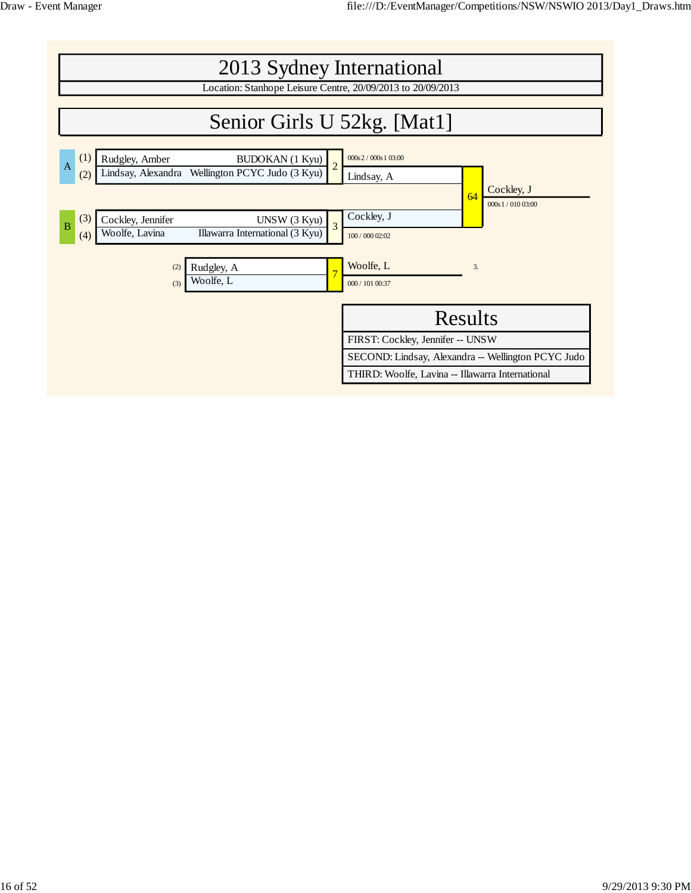# 2013 Sydney International

Location: Stanhope Leisure Centre, 20/09/2013 to 20/09/2013

## Senior Girls U 52kg. [Mat1]

**Pool A**

| | Name | Club |
|---|---|---|
| (1) | Rudgley, Amber | BUDOKAN (1 Kyu) |
| (2) | Lindsay, Alexandra | Wellington PCYC Judo (3 Kyu) |

Contest 2: Lindsay, A — 000s2 / 000s1 03:00

**Pool B**

| | Name | Club |
|---|---|---|
| (3) | Cockley, Jennifer | UNSW (3 Kyu) |
| (4) | Woolfe, Lavina | Illawarra International (3 Kyu) |

Contest 3: Cockley, J — 100 / 000 02:02

Contest 64 (Final): Lindsay, A vs Cockley, J — Winner: Cockley, J — 000s1 / 010 03:00

Contest 7: (2) Rudgley, A vs (3) Woolfe, L — Winner: Woolfe, L — 000 / 101 00:37 — 3.

## Results

| Results |
|---|
| FIRST: Cockley, Jennifer -- UNSW |
| SECOND: Lindsay, Alexandra -- Wellington PCYC Judo |
| THIRD: Woolfe, Lavina -- Illawarra International |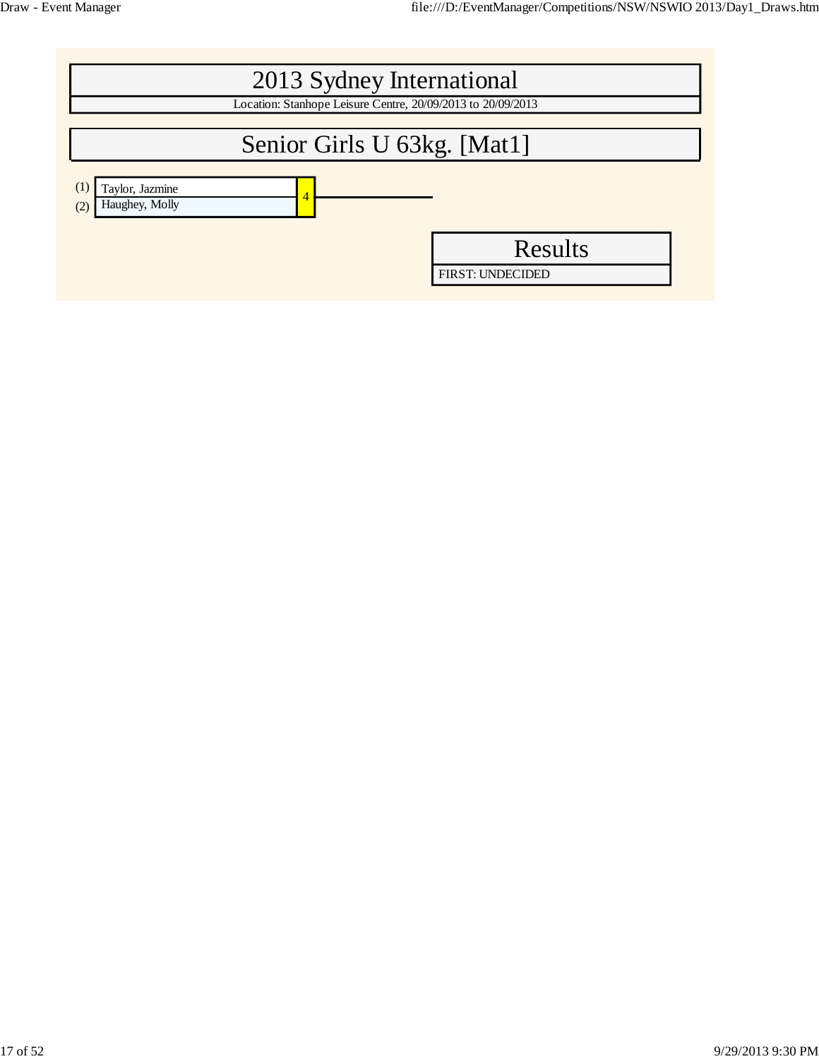# 2013 Sydney International

Location: Stanhope Leisure Centre, 20/09/2013 to 20/09/2013

## Senior Girls U 63kg. [Mat1]

| Seed | Name | Bout |
|---|---|---|
| (1) | Taylor, Jazmine | 4 |
| (2) | Haughey, Molly | |

## Results

FIRST: UNDECIDED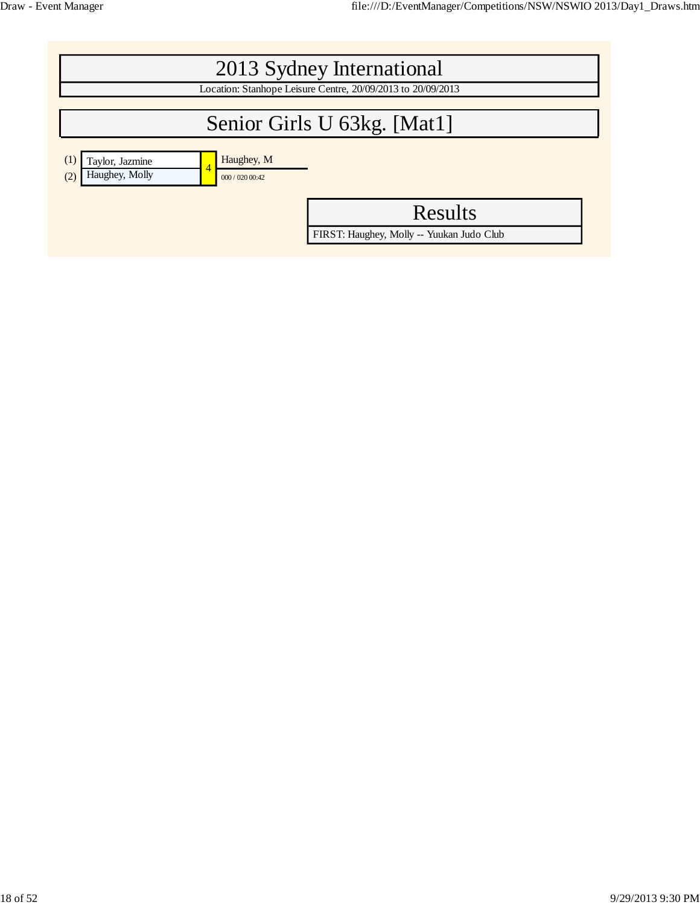# 2013 Sydney International

Location: Stanhope Leisure Centre, 20/09/2013 to 20/09/2013

## Senior Girls U 63kg. [Mat1]

| Seed | Competitor | Contest | Winner |
|---|---|---|---|
| (1) | Taylor, Jazmine | 4 | Haughey, M |
| (2) | Haughey, Molly | | 000 / 020 00:42 |

## Results

FIRST: Haughey, Molly -- Yuukan Judo Club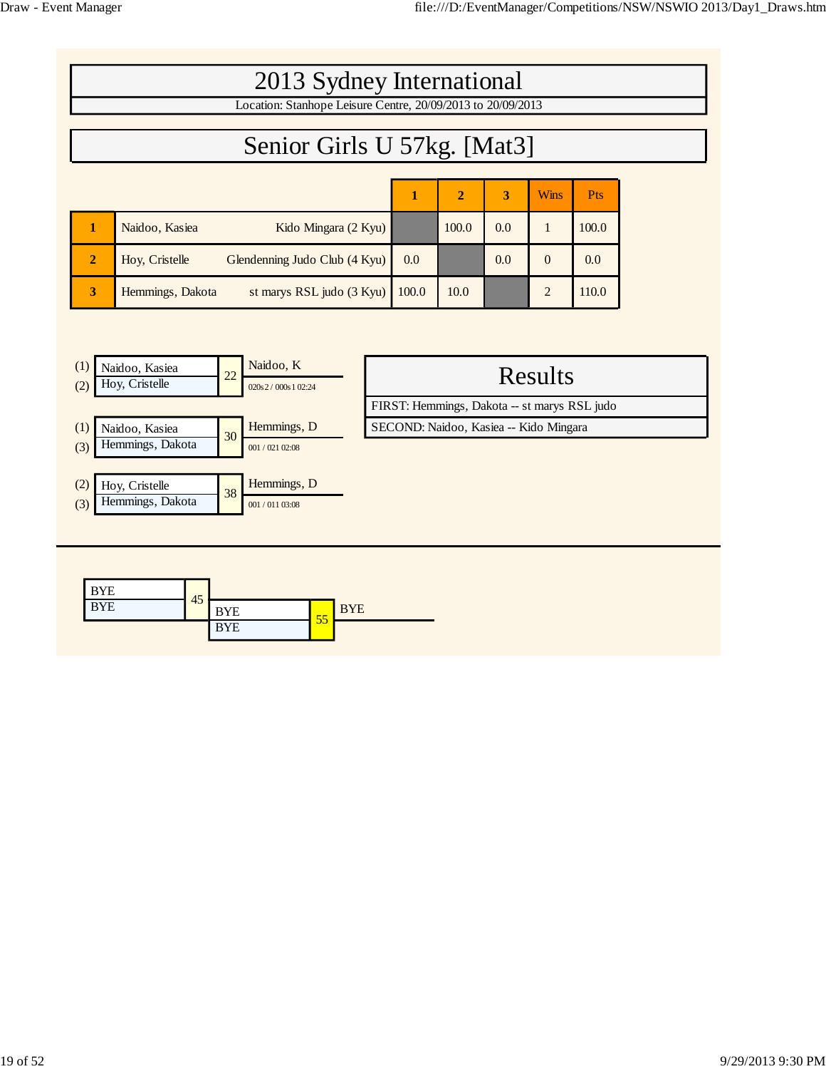# 2013 Sydney International

Location: Stanhope Leisure Centre, 20/09/2013 to 20/09/2013

## Senior Girls U 57kg. [Mat3]

| | Name | Club | 1 | 2 | 3 | Wins | Pts |
|---|---|---|---|---|---|---|---|
| 1 | Naidoo, Kasiea | Kido Mingara (2 Kyu) | | 100.0 | 0.0 | 1 | 100.0 |
| 2 | Hoy, Cristelle | Glendenning Judo Club (4 Kyu) | 0.0 | | 0.0 | 0 | 0.0 |
| 3 | Hemmings, Dakota | st marys RSL judo (3 Kyu) | 100.0 | 10.0 | | 2 | 110.0 |

| Contest | Competitor 1 | Competitor 2 | Winner | Score / Time |
|---|---|---|---|---|
| 22 | (1) Naidoo, Kasiea | (2) Hoy, Cristelle | Naidoo, K | 020s2 / 000s1 02:24 |
| 30 | (1) Naidoo, Kasiea | (3) Hemmings, Dakota | Hemmings, D | 001 / 021 02:08 |
| 38 | (2) Hoy, Cristelle | (3) Hemmings, Dakota | Hemmings, D | 001 / 011 03:08 |

### Results

FIRST: Hemmings, Dakota -- st marys RSL judo

SECOND: Naidoo, Kasiea -- Kido Mingara

| Contest | Competitor 1 | Competitor 2 | Winner |
|---|---|---|---|
| 45 | BYE | BYE | |
| 55 | BYE | BYE | BYE |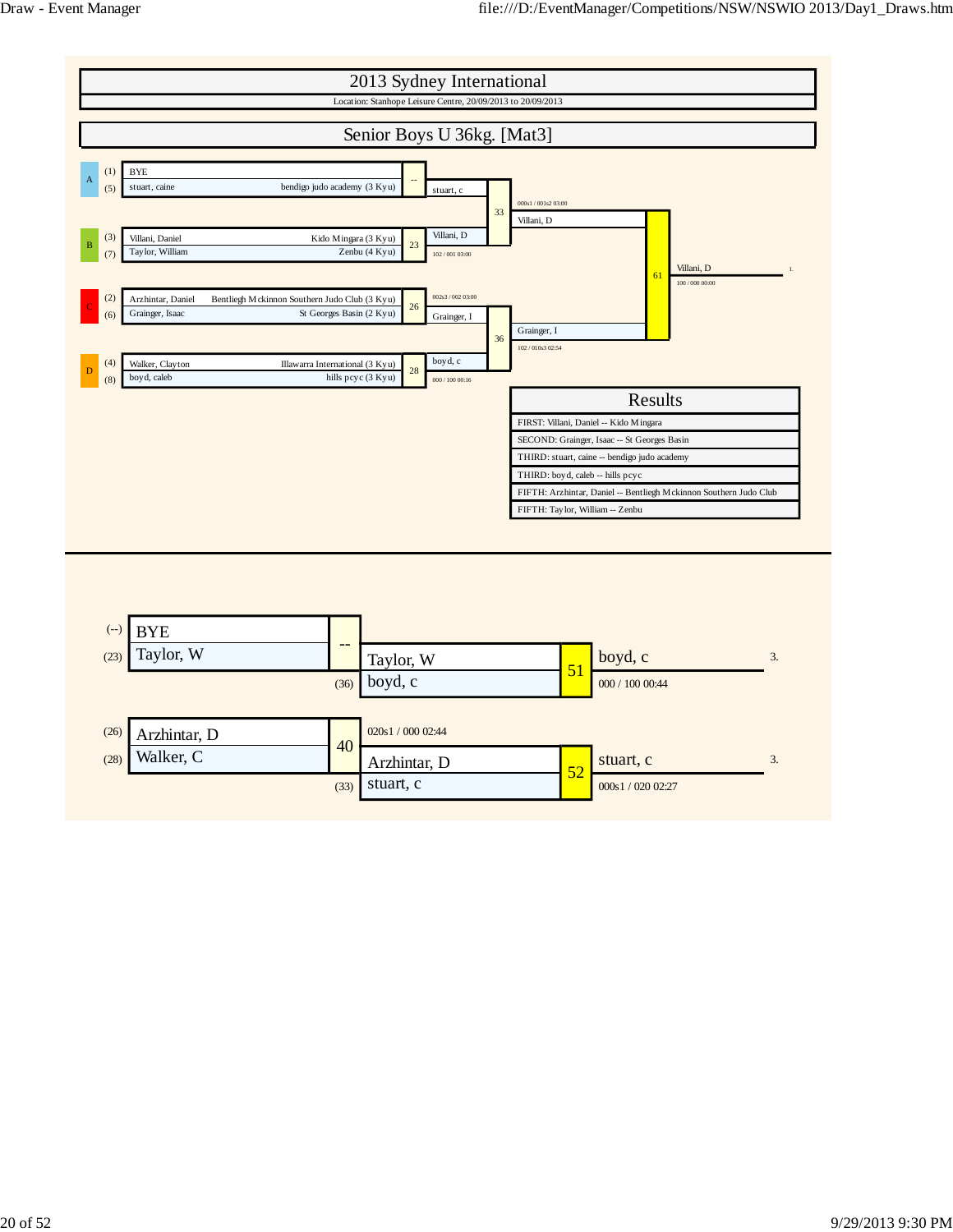# 2013 Sydney International

Location: Stanhope Leisure Centre, 20/09/2013 to 20/09/2013

## Senior Boys U 36kg. [Mat3]

### Pool draw

| Pool | Seed | Name | Club | Match | Winner | Score |
|---|---|---|---|---|---|---|
| A | (1) | BYE | | -- | stuart, c | |
| | (5) | stuart, caine | bendigo judo academy (3 Kyu) | | | |
| B | (3) | Villani, Daniel | Kido Mingara (3 Kyu) | 23 | Villani, D | 102 / 001 03:00 |
| | (7) | Taylor, William | Zenbu (4 Kyu) | | | |
| C | (2) | Arzhintar, Daniel | Bentliegh Mckinnon Southern Judo Club (3 Kyu) | 26 | Grainger, I | 002s3 / 002 03:00 |
| | (6) | Grainger, Isaac | St Georges Basin (2 Kyu) | | | |
| D | (4) | Walker, Clayton | Illawarra International (3 Kyu) | 28 | boyd, c | 000 / 100 00:16 |
| | (8) | boyd, caleb | hills pcyc (3 Kyu) | | | |

### Semi-finals and final

| Match | Contestants | Winner | Score |
|---|---|---|---|
| 33 | stuart, c vs Villani, D | Villani, D | 000s1 / 001s2 03:00 |
| 36 | Grainger, I vs boyd, c | Grainger, I | 102 / 010s3 02:54 |
| 61 | Villani, D vs Grainger, I | Villani, D (1.) | 100 / 000 00:00 |

### Results

- FIRST: Villani, Daniel -- Kido Mingara
- SECOND: Grainger, Isaac -- St Georges Basin
- THIRD: stuart, caine -- bendigo judo academy
- THIRD: boyd, caleb -- hills pcyc
- FIFTH: Arzhintar, Daniel -- Bentliegh Mckinnon Southern Judo Club
- FIFTH: Taylor, William -- Zenbu

### Repechage

| Seed | Name | Match | Next | Seed | Match | Winner | Score | Place |
|---|---|---|---|---|---|---|---|---|
| (--) | BYE | -- | Taylor, W | | 51 | boyd, c | 000 / 100 00:44 | 3. |
| (23) | Taylor, W | | boyd, c | (36) | | | | |
| (26) | Arzhintar, D | 40 | Arzhintar, D (020s1 / 000 02:44) | | 52 | stuart, c | 000s1 / 020 02:27 | 3. |
| (28) | Walker, C | | stuart, c | (33) | | | | |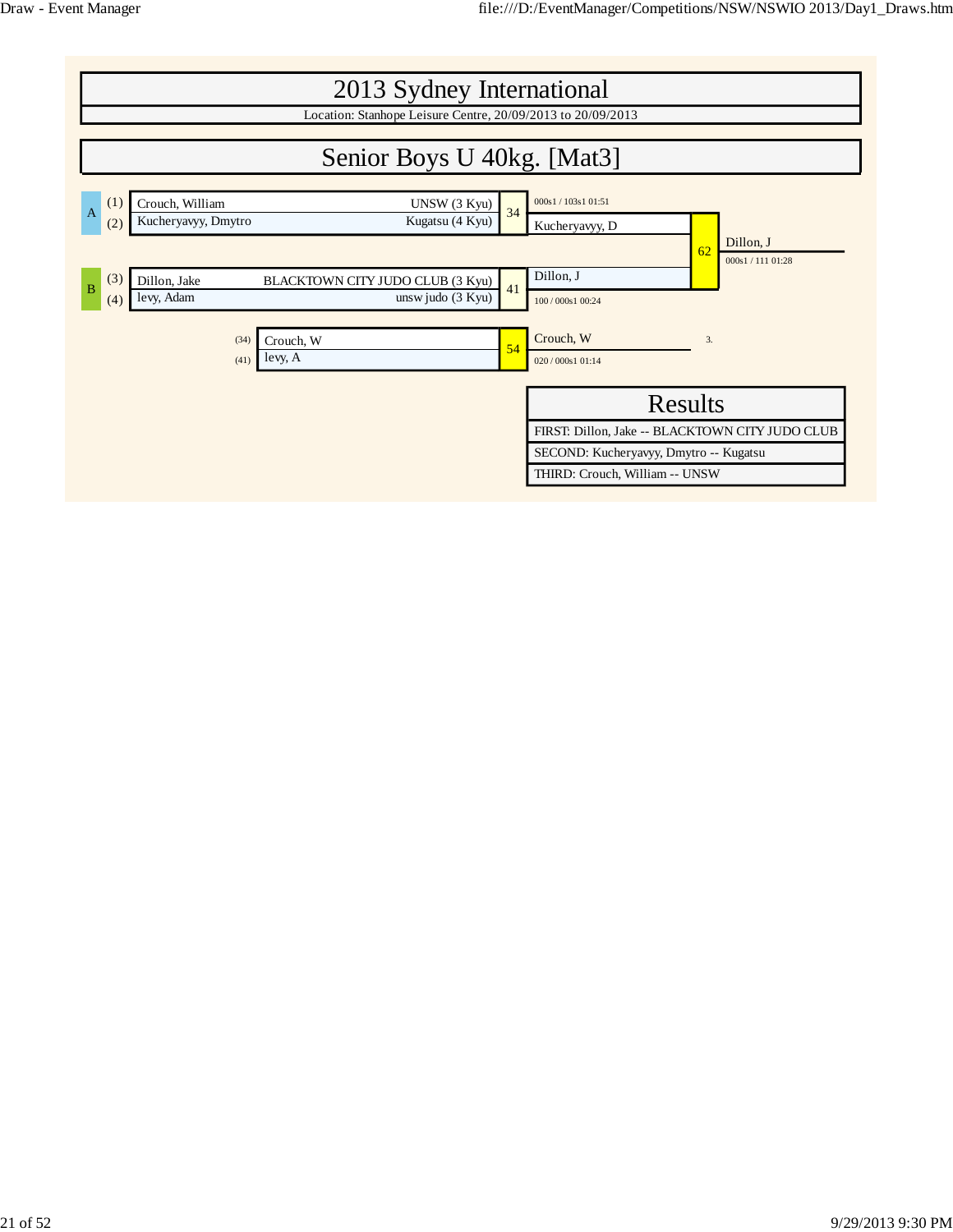# 2013 Sydney International

Location: Stanhope Leisure Centre, 20/09/2013 to 20/09/2013

## Senior Boys U 40kg. [Mat3]

| Pool | No. | Name | Club |
|---|---|---|---|
| A | (1) | Crouch, William | UNSW (3 Kyu) |
| A | (2) | Kucheryavyy, Dmytro | Kugatsu (4 Kyu) |
| B | (3) | Dillon, Jake | BLACKTOWN CITY JUDO CLUB (3 Kyu) |
| B | (4) | levy, Adam | unsw judo (3 Kyu) |

Contest 34: Crouch, William vs Kucheryavyy, Dmytro — Winner: Kucheryavyy, D (000s1 / 103s1 01:51)

Contest 41: Dillon, Jake vs levy, Adam — Winner: Dillon, J (100 / 000s1 00:24)

Contest 62: Kucheryavyy, D vs Dillon, J — Winner: Dillon, J (000s1 / 111 01:28)

Contest 54: (34) Crouch, W vs (41) levy, A — Winner: Crouch, W (020 / 000s1 01:14) — 3.

### Results

| Results |
|---|
| FIRST: Dillon, Jake -- BLACKTOWN CITY JUDO CLUB |
| SECOND: Kucheryavyy, Dmytro -- Kugatsu |
| THIRD: Crouch, William -- UNSW |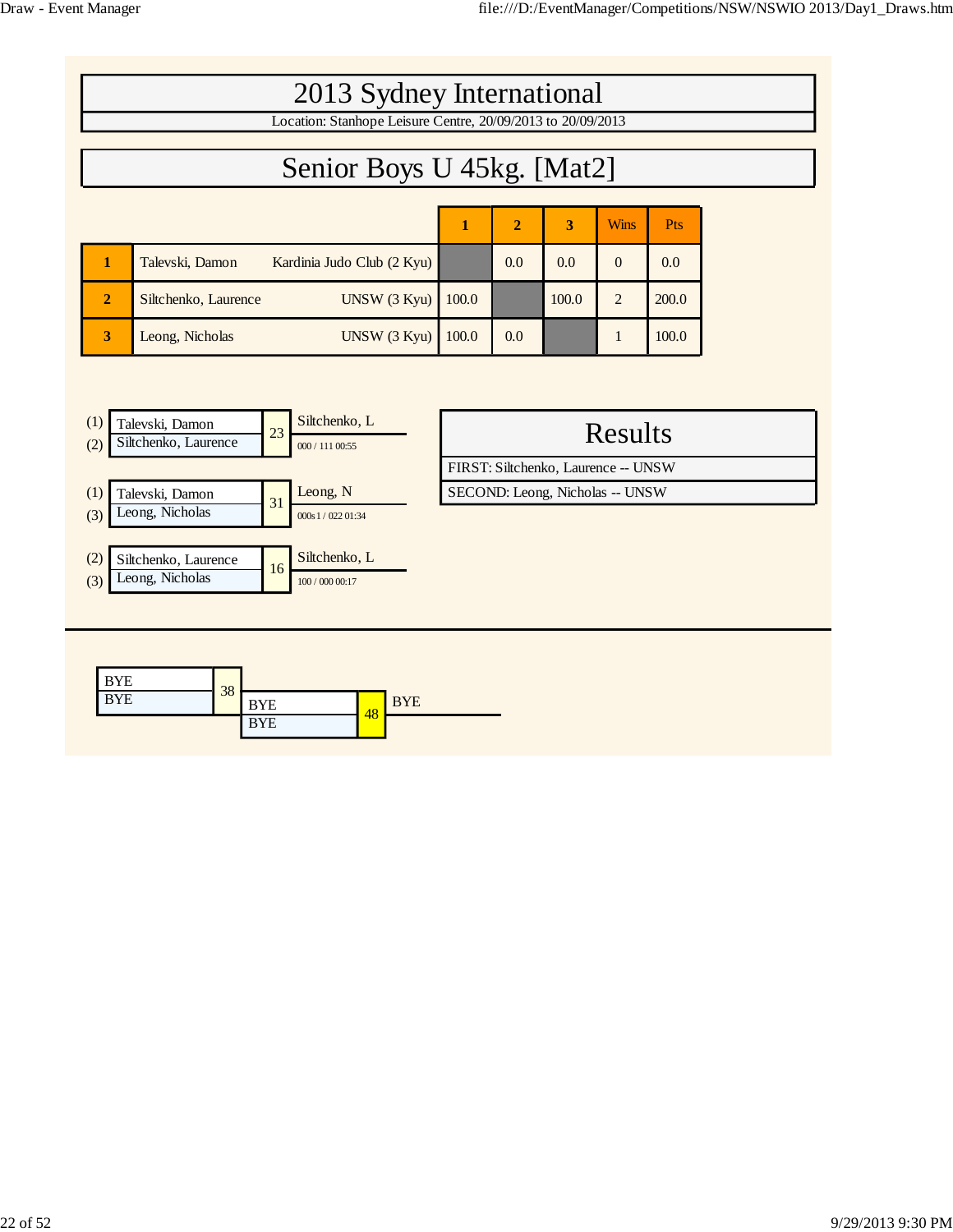# 2013 Sydney International

Location: Stanhope Leisure Centre, 20/09/2013 to 20/09/2013

## Senior Boys U 45kg. [Mat2]

| | Name | Club | 1 | 2 | 3 | Wins | Pts |
|---|---|---|---|---|---|---|---|
| 1 | Talevski, Damon | Kardinia Judo Club (2 Kyu) | | 0.0 | 0.0 | 0 | 0.0 |
| 2 | Siltchenko, Laurence | UNSW (3 Kyu) | 100.0 | | 100.0 | 2 | 200.0 |
| 3 | Leong, Nicholas | UNSW (3 Kyu) | 100.0 | 0.0 | | 1 | 100.0 |

(1) Talevski, Damon
(2) Siltchenko, Laurence
23 — Siltchenko, L — 000 / 111 00:55

(1) Talevski, Damon
(3) Leong, Nicholas
31 — Leong, N — 000s1 / 022 01:34

(2) Siltchenko, Laurence
(3) Leong, Nicholas
16 — Siltchenko, L — 100 / 000 00:17

## Results

FIRST: Siltchenko, Laurence -- UNSW

SECOND: Leong, Nicholas -- UNSW

BYE
BYE
38

BYE
BYE
48 — BYE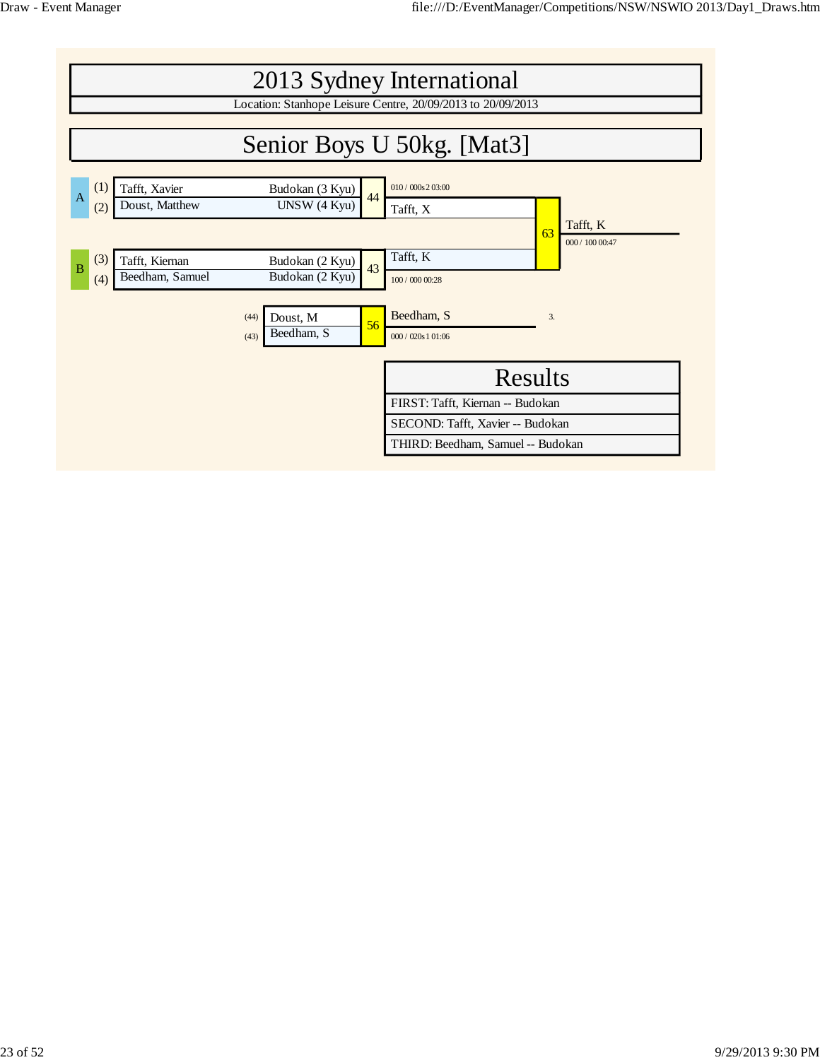# 2013 Sydney International

Location: Stanhope Leisure Centre, 20/09/2013 to 20/09/2013

## Senior Boys U 50kg. [Mat3]

**Pool A**

| # | Name | Club |
|---|---|---|
| (1) | Tafft, Xavier | Budokan (3 Kyu) |
| (2) | Doust, Matthew | UNSW (4 Kyu) |

Match 44: Tafft, X — 010 / 000s2 03:00

**Pool B**

| # | Name | Club |
|---|---|---|
| (3) | Tafft, Kiernan | Budokan (2 Kyu) |
| (4) | Beedham, Samuel | Budokan (2 Kyu) |

Match 43: Tafft, K — 100 / 000 00:28

Match 63: Tafft, X vs Tafft, K — Winner: Tafft, K — 000 / 100 00:47

**Repechage**

Match 56: (44) Doust, M vs (43) Beedham, S — Winner: Beedham, S — 000 / 020s1 01:06 — 3.

### Results

| Results |
|---|
| FIRST: Tafft, Kiernan -- Budokan |
| SECOND: Tafft, Xavier -- Budokan |
| THIRD: Beedham, Samuel -- Budokan |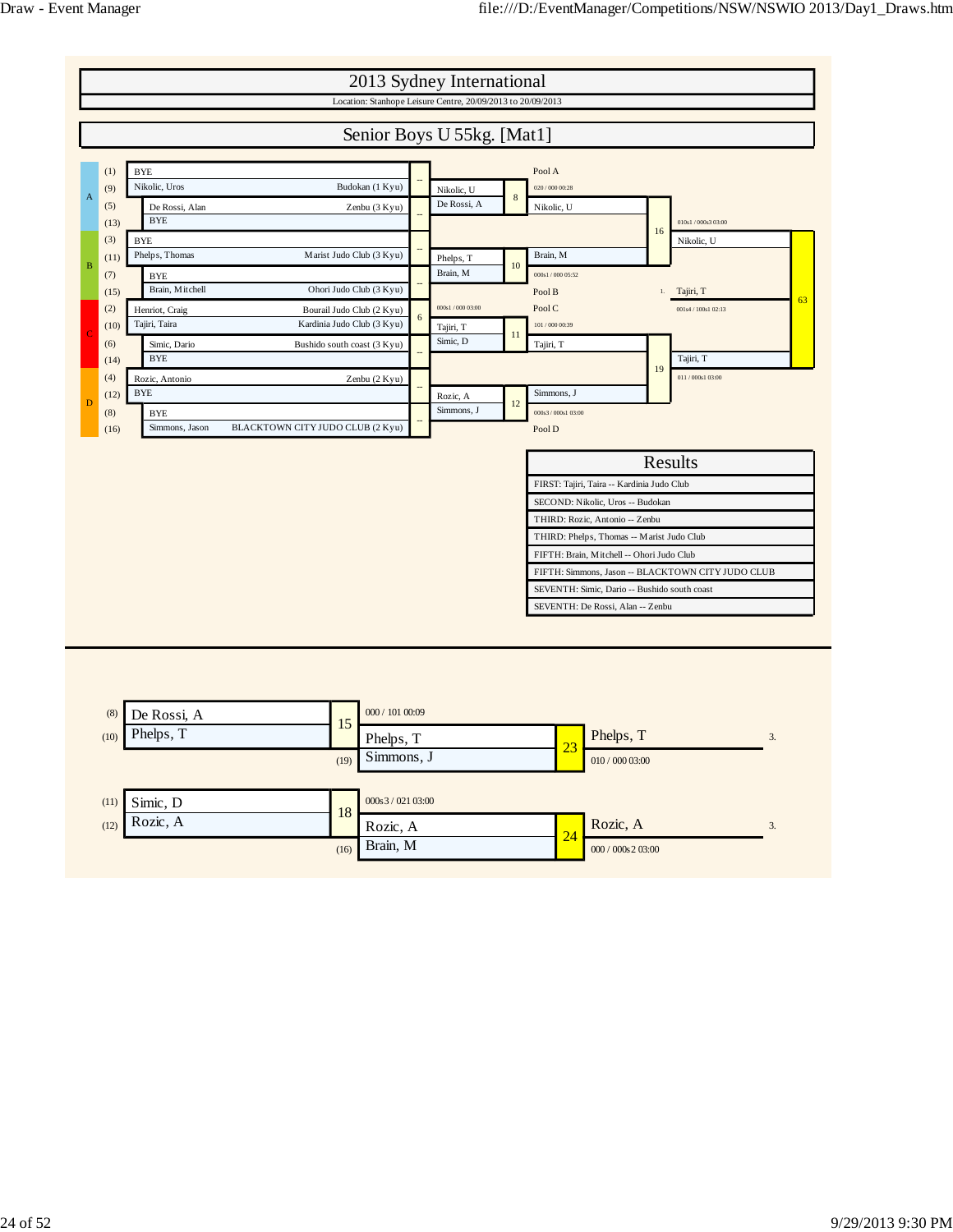# 2013 Sydney International

Location: Stanhope Leisure Centre, 20/09/2013 to 20/09/2013

## Senior Boys U 55kg. [Mat1]

| Pool | Seed | Name | Club | Match |
|---|---|---|---|---|
| A | (1) | BYE | | -- |
| A | (9) | Nikolic, Uros | Budokan (1 Kyu) | |
| A | (5) | De Rossi, Alan | Zenbu (3 Kyu) | -- |
| A | (13) | BYE | | |
| B | (3) | BYE | | -- |
| B | (11) | Phelps, Thomas | Marist Judo Club (3 Kyu) | |
| B | (7) | BYE | | -- |
| B | (15) | Brain, Mitchell | Ohori Judo Club (3 Kyu) | |
| C | (2) | Henriot, Craig | Bourail Judo Club (2 Kyu) | 6 |
| C | (10) | Tajiri, Taira | Kardinia Judo Club (3 Kyu) | |
| C | (6) | Simic, Dario | Bushido south coast (3 Kyu) | -- |
| C | (14) | BYE | | |
| D | (4) | Rozic, Antonio | Zenbu (2 Kyu) | -- |
| D | (12) | BYE | | |
| D | (8) | BYE | | -- |
| D | (16) | Simmons, Jason | BLACKTOWN CITY JUDO CLUB (2 Kyu) | |

Match 6: 000s1 / 000 03:00 → Tajiri, T

| Match | Competitors | Winner | Score |
|---|---|---|---|
| 8 | Nikolic, U / De Rossi, A | Nikolic, U | 020 / 000 00:28 |
| 10 | Phelps, T / Brain, M | Brain, M | 000s1 / 000 05:52 |
| 11 | Tajiri, T / Simic, D | Tajiri, T | 101 / 000 00:39 |
| 12 | Rozic, A / Simmons, J | Simmons, J | 000s3 / 000s1 03:00 |
| 16 | Nikolic, U / Brain, M | Nikolic, U | 010s1 / 000s3 03:00 |
| 19 | Tajiri, T / Simmons, J | Tajiri, T | 011 / 000s1 03:00 |
| 63 | Nikolic, U / Tajiri, T | 1. Tajiri, T | 001s4 / 100s1 02:13 |

Pool A: Nikolic, U
Pool B: Brain, M
Pool C: Tajiri, T
Pool D: Simmons, J

### Results

| Results |
|---|
| FIRST: Tajiri, Taira -- Kardinia Judo Club |
| SECOND: Nikolic, Uros -- Budokan |
| THIRD: Rozic, Antonio -- Zenbu |
| THIRD: Phelps, Thomas -- Marist Judo Club |
| FIFTH: Brain, Mitchell -- Ohori Judo Club |
| FIFTH: Simmons, Jason -- BLACKTOWN CITY JUDO CLUB |
| SEVENTH: Simic, Dario -- Bushido south coast |
| SEVENTH: De Rossi, Alan -- Zenbu |

### Repechage

| Match | Competitors | Winner | Score |
|---|---|---|---|
| 15 | (8) De Rossi, A / (10) Phelps, T | Phelps, T | 000 / 101 00:09 |
| 23 | Phelps, T / (19) Simmons, J | Phelps, T (3.) | 010 / 000 03:00 |
| 18 | (11) Simic, D / (12) Rozic, A | Rozic, A | 000s3 / 021 03:00 |
| 24 | Rozic, A / (16) Brain, M | Rozic, A (3.) | 000 / 000s2 03:00 |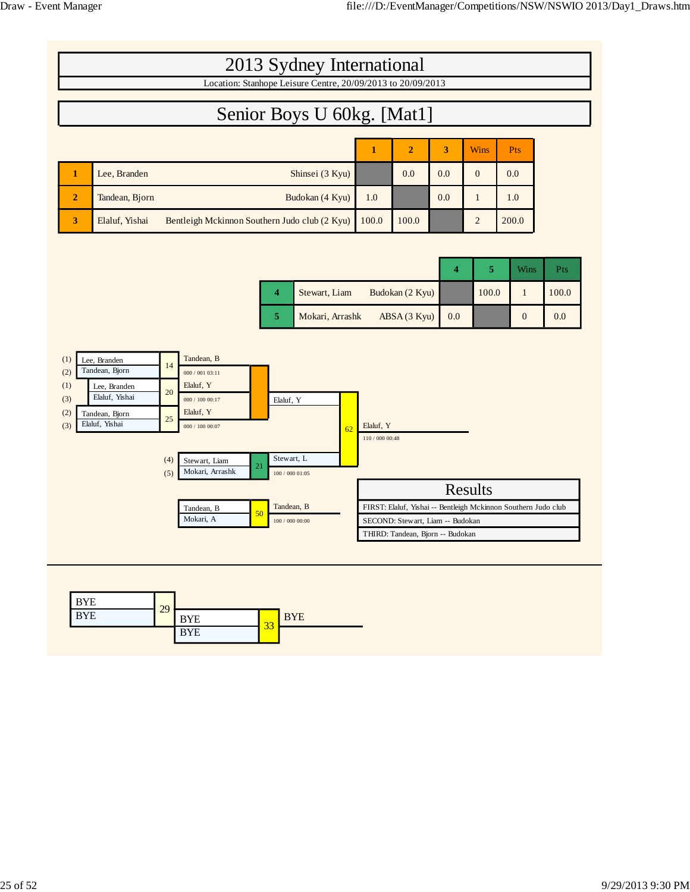# 2013 Sydney International

Location: Stanhope Leisure Centre, 20/09/2013 to 20/09/2013

## Senior Boys U 60kg. [Mat1]

| | Name | Club | 1 | 2 | 3 | Wins | Pts |
|---|---|---|---|---|---|---|---|
| 1 | Lee, Branden | Shinsei (3 Kyu) | | 0.0 | 0.0 | 0 | 0.0 |
| 2 | Tandean, Bjorn | Budokan (4 Kyu) | 1.0 | | 0.0 | 1 | 1.0 |
| 3 | Elaluf, Yishai | Bentleigh Mckinnon Southern Judo club (2 Kyu) | 100.0 | 100.0 | | 2 | 200.0 |

| | Name | Club | 4 | 5 | Wins | Pts |
|---|---|---|---|---|---|---|
| 4 | Stewart, Liam | Budokan (2 Kyu) | | 100.0 | 1 | 100.0 |
| 5 | Mokari, Arrashk | ABSA (3 Kyu) | 0.0 | | 0 | 0.0 |

| Contest | Competitors | Winner | Score / Time |
|---|---|---|---|
| 14 | (1) Lee, Branden vs (2) Tandean, Bjorn | Tandean, B | 000 / 001 03:11 |
| 20 | (1) Lee, Branden vs (3) Elaluf, Yishai | Elaluf, Y | 000 / 100 00:17 |
| 25 | (2) Tandean, Bjorn vs (3) Elaluf, Yishai | Elaluf, Y | 000 / 100 00:07 |
| 21 | (4) Stewart, Liam vs (5) Mokari, Arrashk | Stewart, L | 100 / 000 01:05 |
| 62 | Elaluf, Y vs Stewart, L | Elaluf, Y | 110 / 000 00:48 |
| 50 | Tandean, B vs Mokari, A | Tandean, B | 100 / 000 00:00 |

### Results

- FIRST: Elaluf, Yishai -- Bentleigh Mckinnon Southern Judo club
- SECOND: Stewart, Liam -- Budokan
- THIRD: Tandean, Bjorn -- Budokan

| Contest | Competitors | Winner |
|---|---|---|
| 29 | BYE vs BYE | |
| 33 | BYE vs BYE | BYE |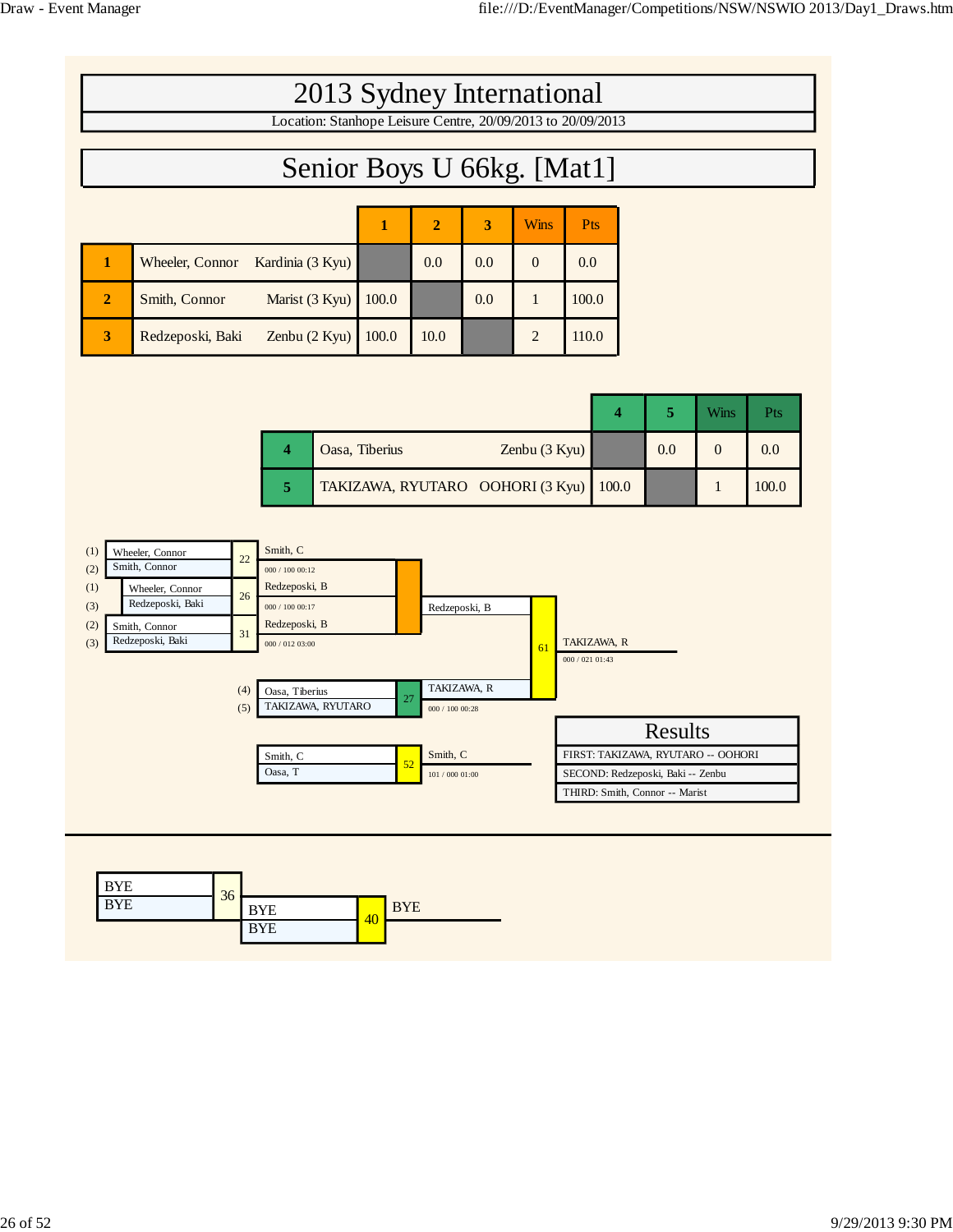# 2013 Sydney International

Location: Stanhope Leisure Centre, 20/09/2013 to 20/09/2013

## Senior Boys U 66kg. [Mat1]

| | Name | Club | 1 | 2 | 3 | Wins | Pts |
|---|---|---|---|---|---|---|---|
| 1 | Wheeler, Connor | Kardinia (3 Kyu) | | 0.0 | 0.0 | 0 | 0.0 |
| 2 | Smith, Connor | Marist (3 Kyu) | 100.0 | | 0.0 | 1 | 100.0 |
| 3 | Redzeposki, Baki | Zenbu (2 Kyu) | 100.0 | 10.0 | | 2 | 110.0 |

| | Name | Club | 4 | 5 | Wins | Pts |
|---|---|---|---|---|---|---|
| 4 | Oasa, Tiberius | Zenbu (3 Kyu) | | 0.0 | 0 | 0.0 |
| 5 | TAKIZAWA, RYUTARO | OOHORI (3 Kyu) | 100.0 | | 1 | 100.0 |

| Contest | Competitors | Winner | Score |
|---|---|---|---|
| 22 | (1) Wheeler, Connor vs (2) Smith, Connor | Smith, C | 000 / 100 00:12 |
| 26 | (1) Wheeler, Connor vs (3) Redzeposki, Baki | Redzeposki, B | 000 / 100 00:17 |
| 31 | (2) Smith, Connor vs (3) Redzeposki, Baki | Redzeposki, B | 000 / 012 03:00 |
| 27 | (4) Oasa, Tiberius vs (5) TAKIZAWA, RYUTARO | TAKIZAWA, R | 000 / 100 00:28 |
| 61 | Redzeposki, B vs TAKIZAWA, R | TAKIZAWA, R | 000 / 021 01:43 |
| 52 | Smith, C vs Oasa, T | Smith, C | 101 / 000 01:00 |

### Results

FIRST: TAKIZAWA, RYUTARO -- OOHORI

SECOND: Redzeposki, Baki -- Zenbu

THIRD: Smith, Connor -- Marist

| Contest | Competitors | Winner |
|---|---|---|
| 36 | BYE vs BYE | |
| 40 | BYE vs BYE | BYE |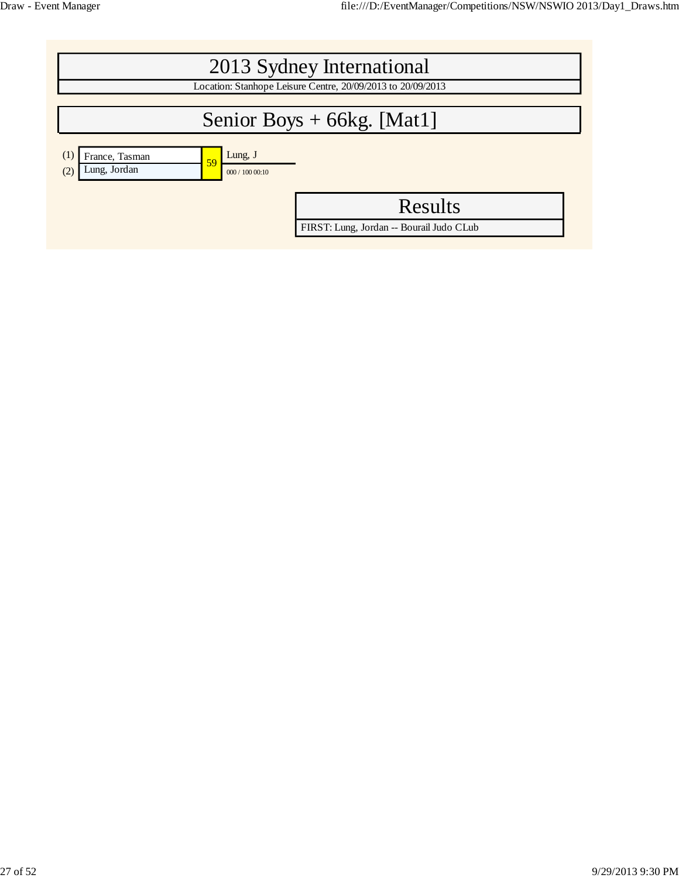# 2013 Sydney International

Location: Stanhope Leisure Centre, 20/09/2013 to 20/09/2013

## Senior Boys + 66kg. [Mat1]

| | Competitor | Match | Winner |
|---|---|---|---|
| (1) | France, Tasman | 59 | Lung, J |
| (2) | Lung, Jordan | | 000 / 100 00:10 |

## Results

FIRST: Lung, Jordan -- Bourail Judo CLub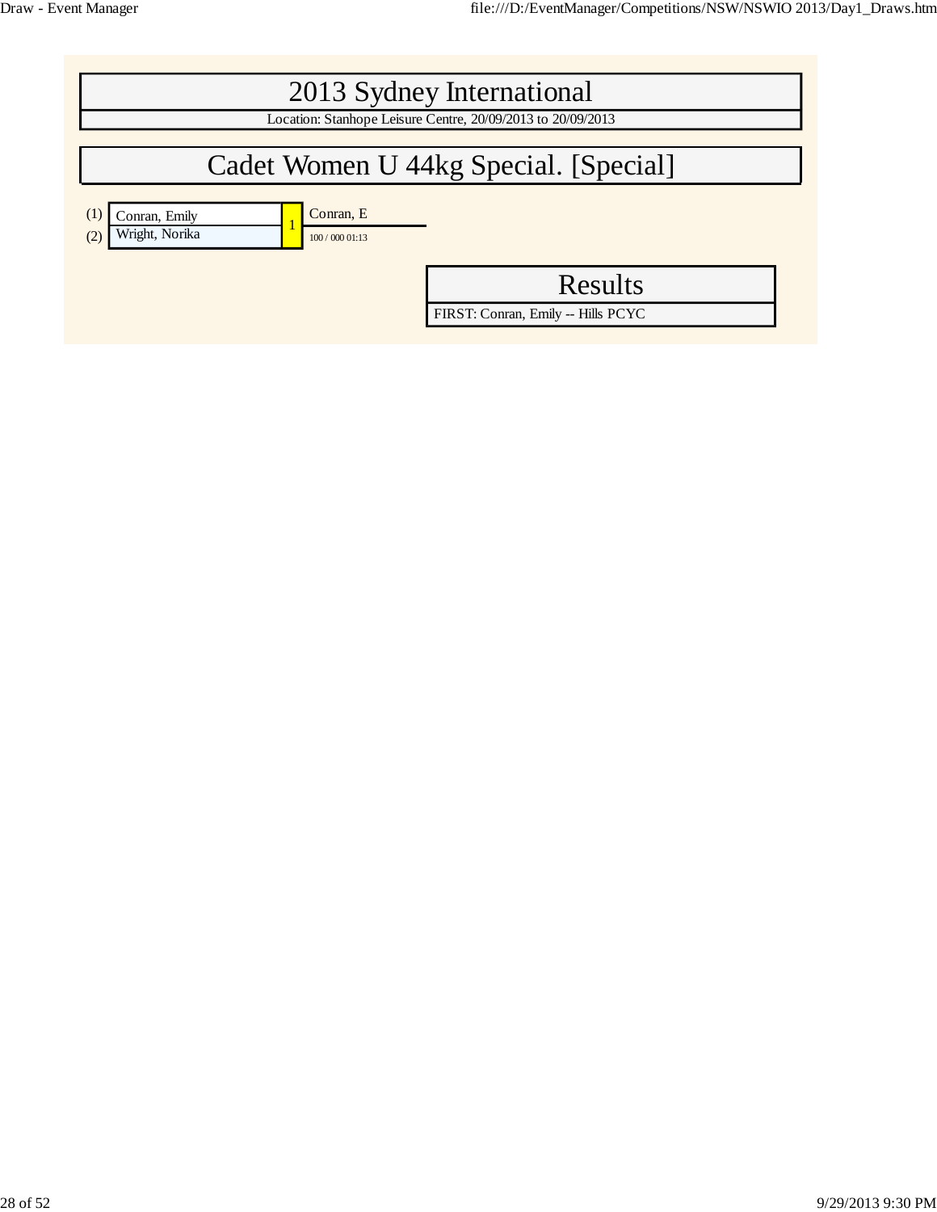# 2013 Sydney International

Location: Stanhope Leisure Centre, 20/09/2013 to 20/09/2013

## Cadet Women U 44kg Special. [Special]

| Seed | Competitor | Match | Winner |
| --- | --- | --- | --- |
| (1) | Conran, Emily | 1 | Conran, E |
| (2) | Wright, Norika | | 100 / 000 01:13 |

### Results

FIRST: Conran, Emily -- Hills PCYC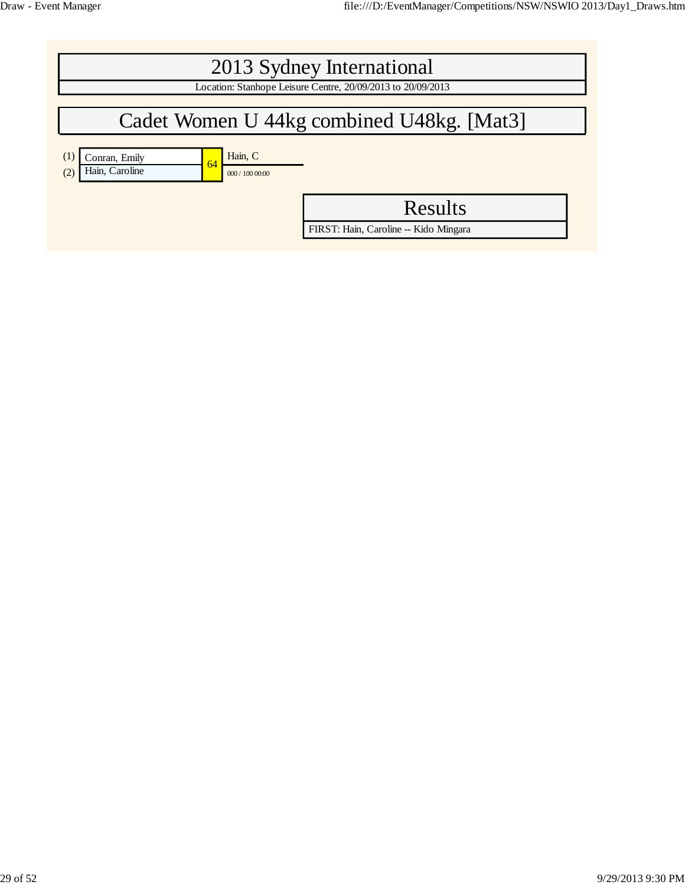# 2013 Sydney International

Location: Stanhope Leisure Centre, 20/09/2013 to 20/09/2013

## Cadet Women U 44kg combined U48kg. [Mat3]

| | Competitor | Contest | Winner |
|---|---|---|---|
| (1) | Conran, Emily | 64 | Hain, C |
| (2) | Hain, Caroline | | 000 / 100 00:00 |

## Results

FIRST: Hain, Caroline -- Kido Mingara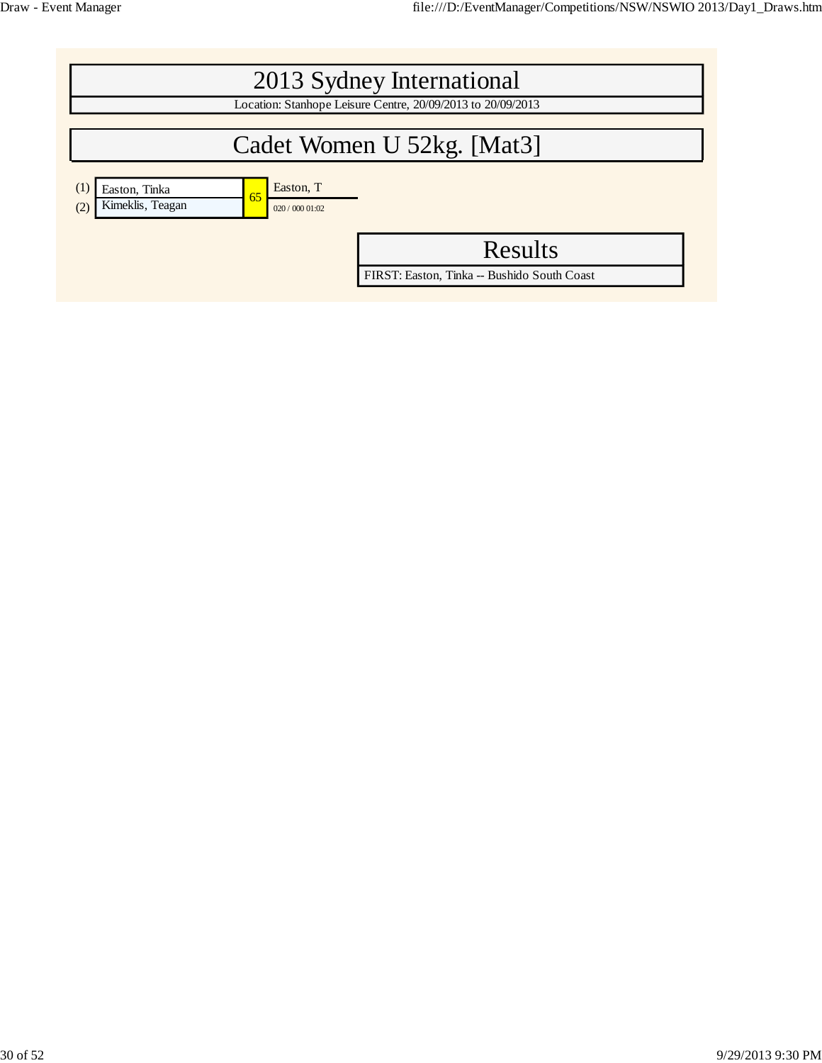# 2013 Sydney International

Location: Stanhope Leisure Centre, 20/09/2013 to 20/09/2013

## Cadet Women U 52kg. [Mat3]

| Seed | Competitor | Contest | Winner |
|---|---|---|---|
| (1) | Easton, Tinka | 65 | Easton, T |
| (2) | Kimeklis, Teagan | | 020 / 000 01:02 |

## Results

FIRST: Easton, Tinka -- Bushido South Coast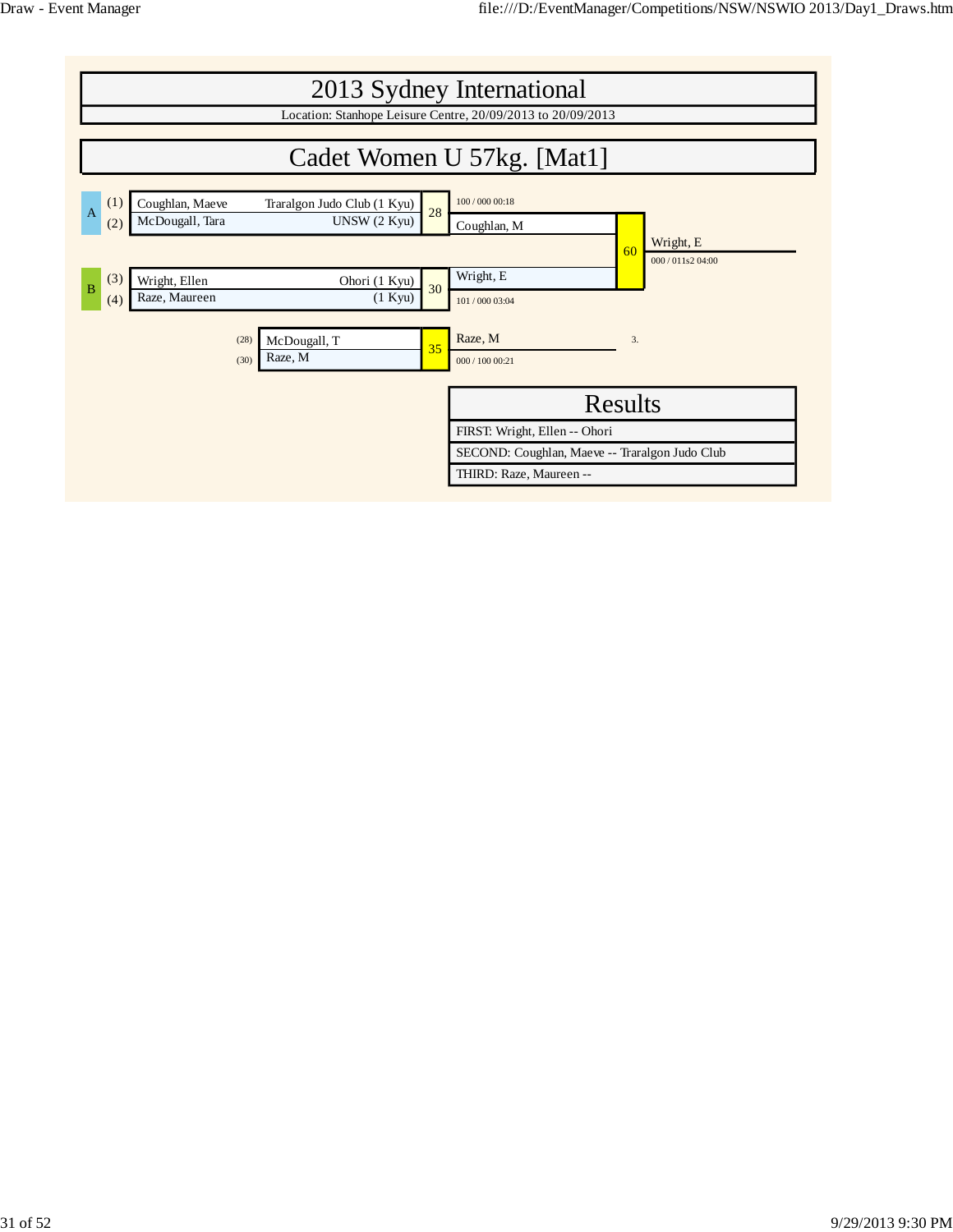# 2013 Sydney International

Location: Stanhope Leisure Centre, 20/09/2013 to 20/09/2013

## Cadet Women U 57kg. [Mat1]

| Pool | No. | Name | Club |
|---|---|---|---|
| A | (1) | Coughlan, Maeve | Traralgon Judo Club (1 Kyu) |
| A | (2) | McDougall, Tara | UNSW (2 Kyu) |
| B | (3) | Wright, Ellen | Ohori (1 Kyu) |
| B | (4) | Raze, Maureen | (1 Kyu) |

Contest 28: Coughlan, M — 100 / 000 00:18

Contest 30: Wright, E — 101 / 000 03:04

Contest 60: Wright, E — 000 / 011s2 04:00

Contest 35: (28) McDougall, T vs (30) Raze, M — Raze, M — 000 / 100 00:21 — 3.

## Results

| Results |
|---|
| FIRST: Wright, Ellen -- Ohori |
| SECOND: Coughlan, Maeve -- Traralgon Judo Club |
| THIRD: Raze, Maureen -- |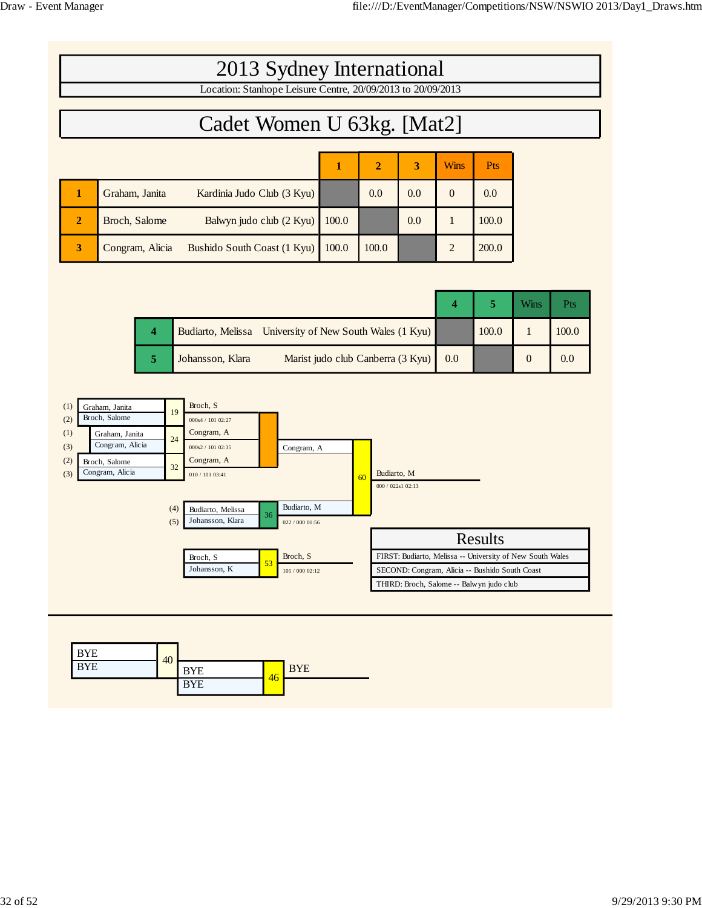# 2013 Sydney International

Location: Stanhope Leisure Centre, 20/09/2013 to 20/09/2013

## Cadet Women U 63kg. [Mat2]

| | Name | Club | 1 | 2 | 3 | Wins | Pts |
|---|---|---|---|---|---|---|---|
| 1 | Graham, Janita | Kardinia Judo Club (3 Kyu) | | 0.0 | 0.0 | 0 | 0.0 |
| 2 | Broch, Salome | Balwyn judo club (2 Kyu) | 100.0 | | 0.0 | 1 | 100.0 |
| 3 | Congram, Alicia | Bushido South Coast (1 Kyu) | 100.0 | 100.0 | | 2 | 200.0 |

| | Name | Club | 4 | 5 | Wins | Pts |
|---|---|---|---|---|---|---|
| 4 | Budiarto, Melissa | University of New South Wales (1 Kyu) | | 100.0 | 1 | 100.0 |
| 5 | Johansson, Klara | Marist judo club Canberra (3 Kyu) | 0.0 | | 0 | 0.0 |

| Contest | Competitors | Winner | Score |
|---|---|---|---|
| 19 | (1) Graham, Janita vs (2) Broch, Salome | Broch, S | 000s4 / 101 02:27 |
| 24 | (1) Graham, Janita vs (3) Congram, Alicia | Congram, A | 000s2 / 101 02:35 |
| 32 | (2) Broch, Salome vs (3) Congram, Alicia | Congram, A | 010 / 101 03:41 |
| 36 | (4) Budiarto, Melissa vs (5) Johansson, Klara | Budiarto, M | 022 / 000 01:56 |
| 60 | Congram, A vs Budiarto, M | Budiarto, M | 000 / 022s1 02:13 |
| 53 | Broch, S vs Johansson, K | Broch, S | 101 / 000 02:12 |

### Results

| Results |
|---|
| FIRST: Budiarto, Melissa -- University of New South Wales |
| SECOND: Congram, Alicia -- Bushido South Coast |
| THIRD: Broch, Salome -- Balwyn judo club |

| Contest | Competitors | Winner |
|---|---|---|
| 40 | BYE vs BYE | |
| 46 | BYE vs BYE | BYE |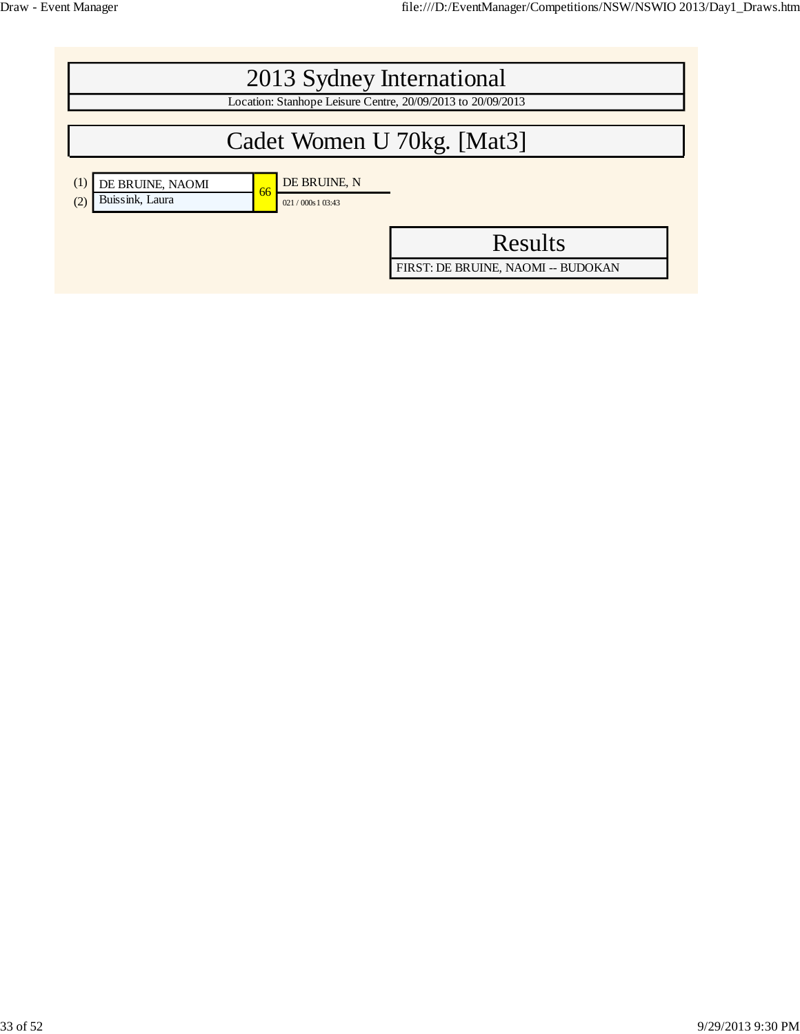# 2013 Sydney International

Location: Stanhope Leisure Centre, 20/09/2013 to 20/09/2013

## Cadet Women U 70kg. [Mat3]

| Seed | Competitor | Match | Winner |
|---|---|---|---|
| (1) | DE BRUINE, NAOMI | 66 | DE BRUINE, N |
| (2) | Buissink, Laura | | 021 / 000s1 03:43 |

## Results

FIRST: DE BRUINE, NAOMI -- BUDOKAN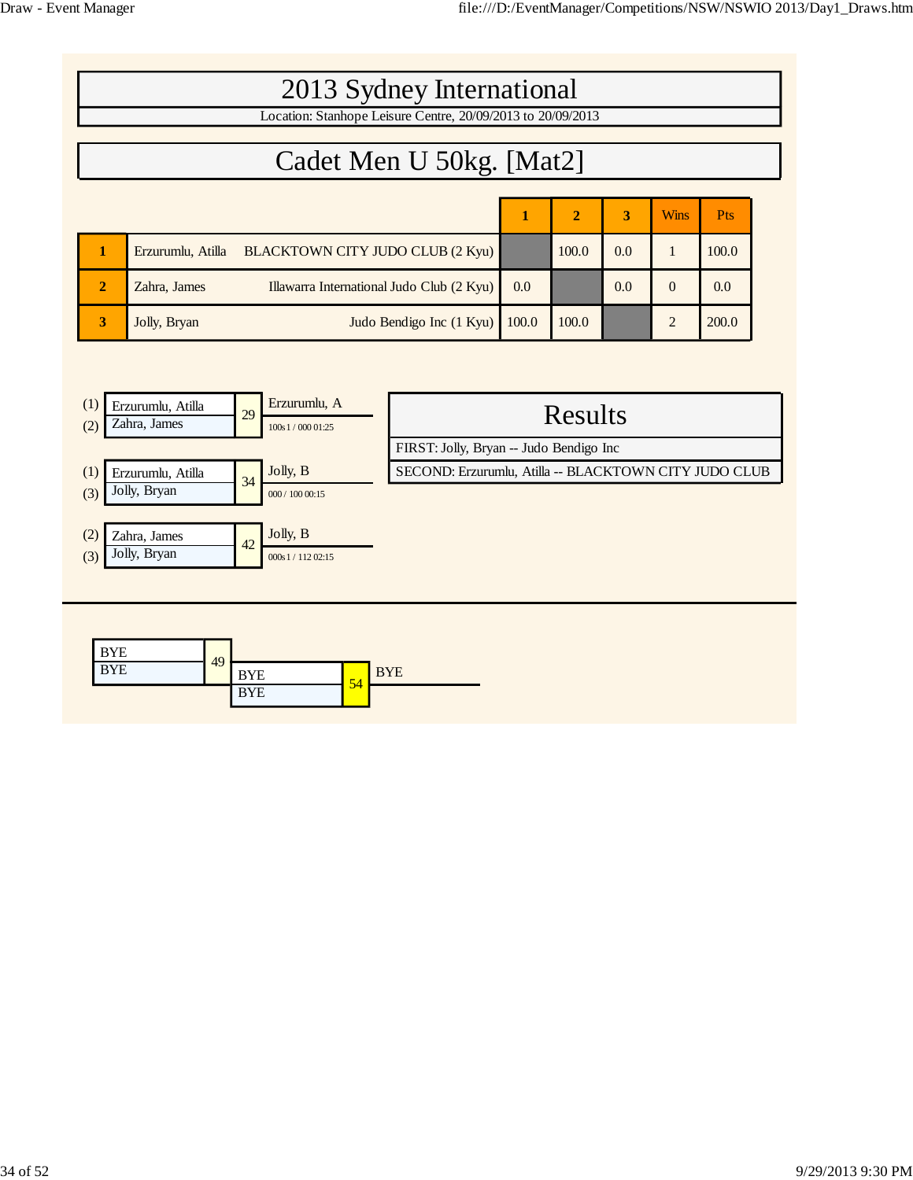# 2013 Sydney International

Location: Stanhope Leisure Centre, 20/09/2013 to 20/09/2013

## Cadet Men U 50kg. [Mat2]

| | Name | Club | 1 | 2 | 3 | Wins | Pts |
|---|---|---|---|---|---|---|---|
| 1 | Erzurumlu, Atilla | BLACKTOWN CITY JUDO CLUB (2 Kyu) | | 100.0 | 0.0 | 1 | 100.0 |
| 2 | Zahra, James | Illawarra International Judo Club (2 Kyu) | 0.0 | | 0.0 | 0 | 0.0 |
| 3 | Jolly, Bryan | Judo Bendigo Inc (1 Kyu) | 100.0 | 100.0 | | 2 | 200.0 |

| Pool # | Competitors | Contest | Winner | Score / Time |
|---|---|---|---|---|
| (1) / (2) | Erzurumlu, Atilla / Zahra, James | 29 | Erzurumlu, A | 100s1 / 000 01:25 |
| (1) / (3) | Erzurumlu, Atilla / Jolly, Bryan | 34 | Jolly, B | 000 / 100 00:15 |
| (2) / (3) | Zahra, James / Jolly, Bryan | 42 | Jolly, B | 000s1 / 112 02:15 |

### Results

FIRST: Jolly, Bryan -- Judo Bendigo Inc

SECOND: Erzurumlu, Atilla -- BLACKTOWN CITY JUDO CLUB

| Competitors | Contest | Competitors | Contest | Winner |
|---|---|---|---|---|
| BYE / BYE | 49 | BYE / BYE | 54 | BYE |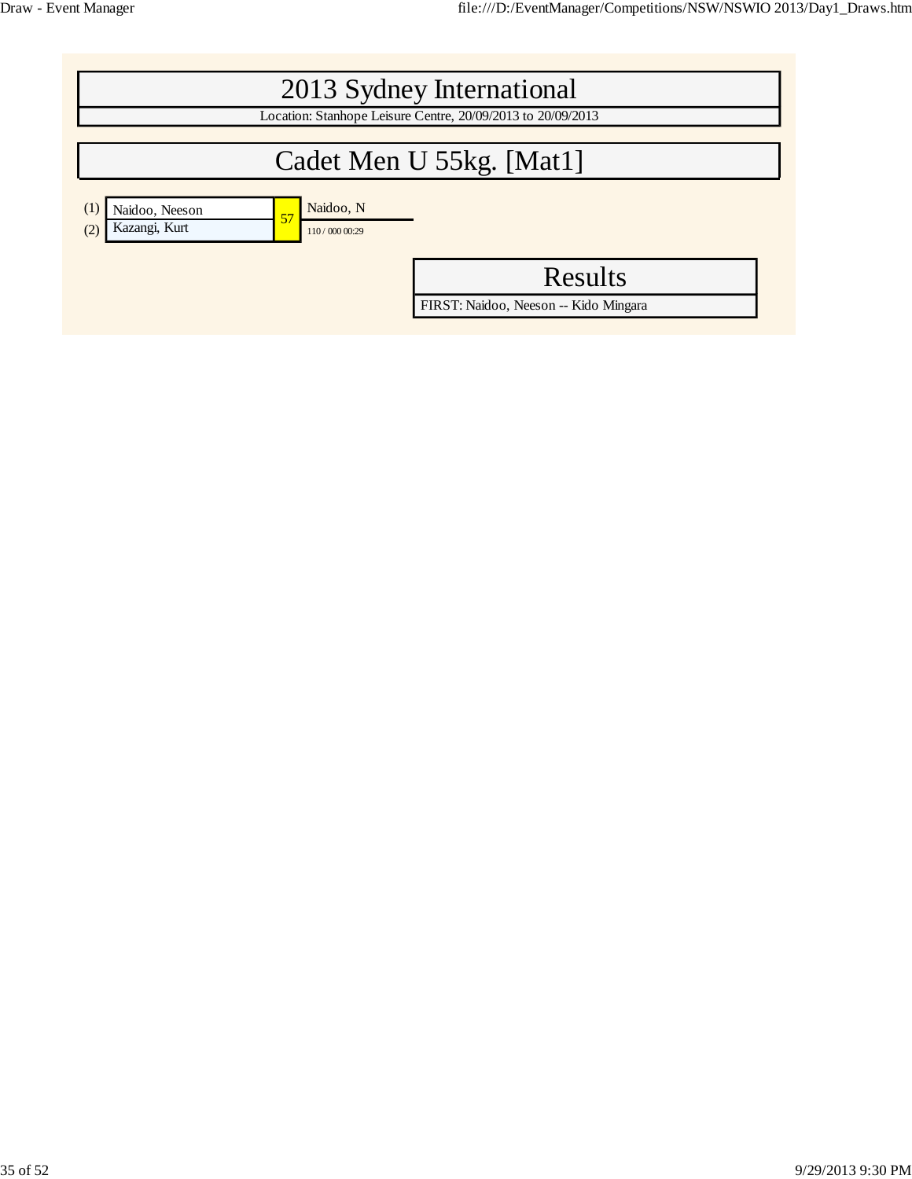# 2013 Sydney International

Location: Stanhope Leisure Centre, 20/09/2013 to 20/09/2013

## Cadet Men U 55kg. [Mat1]

| Seed | Competitor | Match | Winner |
|---|---|---|---|
| (1) | Naidoo, Neeson | 57 | Naidoo, N |
| (2) | Kazangi, Kurt | | 110 / 000 00:29 |

## Results

FIRST: Naidoo, Neeson -- Kido Mingara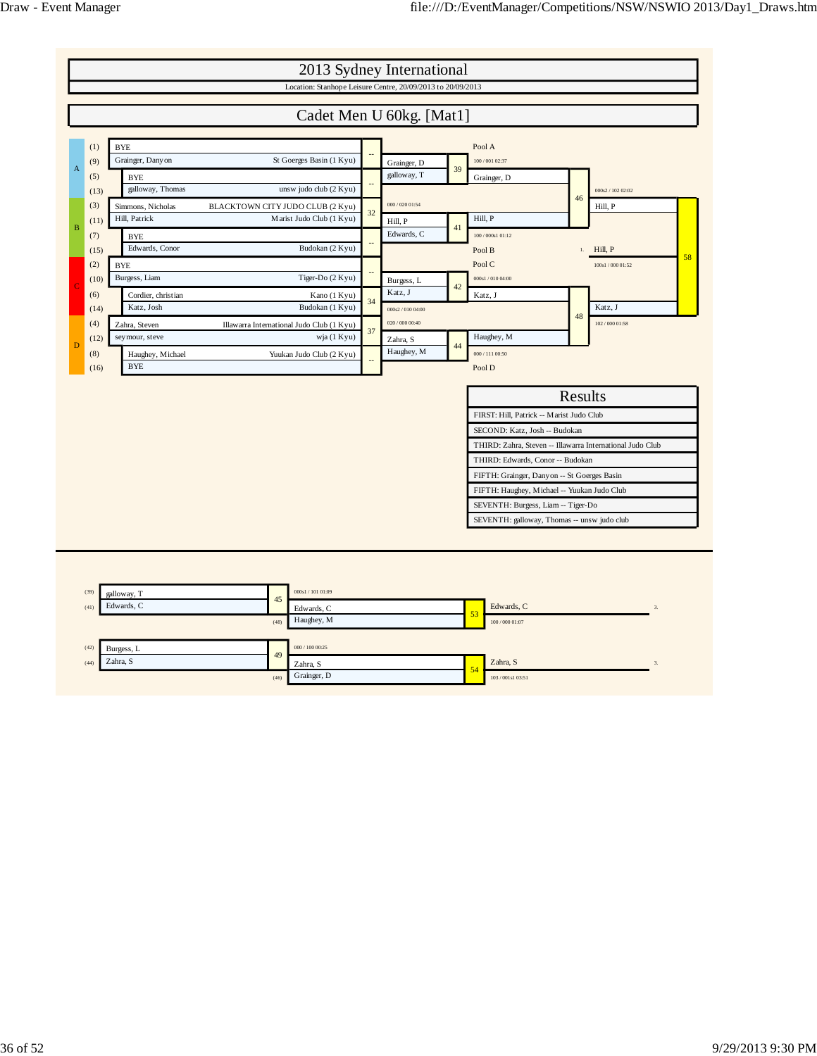# 2013 Sydney International

Location: Stanhope Leisure Centre, 20/09/2013 to 20/09/2013

## Cadet Men U 60kg. [Mat1]

### Draw

| Pool | Seed | Competitor | Club | Contest |
|---|---|---|---|---|
| A | (1) | BYE | | -- |
| A | (9) | Grainger, Danyon | St Georges Basin (1 Kyu) | |
| A | (5) | BYE | | -- |
| A | (13) | galloway, Thomas | unsw judo club (2 Kyu) | |
| B | (3) | Simmons, Nicholas | BLACKTOWN CITY JUDO CLUB (2 Kyu) | 32 |
| B | (11) | Hill, Patrick | Marist Judo Club (1 Kyu) | |
| B | (7) | BYE | | -- |
| B | (15) | Edwards, Conor | Budokan (2 Kyu) | |
| C | (2) | BYE | | -- |
| C | (10) | Burgess, Liam | Tiger-Do (2 Kyu) | |
| C | (6) | Cordier, christian | Kano (1 Kyu) | 34 |
| C | (14) | Katz, Josh | Budokan (1 Kyu) | |
| D | (4) | Zahra, Steven | Illawarra International Judo Club (1 Kyu) | 37 |
| D | (12) | seymour, steve | wja (1 Kyu) | |
| D | (8) | Haughey, Michael | Yuukan Judo Club (2 Kyu) | -- |
| D | (16) | BYE | | |

### Second Round

| Contest | Competitors | Winner | Score |
|---|---|---|---|
| 39 | Grainger, D / galloway, T | Grainger, D (Pool A) | 100 / 001 02:37 |
| 41 | Hill, P / Edwards, C | Hill, P | 100 / 000s1 01:12 |
| 42 | Burgess, L / Katz, J | Katz, J (Pool C) | 000s1 / 010 04:00 |
| 44 | Zahra, S / Haughey, M | Haughey, M | 000 / 111 00:50 |

Contest 32 score: 000 / 020 01:54. Contest 34 score: 000s2 / 010 04:00. Contest 37 score: 020 / 000 00:40.

### Pool Finals

| Contest | Competitors | Winner | Score |
|---|---|---|---|
| 46 | Grainger, D / Hill, P | Hill, P (Pool B) | 000s2 / 102 02:02 |
| 48 | Katz, J / Haughey, M | Katz, J (Pool D) | 102 / 000 01:58 |

### Final

| Contest | Competitors | Winner | Score |
|---|---|---|---|
| 58 | Hill, P / Katz, J | 1. Hill, P | 100s1 / 000 01:52 |

### Results

| Results |
|---|
| FIRST: Hill, Patrick -- Marist Judo Club |
| SECOND: Katz, Josh -- Budokan |
| THIRD: Zahra, Steven -- Illawarra International Judo Club |
| THIRD: Edwards, Conor -- Budokan |
| FIFTH: Grainger, Danyon -- St Georges Basin |
| FIFTH: Haughey, Michael -- Yuukan Judo Club |
| SEVENTH: Burgess, Liam -- Tiger-Do |
| SEVENTH: galloway, Thomas -- unsw judo club |

### Repechage

| Contest | Competitors | Winner | Score |
|---|---|---|---|
| 45 | (39) galloway, T / (41) Edwards, C | Edwards, C | 000s1 / 101 01:09 |
| 53 | Edwards, C / (48) Haughey, M | Edwards, C — 3. | 100 / 000 01:07 |
| 49 | (42) Burgess, L / (44) Zahra, S | Zahra, S | 000 / 100 00:25 |
| 54 | Zahra, S / (46) Grainger, D | Zahra, S — 3. | 103 / 001s1 03:51 |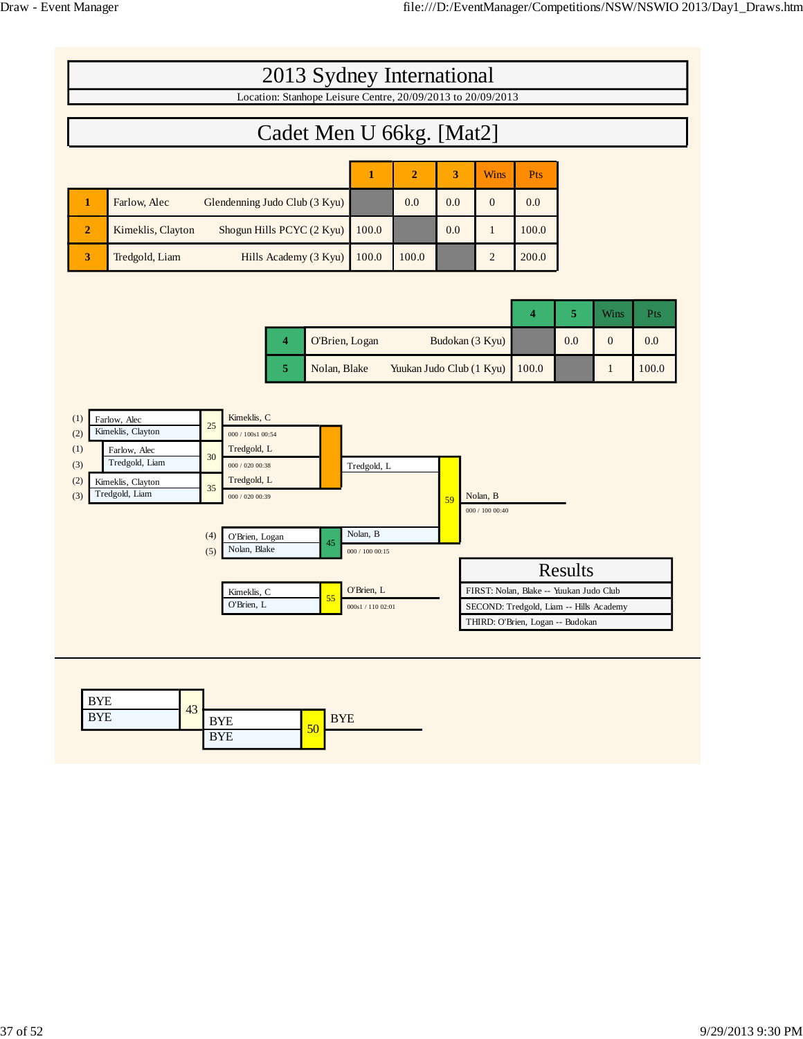# 2013 Sydney International

Location: Stanhope Leisure Centre, 20/09/2013 to 20/09/2013

## Cadet Men U 66kg. [Mat2]

| | Name | Club | 1 | 2 | 3 | Wins | Pts |
|---|---|---|---|---|---|---|---|
| 1 | Farlow, Alec | Glendenning Judo Club (3 Kyu) | | 0.0 | 0.0 | 0 | 0.0 |
| 2 | Kimeklis, Clayton | Shogun Hills PCYC (2 Kyu) | 100.0 | | 0.0 | 1 | 100.0 |
| 3 | Tredgold, Liam | Hills Academy (3 Kyu) | 100.0 | 100.0 | | 2 | 200.0 |

| | Name | Club | 4 | 5 | Wins | Pts |
|---|---|---|---|---|---|---|
| 4 | O'Brien, Logan | Budokan (3 Kyu) | | 0.0 | 0 | 0.0 |
| 5 | Nolan, Blake | Yuukan Judo Club (1 Kyu) | 100.0 | | 1 | 100.0 |

| Contest | Competitors | Winner | Score |
|---|---|---|---|
| 25 | (1) Farlow, Alec vs (2) Kimeklis, Clayton | Kimeklis, C | 000 / 100s1 00:54 |
| 30 | (1) Farlow, Alec vs (3) Tredgold, Liam | Tredgold, L | 000 / 020 00:38 |
| 35 | (2) Kimeklis, Clayton vs (3) Tredgold, Liam | Tredgold, L | 000 / 020 00:39 |
| 45 | (4) O'Brien, Logan vs (5) Nolan, Blake | Nolan, B | 000 / 100 00:15 |
| 59 | Tredgold, L vs Nolan, B | Nolan, B | 000 / 100 00:40 |
| 55 | Kimeklis, C vs O'Brien, L | O'Brien, L | 000s1 / 110 02:01 |

### Results

FIRST: Nolan, Blake -- Yuukan Judo Club

SECOND: Tredgold, Liam -- Hills Academy

THIRD: O'Brien, Logan -- Budokan

| Contest | Competitors | Winner |
|---|---|---|
| 43 | BYE vs BYE | |
| 50 | BYE vs BYE | BYE |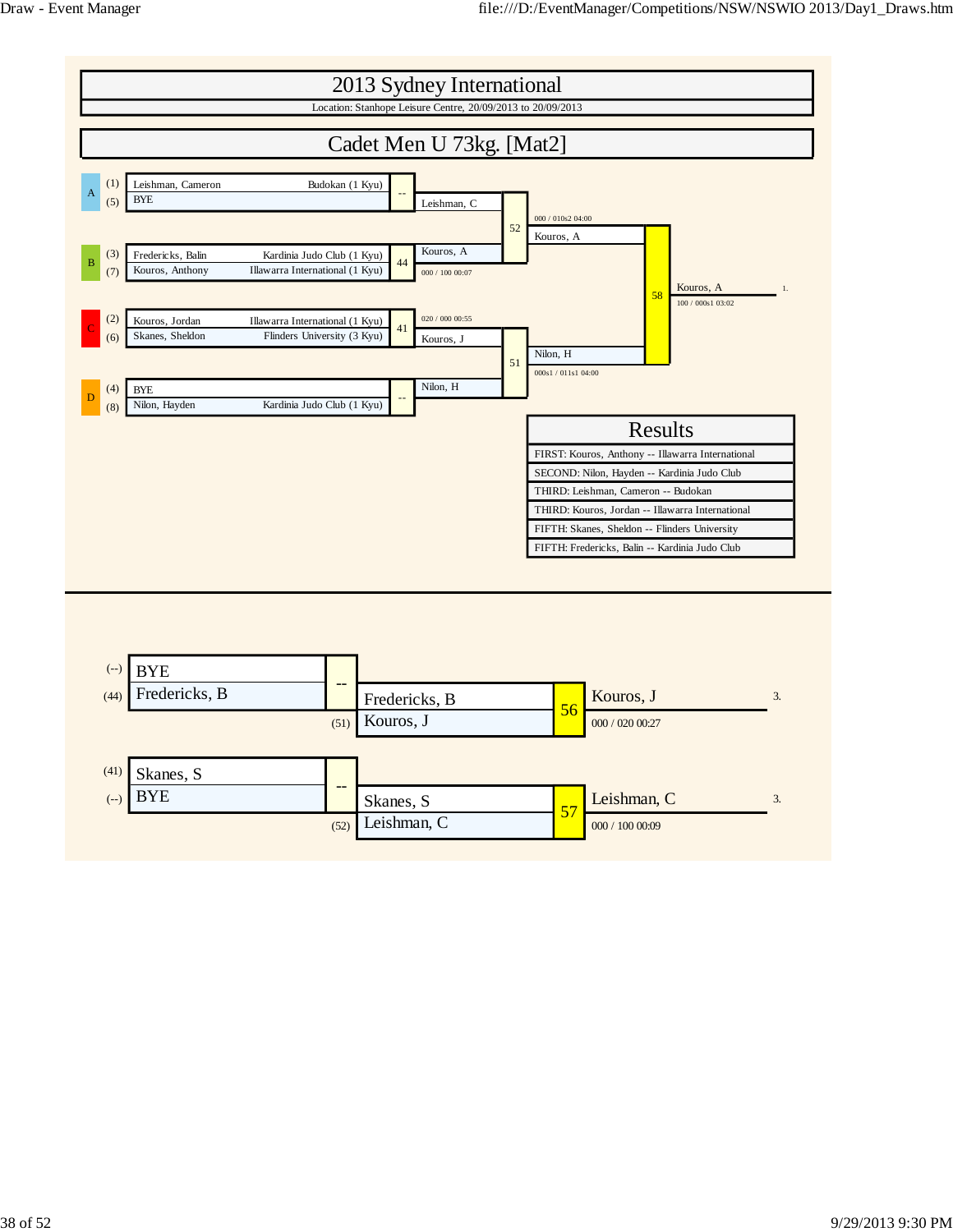# 2013 Sydney International

Location: Stanhope Leisure Centre, 20/09/2013 to 20/09/2013

## Cadet Men U 73kg. [Mat2]

| Pool | Seed | Competitor | Club | Contest | Winner | Score |
|---|---|---|---|---|---|---|
| A | (1) | Leishman, Cameron | Budokan (1 Kyu) | -- | Leishman, C | |
| | (5) | BYE | | | | |
| B | (3) | Fredericks, Balin | Kardinia Judo Club (1 Kyu) | 44 | Kouros, A | 000 / 100 00:07 |
| | (7) | Kouros, Anthony | Illawarra International (1 Kyu) | | | |
| C | (2) | Kouros, Jordan | Illawarra International (1 Kyu) | 41 | Kouros, J | 020 / 000 00:55 |
| | (6) | Skanes, Sheldon | Flinders University (3 Kyu) | | | |
| D | (4) | BYE | | -- | Nilon, H | |
| | (8) | Nilon, Hayden | Kardinia Judo Club (1 Kyu) | | | |

| Contest | Competitors | Winner | Score |
|---|---|---|---|
| 52 | Leishman, C vs Kouros, A | Kouros, A | 000 / 010s2 04:00 |
| 51 | Kouros, J vs Nilon, H | Nilon, H | 000s1 / 011s1 04:00 |
| 58 | Kouros, A vs Nilon, H | Kouros, A (1.) | 100 / 000s1 03:02 |

### Results

| Results |
|---|
| FIRST: Kouros, Anthony -- Illawarra International |
| SECOND: Nilon, Hayden -- Kardinia Judo Club |
| THIRD: Leishman, Cameron -- Budokan |
| THIRD: Kouros, Jordan -- Illawarra International |
| FIFTH: Skanes, Sheldon -- Flinders University |
| FIFTH: Fredericks, Balin -- Kardinia Judo Club |

### Repechage

| From | Competitor | Contest | Next | Contest | Winner | Score |
|---|---|---|---|---|---|---|
| (--) | BYE | -- | Fredericks, B | 56 | Kouros, J (3.) | 000 / 020 00:27 |
| (44) | Fredericks, B | | | | | |
| (51) | | | Kouros, J | | | |
| (41) | Skanes, S | -- | Skanes, S | 57 | Leishman, C (3.) | 000 / 100 00:09 |
| (--) | BYE | | | | | |
| (52) | | | Leishman, C | | | |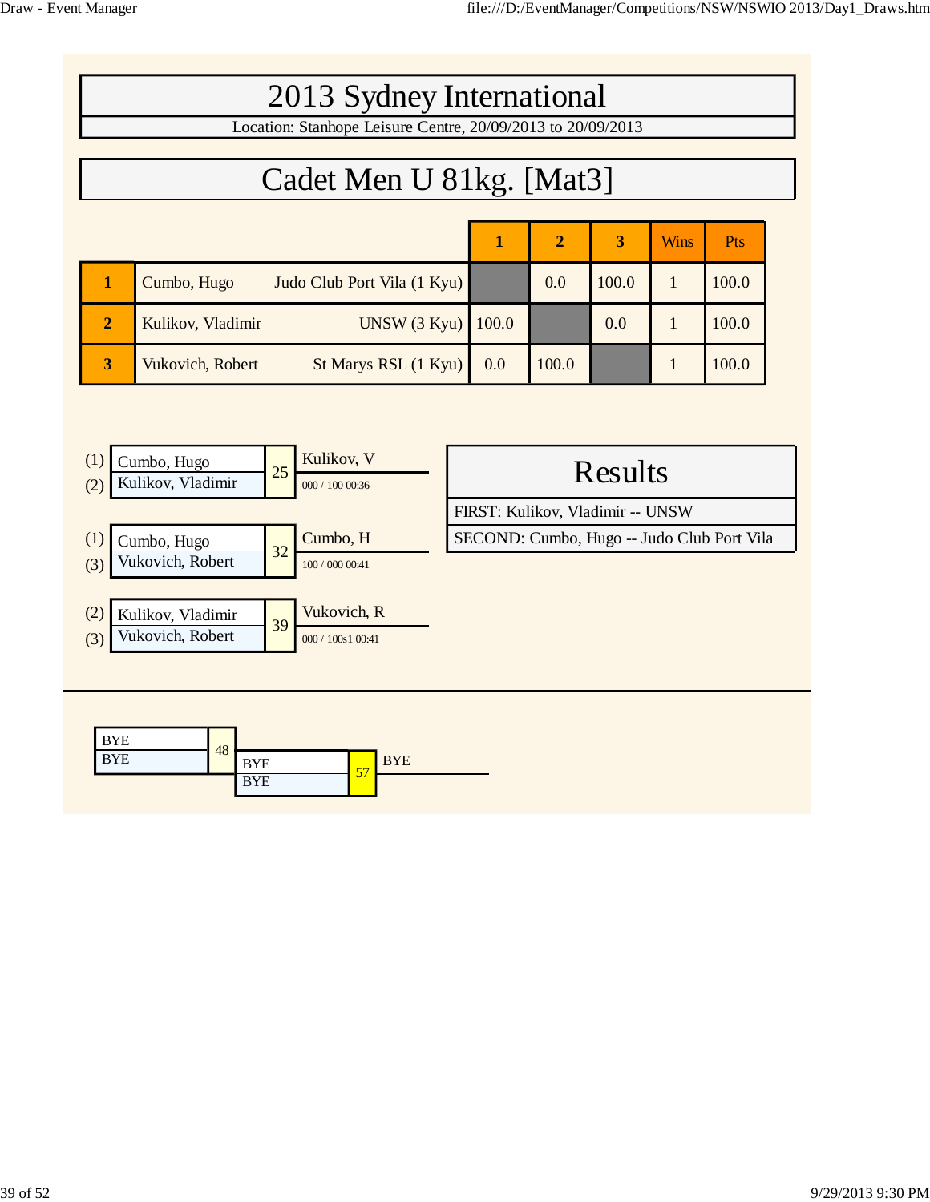# 2013 Sydney International

Location: Stanhope Leisure Centre, 20/09/2013 to 20/09/2013

## Cadet Men U 81kg. [Mat3]

| | Name | Club | 1 | 2 | 3 | Wins | Pts |
|---|---|---|---|---|---|---|---|
| 1 | Cumbo, Hugo | Judo Club Port Vila (1 Kyu) | | 0.0 | 100.0 | 1 | 100.0 |
| 2 | Kulikov, Vladimir | UNSW (3 Kyu) | 100.0 | | 0.0 | 1 | 100.0 |
| 3 | Vukovich, Robert | St Marys RSL (1 Kyu) | 0.0 | 100.0 | | 1 | 100.0 |

| Contest | Competitors | Winner | Score |
|---|---|---|---|
| 25 | (1) Cumbo, Hugo / (2) Kulikov, Vladimir | Kulikov, V | 000 / 100 00:36 |
| 32 | (1) Cumbo, Hugo / (3) Vukovich, Robert | Cumbo, H | 100 / 000 00:41 |
| 39 | (2) Kulikov, Vladimir / (3) Vukovich, Robert | Vukovich, R | 000 / 100s1 00:41 |

## Results

FIRST: Kulikov, Vladimir -- UNSW

SECOND: Cumbo, Hugo -- Judo Club Port Vila

| Contest | Competitors | Winner |
|---|---|---|
| 48 | BYE / BYE | |
| 57 | BYE / BYE | BYE |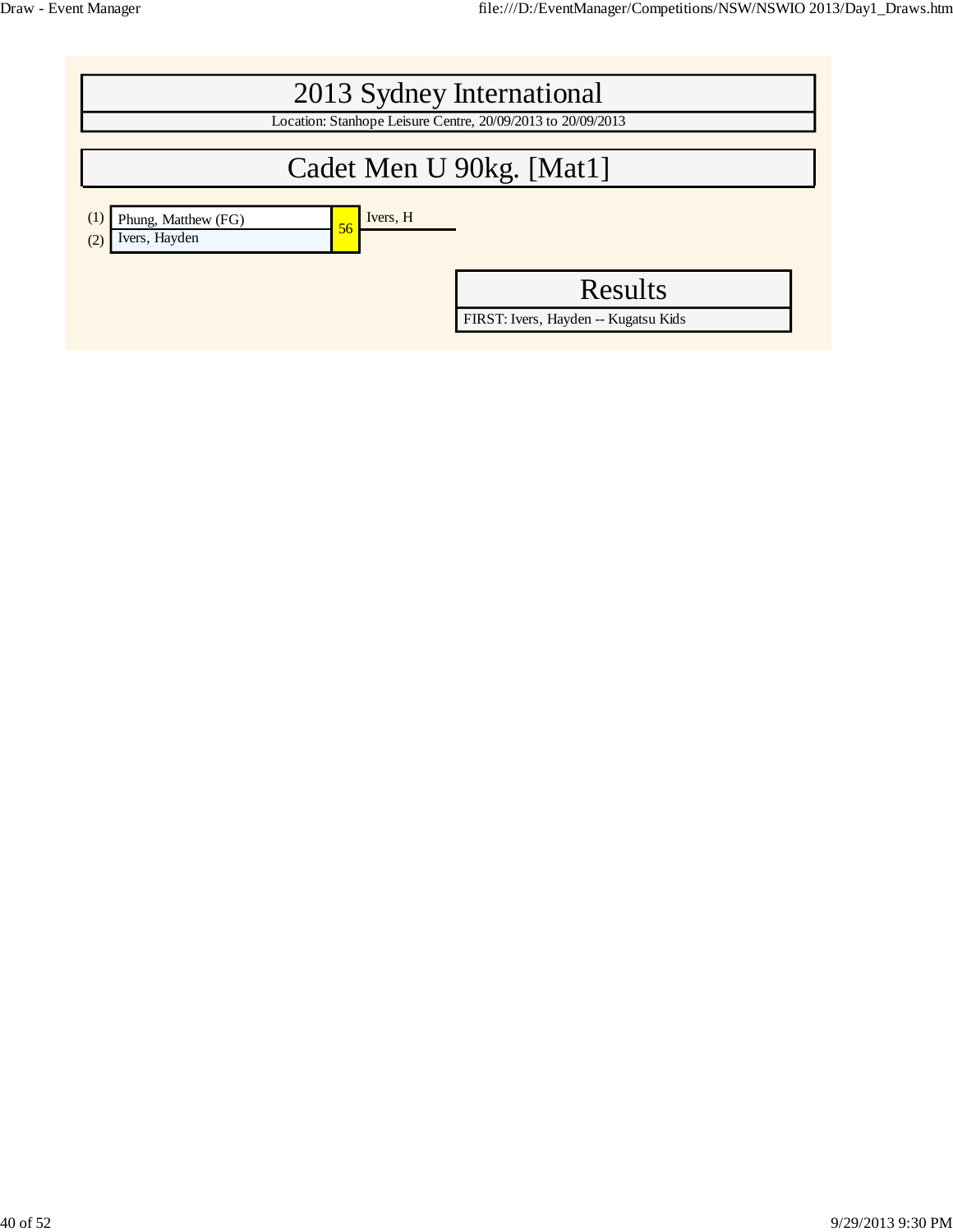# 2013 Sydney International

Location: Stanhope Leisure Centre, 20/09/2013 to 20/09/2013

## Cadet Men U 90kg. [Mat1]

| Seed | Competitor | Match | Winner |
|---|---|---|---|
| (1) | Phung, Matthew (FG) | 56 | Ivers, H |
| (2) | Ivers, Hayden | | |

## Results

FIRST: Ivers, Hayden -- Kugatsu Kids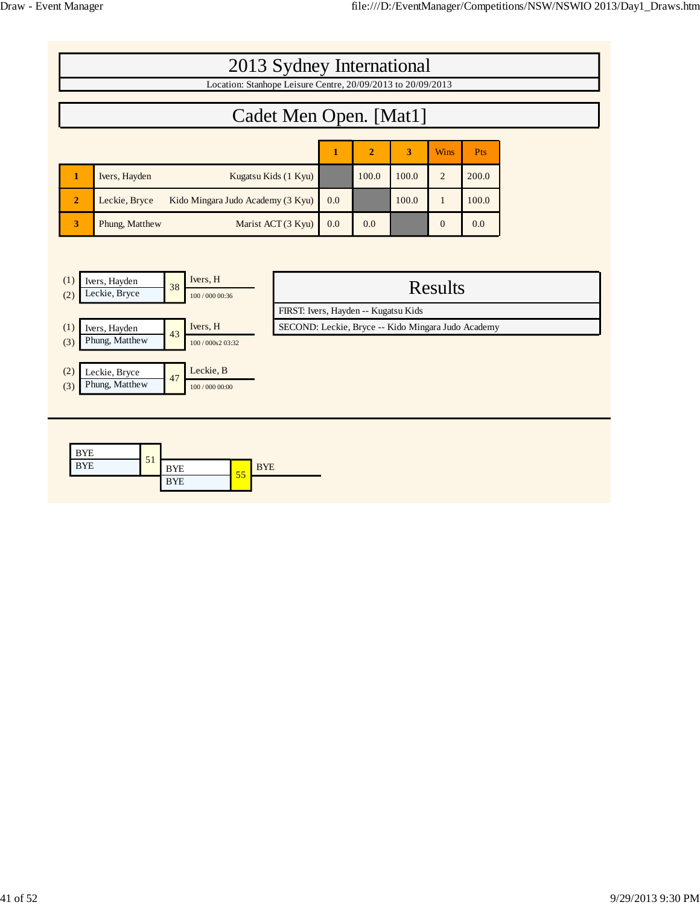# 2013 Sydney International

Location: Stanhope Leisure Centre, 20/09/2013 to 20/09/2013

## Cadet Men Open. [Mat1]

| | Name | Club | 1 | 2 | 3 | Wins | Pts |
|---|---|---|---|---|---|---|---|
| 1 | Ivers, Hayden | Kugatsu Kids (1 Kyu) | | 100.0 | 100.0 | 2 | 200.0 |
| 2 | Leckie, Bryce | Kido Mingara Judo Academy (3 Kyu) | 0.0 | | 100.0 | 1 | 100.0 |
| 3 | Phung, Matthew | Marist ACT (3 Kyu) | 0.0 | 0.0 | | 0 | 0.0 |

| Pool | Competitors | Contest | Winner | Score |
|---|---|---|---|---|
| (1) / (2) | Ivers, Hayden / Leckie, Bryce | 38 | Ivers, H | 100 / 000 00:36 |
| (1) / (3) | Ivers, Hayden / Phung, Matthew | 43 | Ivers, H | 100 / 000s2 03:32 |
| (2) / (3) | Leckie, Bryce / Phung, Matthew | 47 | Leckie, B | 100 / 000 00:00 |

### Results

FIRST: Ivers, Hayden -- Kugatsu Kids

SECOND: Leckie, Bryce -- Kido Mingara Judo Academy

| Competitors | Contest | Competitors | Contest | Winner |
|---|---|---|---|---|
| BYE / BYE | 51 | BYE / BYE | 55 | BYE |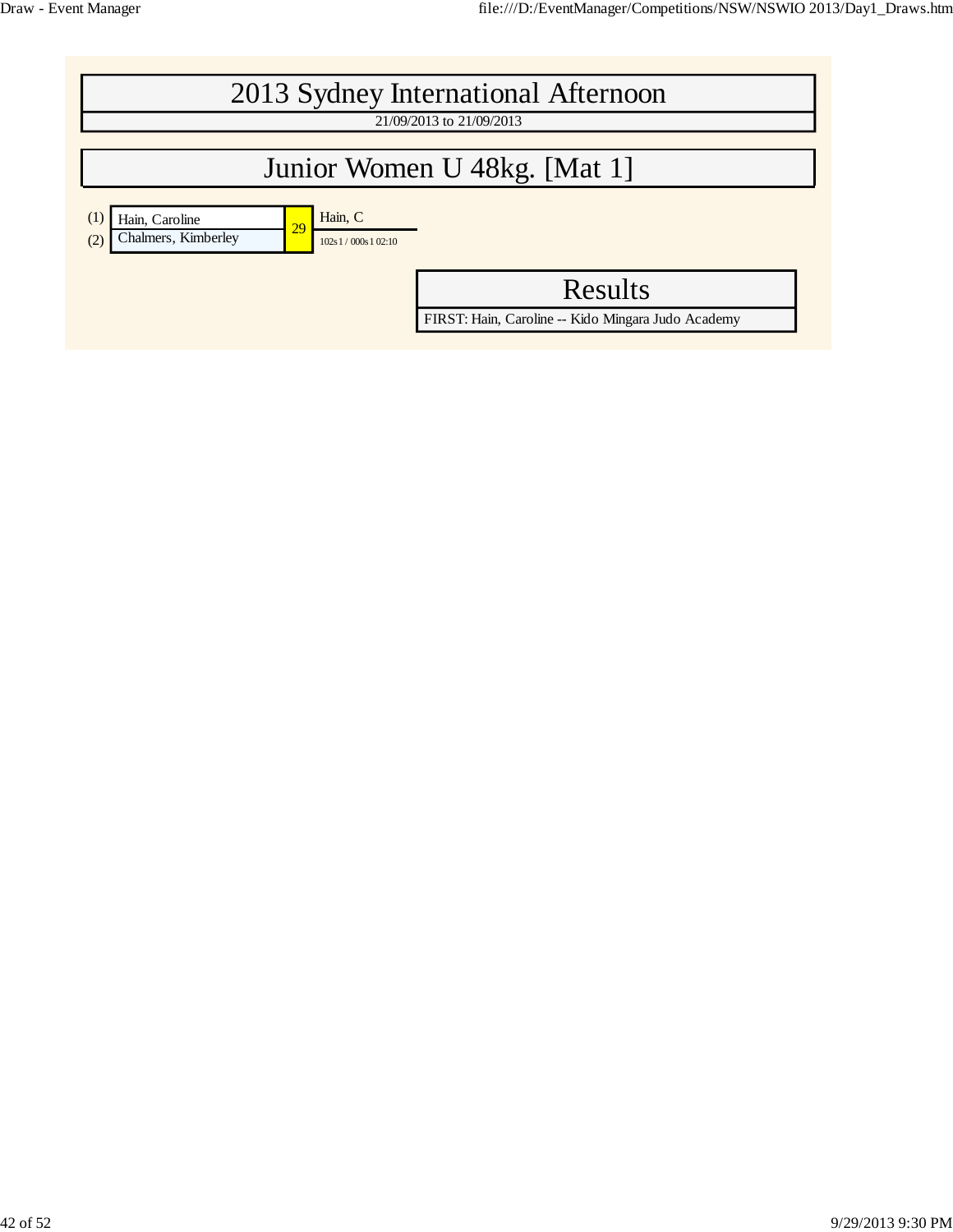# 2013 Sydney International Afternoon

21/09/2013 to 21/09/2013

## Junior Women U 48kg. [Mat 1]

| Seed | Competitor | Contest | Winner |
|---|---|---|---|
| (1) | Hain, Caroline | 29 | Hain, C |
| (2) | Chalmers, Kimberley | | 102s1 / 000s1 02:10 |

### Results

FIRST: Hain, Caroline -- Kido Mingara Judo Academy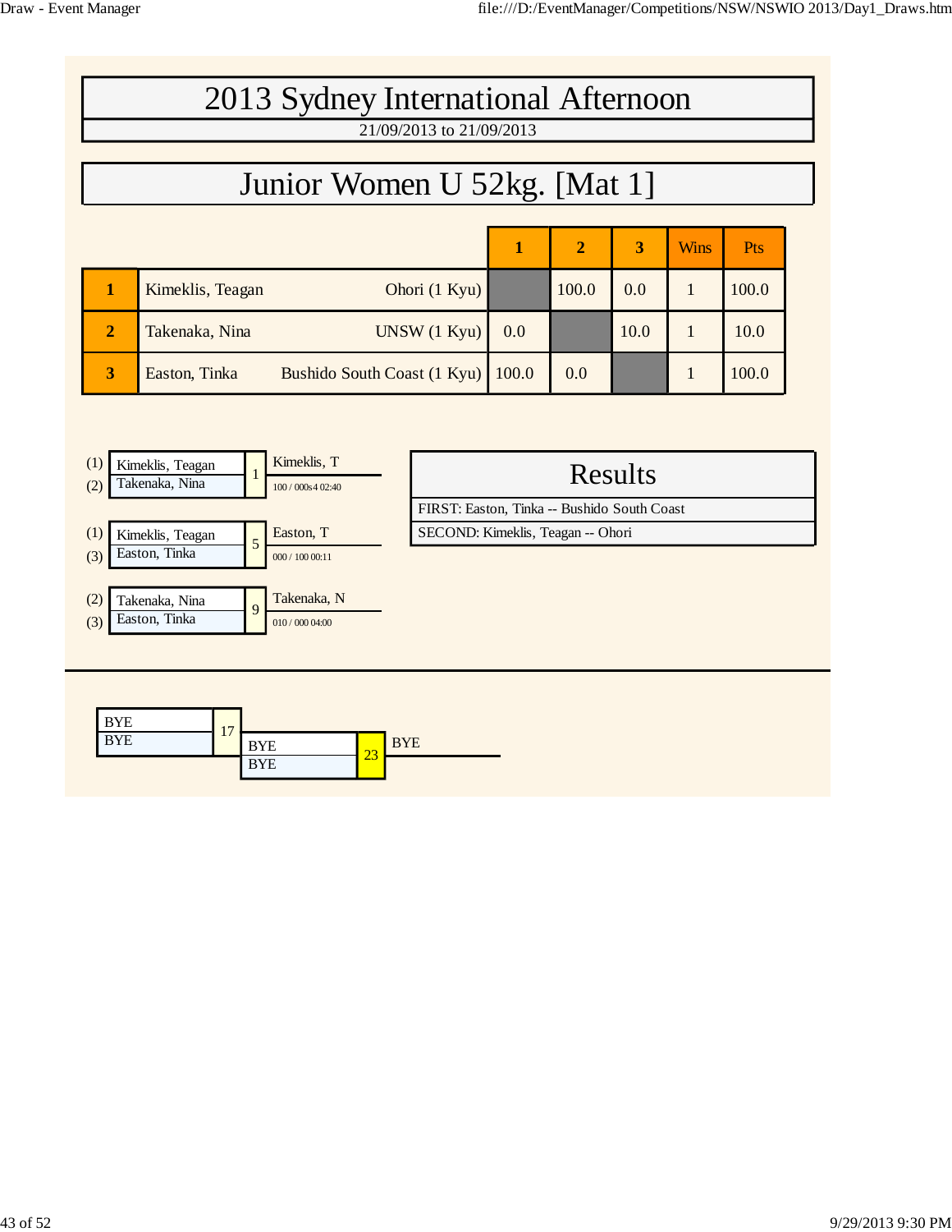# 2013 Sydney International Afternoon

21/09/2013 to 21/09/2013

## Junior Women U 52kg. [Mat 1]

| | Name | Club | 1 | 2 | 3 | Wins | Pts |
|---|---|---|---|---|---|---|---|
| 1 | Kimeklis, Teagan | Ohori (1 Kyu) | | 100.0 | 0.0 | 1 | 100.0 |
| 2 | Takenaka, Nina | UNSW (1 Kyu) | 0.0 | | 10.0 | 1 | 10.0 |
| 3 | Easton, Tinka | Bushido South Coast (1 Kyu) | 100.0 | 0.0 | | 1 | 100.0 |

(1) Kimeklis, Teagan
(2) Takenaka, Nina
Contest 1 — Kimeklis, T — 100 / 000s4 02:40

(1) Kimeklis, Teagan
(3) Easton, Tinka
Contest 5 — Easton, T — 000 / 100 00:11

(2) Takenaka, Nina
(3) Easton, Tinka
Contest 9 — Takenaka, N — 010 / 000 04:00

### Results

FIRST: Easton, Tinka -- Bushido South Coast

SECOND: Kimeklis, Teagan -- Ohori

BYE
BYE
Contest 17

BYE
BYE
Contest 23 — BYE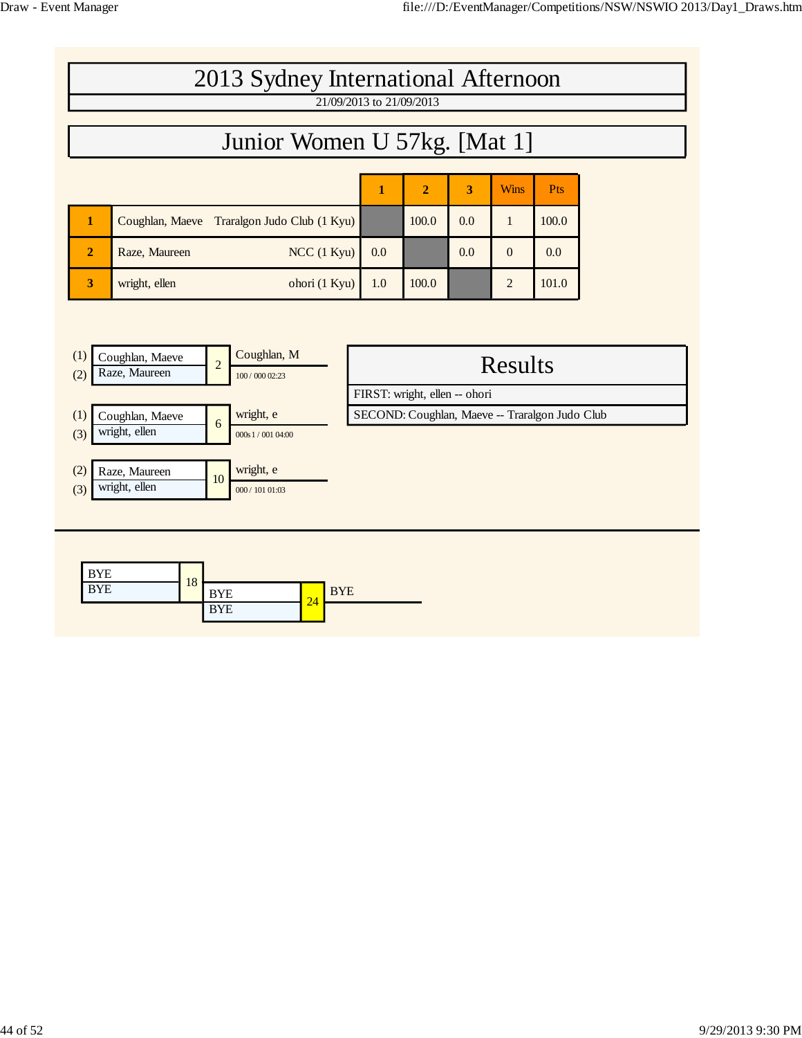# 2013 Sydney International Afternoon

21/09/2013 to 21/09/2013

## Junior Women U 57kg. [Mat 1]

| | | 1 | 2 | 3 | Wins | Pts |
|---|---|---|---|---|---|---|
| **1** | Coughlan, Maeve — Traralgon Judo Club (1 Kyu) | | 100.0 | 0.0 | 1 | 100.0 |
| **2** | Raze, Maureen — NCC (1 Kyu) | 0.0 | | 0.0 | 0 | 0.0 |
| **3** | wright, ellen — ohori (1 Kyu) | 1.0 | 100.0 | | 2 | 101.0 |

| Contest | Competitors | Winner | Score |
|---|---|---|---|
| 2 | (1) Coughlan, Maeve / (2) Raze, Maureen | Coughlan, M | 100 / 000 02:23 |
| 6 | (1) Coughlan, Maeve / (3) wright, ellen | wright, e | 000s1 / 001 04:00 |
| 10 | (2) Raze, Maureen / (3) wright, ellen | wright, e | 000 / 101 01:03 |

## Results

FIRST: wright, ellen -- ohori

SECOND: Coughlan, Maeve -- Traralgon Judo Club

| Contest | Competitors | Winner |
|---|---|---|
| 18 | BYE / BYE | |
| 24 | BYE / BYE | BYE |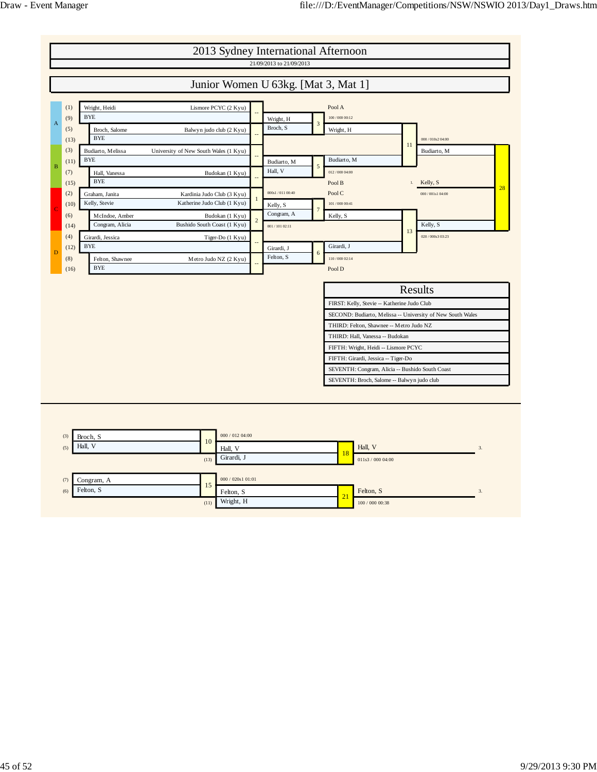# 2013 Sydney International Afternoon

21/09/2013 to 21/09/2013

## Junior Women U 63kg. [Mat 3, Mat 1]

| Pool | Seed | Name | Club | Match | Winner |
|---|---|---|---|---|---|
| A | (1) | Wright, Heidi | Lismore PCYC (2 Kyu) | -- | Wright, H |
| A | (9) | BYE | | | |
| A | (5) | Broch, Salome | Balwyn judo club (2 Kyu) | -- | Broch, S |
| A | (13) | BYE | | | |
| B | (3) | Budiarto, Melissa | University of New South Wales (1 Kyu) | -- | Budiarto, M |
| B | (11) | BYE | | | |
| B | (7) | Hall, Vanessa | Budokan (1 Kyu) | -- | Hall, V |
| B | (15) | BYE | | | |
| C | (2) | Graham, Janita | Kardinia Judo Club (3 Kyu) | 1 (000s1 / 011 00:40) | Kelly, S |
| C | (10) | Kelly, Stevie | Katherine Judo Club (1 Kyu) | | |
| C | (6) | McIndoe, Amber | Budokan (1 Kyu) | 2 (001 / 101 02:11) | Congram, A |
| C | (14) | Congram, Alicia | Bushido South Coast (1 Kyu) | | |
| D | (4) | Girardi, Jessica | Tiger-Do (1 Kyu) | -- | Girardi, J |
| D | (12) | BYE | | | |
| D | (8) | Felton, Shawnee | Metro Judo NZ (2 Kyu) | -- | Felton, S |
| D | (16) | BYE | | | |

| Match | Contestants | Winner | Score |
|---|---|---|---|
| 3 | Wright, H / Broch, S | Wright, H (Pool A) | 100 / 000 00:12 |
| 5 | Budiarto, M / Hall, V | Budiarto, M (Pool B) | 012 / 000 04:00 |
| 7 | Kelly, S / Congram, A | Kelly, S (Pool C) | 101 / 000 00:41 |
| 6 | Girardi, J / Felton, S | Girardi, J (Pool D) | 110 / 000 02:14 |
| 11 | Wright, H / Budiarto, M | Budiarto, M | 000 / 010s2 04:00 |
| 13 | Kelly, S / Girardi, J | Kelly, S | 020 / 000s3 03:23 |
| 28 | Budiarto, M / Kelly, S | 1. Kelly, S | 000 / 001s1 04:00 |

## Results

| Results |
|---|
| FIRST: Kelly, Stevie -- Katherine Judo Club |
| SECOND: Budiarto, Melissa -- University of New South Wales |
| THIRD: Felton, Shawnee -- Metro Judo NZ |
| THIRD: Hall, Vanessa -- Budokan |
| FIFTH: Wright, Heidi -- Lismore PCYC |
| FIFTH: Girardi, Jessica -- Tiger-Do |
| SEVENTH: Congram, Alicia -- Bushido South Coast |
| SEVENTH: Broch, Salome -- Balwyn judo club |

## Repechage

| Match | Contestants | Winner | Score |
|---|---|---|---|
| 10 | (3) Broch, S / (5) Hall, V | Hall, V | 000 / 012 04:00 |
| 18 | Hall, V / (13) Girardi, J | 3. Hall, V | 011s3 / 000 04:00 |
| 15 | (7) Congram, A / (6) Felton, S | Felton, S | 000 / 020s1 01:01 |
| 21 | Felton, S / (11) Wright, H | 3. Felton, S | 100 / 000 00:38 |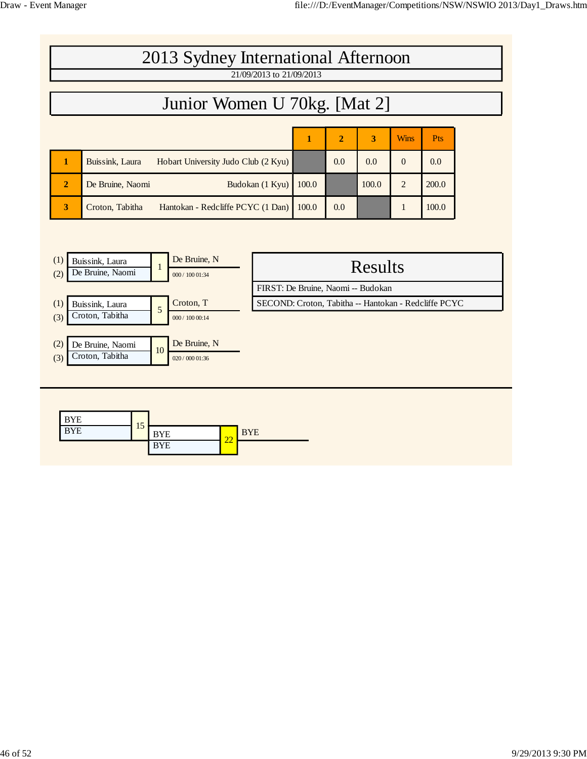# 2013 Sydney International Afternoon

21/09/2013 to 21/09/2013

## Junior Women U 70kg. [Mat 2]

| | | | 1 | 2 | 3 | Wins | Pts |
|---|---|---|---|---|---|---|---|
| 1 | Buissink, Laura | Hobart University Judo Club (2 Kyu) | | 0.0 | 0.0 | 0 | 0.0 |
| 2 | De Bruine, Naomi | Budokan (1 Kyu) | 100.0 | | 100.0 | 2 | 200.0 |
| 3 | Croton, Tabitha | Hantokan - Redcliffe PCYC (1 Dan) | 100.0 | 0.0 | | 1 | 100.0 |

| Pool | Competitors | Contest | Winner | Score |
|---|---|---|---|---|
| (1) | Buissink, Laura | 1 | De Bruine, N | 000 / 100 01:34 |
| (2) | De Bruine, Naomi | | | |
| (1) | Buissink, Laura | 5 | Croton, T | 000 / 100 00:14 |
| (3) | Croton, Tabitha | | | |
| (2) | De Bruine, Naomi | 10 | De Bruine, N | 020 / 000 01:36 |
| (3) | Croton, Tabitha | | | |

### Results

FIRST: De Bruine, Naomi -- Budokan

SECOND: Croton, Tabitha -- Hantokan - Redcliffe PCYC

| Competitors | Contest | Winner |
|---|---|---|
| BYE / BYE | 15 | |
| BYE / BYE | 22 | BYE |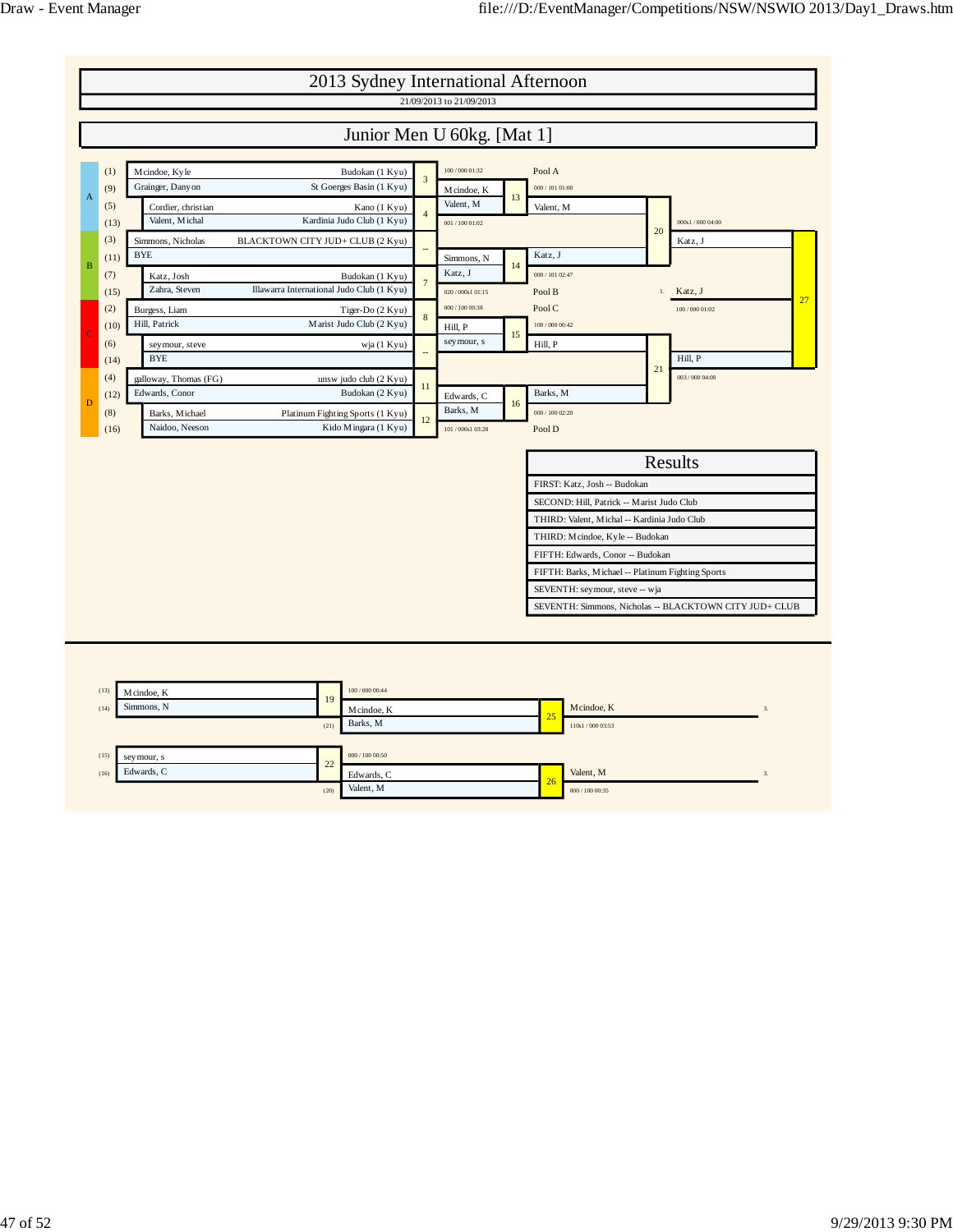# 2013 Sydney International Afternoon

21/09/2013 to 21/09/2013

## Junior Men U 60kg. [Mat 1]

| Pool | Seed | Name | Club | Contest | Winner | Score |
|---|---|---|---|---|---|---|
| A | (1) | Mcindoe, Kyle | Budokan (1 Kyu) | 3 | Mcindoe, K | 100 / 000 01:32 |
| A | (9) | Grainger, Danyon | St Goerges Basin (1 Kyu) | | | |
| A | (5) | Cordier, christian | Kano (1 Kyu) | 4 | Valent, M | 001 / 100 01:02 |
| A | (13) | Valent, Michal | Kardinia Judo Club (1 Kyu) | | | |
| B | (3) | Simmons, Nicholas | BLACKTOWN CITY JUD+ CLUB (2 Kyu) | -- | Simmons, N | |
| B | (11) | BYE | | | | |
| B | (7) | Katz, Josh | Budokan (1 Kyu) | 7 | Katz, J | 020 / 000s1 01:15 |
| B | (15) | Zahra, Steven | Illawarra International Judo Club (1 Kyu) | | | |
| C | (2) | Burgess, Liam | Tiger-Do (2 Kyu) | 8 | Hill, P | 000 / 100 00:38 |
| C | (10) | Hill, Patrick | Marist Judo Club (2 Kyu) | | | |
| C | (6) | seymour, steve | wja (1 Kyu) | -- | seymour, s | |
| C | (14) | BYE | | | | |
| D | (4) | galloway, Thomas (FG) | unsw judo club (2 Kyu) | 11 | Edwards, C | |
| D | (12) | Edwards, Conor | Budokan (2 Kyu) | | | |
| D | (8) | Barks, Michael | Platinum Fighting Sports (1 Kyu) | 12 | Barks, M | 101 / 000s1 03:28 |
| D | (16) | Naidoo, Neeson | Kido Mingara (1 Kyu) | | | |

| Contest | Competitors | Winner | Score |
|---|---|---|---|
| 13 | Mcindoe, K / Valent, M | Valent, M (Pool A) | 000 / 101 01:00 |
| 14 | Simmons, N / Katz, J | Katz, J (Pool B) | 000 / 101 02:47 |
| 15 | Hill, P / seymour, s | Hill, P (Pool C) | 100 / 000 00:42 |
| 16 | Edwards, C / Barks, M | Barks, M (Pool D) | 000 / 100 02:20 |
| 20 | Valent, M / Katz, J | Katz, J | 000s1 / 000 04:00 |
| 21 | Hill, P / Barks, M | Hill, P | 003 / 000 04:00 |
| 27 | Katz, J / Hill, P | 1. Katz, J | 100 / 000 01:02 |

## Results

- FIRST: Katz, Josh -- Budokan
- SECOND: Hill, Patrick -- Marist Judo Club
- THIRD: Valent, Michal -- Kardinia Judo Club
- THIRD: Mcindoe, Kyle -- Budokan
- FIFTH: Edwards, Conor -- Budokan
- FIFTH: Barks, Michael -- Platinum Fighting Sports
- SEVENTH: seymour, steve -- wja
- SEVENTH: Simmons, Nicholas -- BLACKTOWN CITY JUD+ CLUB

## Repechage

| Contest | Competitors | Winner | Score |
|---|---|---|---|
| 19 | (13) Mcindoe, K / (14) Simmons, N | Mcindoe, K | 100 / 000 00:44 |
| 25 | Mcindoe, K / (21) Barks, M | Mcindoe, K (3.) | 110s1 / 000 03:53 |
| 22 | (15) seymour, s / (16) Edwards, C | Edwards, C | 000 / 100 00:50 |
| 26 | Edwards, C / (20) Valent, M | Valent, M (3.) | 000 / 100 00:35 |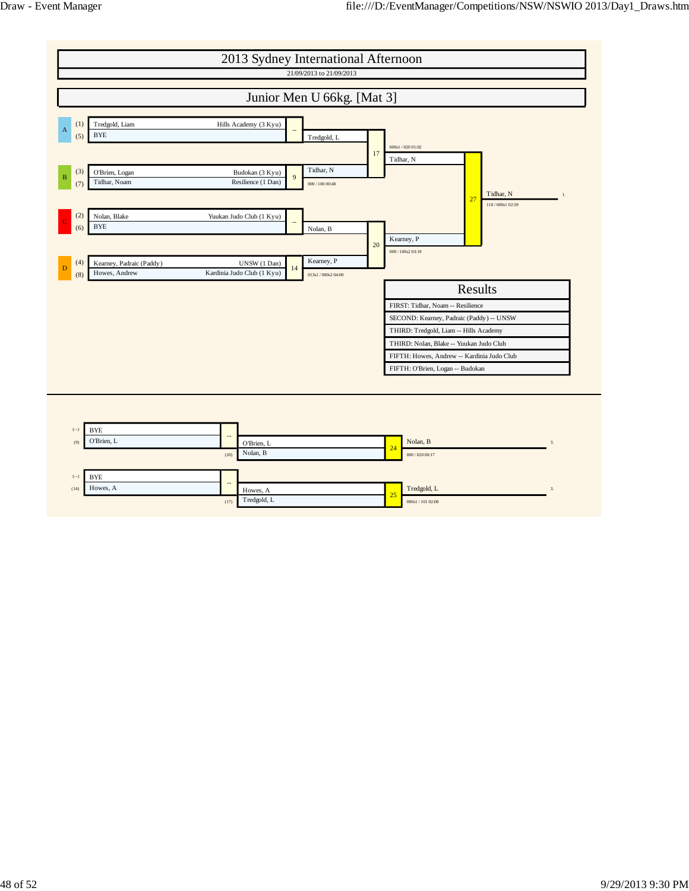# 2013 Sydney International Afternoon

21/09/2013 to 21/09/2013

## Junior Men U 66kg. [Mat 3]

### Main Draw

| Pool | Seed | Name | Club | Match | Winner |
|---|---|---|---|---|---|
| A | (1) | Tredgold, Liam | Hills Academy (3 Kyu) | -- | Tredgold, L |
| | (5) | BYE | | | |
| B | (3) | O'Brien, Logan | Budokan (3 Kyu) | 9 | Tidhar, N (000 / 100 00:48) |
| | (7) | Tidhar, Noam | Resilience (1 Dan) | | |
| C | (2) | Nolan, Blake | Yuukan Judo Club (1 Kyu) | -- | Nolan, B |
| | (6) | BYE | | | |
| D | (4) | Kearney, Padraic (Paddy) | UNSW (1 Dan) | 14 | Kearney, P (013s1 / 000s2 04:00) |
| | (8) | Howes, Andrew | Kardinia Judo Club (1 Kyu) | | |

| Match | Contestants | Winner | Score |
|---|---|---|---|
| 17 | Tredgold, L vs Tidhar, N | Tidhar, N | 000s1 / 020 01:02 |
| 20 | Nolan, B vs Kearney, P | Kearney, P | 000 / 100s2 03:19 |
| 27 | Tidhar, N vs Kearney, P | Tidhar, N (1.) | 110 / 000s1 02:59 |

### Results

- FIRST: Tidhar, Noam -- Resilience
- SECOND: Kearney, Padraic (Paddy) -- UNSW
- THIRD: Tredgold, Liam -- Hills Academy
- THIRD: Nolan, Blake -- Yuukan Judo Club
- FIFTH: Howes, Andrew -- Kardinia Judo Club
- FIFTH: O'Brien, Logan -- Budokan

### Repechage

| Seed | Name | Match | Winner | Opponent | Match | Winner | Score |
|---|---|---|---|---|---|---|---|
| (--) | BYE | -- | O'Brien, L | (20) Nolan, B | 24 | Nolan, B (3.) | 000 / 020 00:17 |
| (9) | O'Brien, L | | | | | | |
| (--) | BYE | -- | Howes, A | (17) Tredgold, L | 25 | Tredgold, L (3.) | 000s1 / 101 02:08 |
| (14) | Howes, A | | | | | | |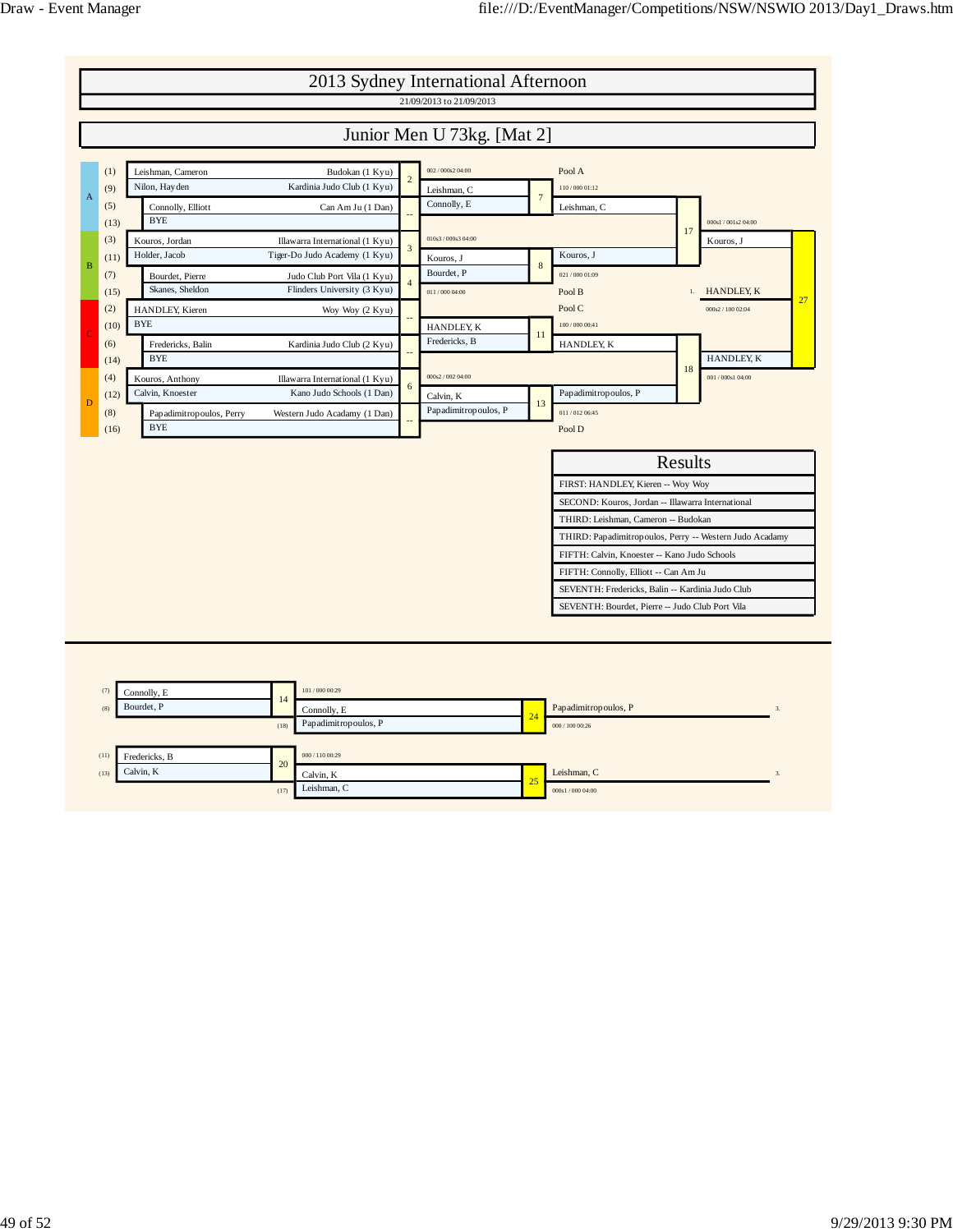# 2013 Sydney International Afternoon

21/09/2013 to 21/09/2013

## Junior Men U 73kg. [Mat 2]

| Pool | Seed | Competitor | Club | Contest | Winner |
|---|---|---|---|---|---|
| A | (1) | Leishman, Cameron | Budokan (1 Kyu) | 2 | Leishman, C |
| A | (9) | Nilon, Hayden | Kardinia Judo Club (1 Kyu) | 2 | |
| A | (5) | Connolly, Elliott | Can Am Ju (1 Dan) | -- | Connolly, E |
| A | (13) | BYE | | -- | |
| B | (3) | Kouros, Jordan | Illawarra International (1 Kyu) | 3 | Kouros, J |
| B | (11) | Holder, Jacob | Tiger-Do Judo Academy (1 Kyu) | 3 | |
| B | (7) | Bourdet, Pierre | Judo Club Port Vila (1 Kyu) | 4 | Bourdet, P |
| B | (15) | Skanes, Sheldon | Flinders University (3 Kyu) | 4 | |
| C | (2) | HANDLEY, Kieren | Woy Woy (2 Kyu) | -- | HANDLEY, K |
| C | (10) | BYE | | -- | |
| C | (6) | Fredericks, Balin | Kardinia Judo Club (2 Kyu) | -- | Fredericks, B |
| C | (14) | BYE | | -- | |
| D | (4) | Kouros, Anthony | Illawarra International (1 Kyu) | 6 | Calvin, K |
| D | (12) | Calvin, Knoester | Kano Judo Schools (1 Dan) | 6 | |
| D | (8) | Papadimitropoulos, Perry | Western Judo Acadamy (1 Dan) | -- | Papadimitropoulos, P |
| D | (16) | BYE | | -- | |

Contest scores: 2: 002 / 000s2 04:00; 3: 010s3 / 000s3 04:00; 4: 011 / 000 04:00; 6: 000s2 / 002 04:00

| Contest | Competitors | Score | Winner |
|---|---|---|---|
| 7 | Leishman, C vs Connolly, E | 110 / 000 01:12 | Leishman, C (Pool A) |
| 8 | Kouros, J vs Bourdet, P | 021 / 000 01:09 | Kouros, J (Pool B) |
| 11 | HANDLEY, K vs Fredericks, B | 100 / 000 00:41 | HANDLEY, K (Pool C) |
| 13 | Calvin, K vs Papadimitropoulos, P | 011 / 012 06:45 | Papadimitropoulos, P (Pool D) |
| 17 | Leishman, C vs Kouros, J | 000s1 / 001s2 04:00 | Kouros, J |
| 18 | HANDLEY, K vs Papadimitropoulos, P | 001 / 000s1 04:00 | HANDLEY, K |
| 27 | Kouros, J vs HANDLEY, K | 000s2 / 100 02:04 | 1. HANDLEY, K |

### Results

- FIRST: HANDLEY, Kieren -- Woy Woy
- SECOND: Kouros, Jordan -- Illawarra International
- THIRD: Leishman, Cameron -- Budokan
- THIRD: Papadimitropoulos, Perry -- Western Judo Acadamy
- FIFTH: Calvin, Knoester -- Kano Judo Schools
- FIFTH: Connolly, Elliott -- Can Am Ju
- SEVENTH: Fredericks, Balin -- Kardinia Judo Club
- SEVENTH: Bourdet, Pierre -- Judo Club Port Vila

### Repechage

| Contest | Competitors | Score | Winner |
|---|---|---|---|
| 14 | (7) Connolly, E vs (8) Bourdet, P | 101 / 000 00:29 | Connolly, E |
| 24 | Connolly, E vs (18) Papadimitropoulos, P | 000 / 100 00:26 | Papadimitropoulos, P (3.) |
| 20 | (11) Fredericks, B vs (13) Calvin, K | 000 / 110 00:29 | Calvin, K |
| 25 | Calvin, K vs (17) Leishman, C | 000s1 / 000 04:00 | Leishman, C (3.) |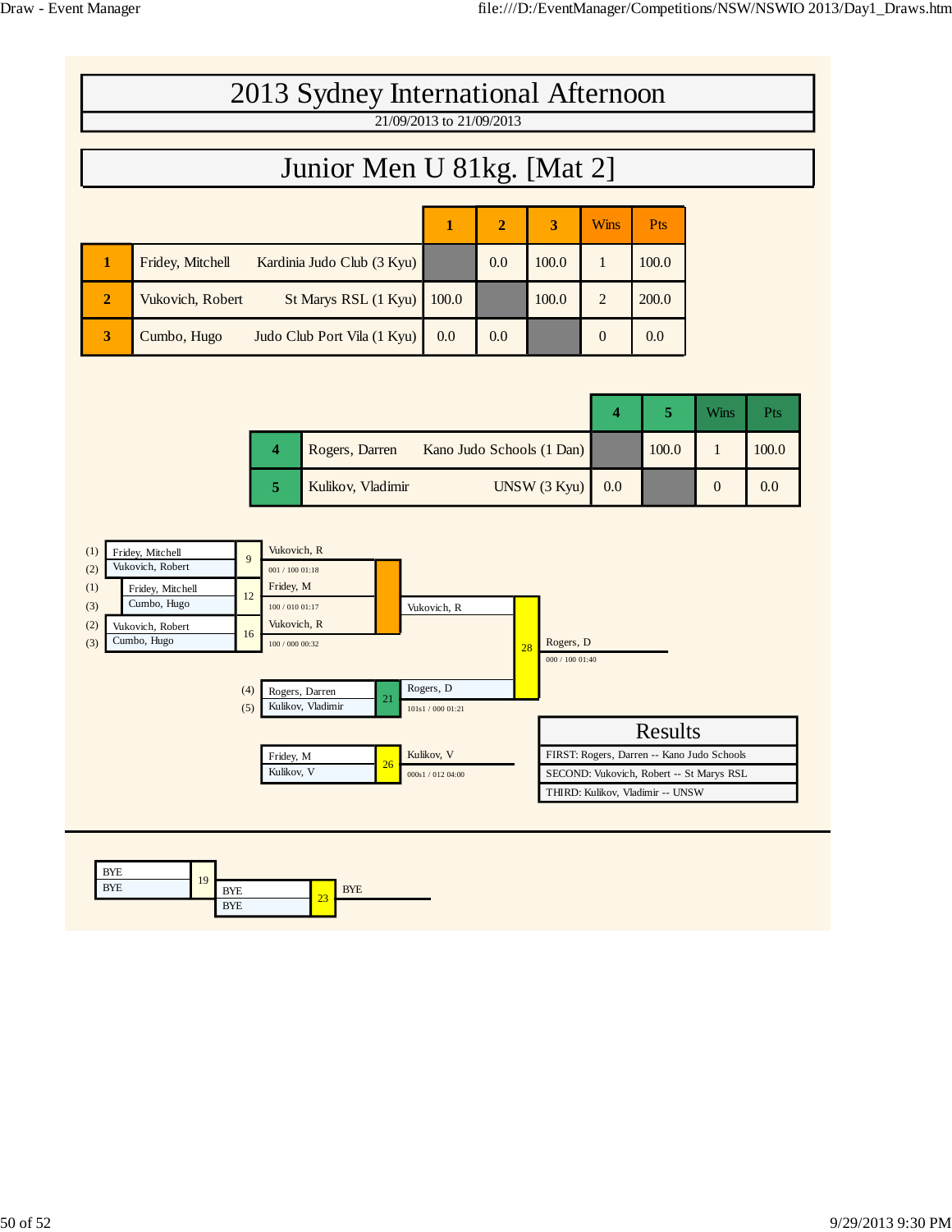# 2013 Sydney International Afternoon

21/09/2013 to 21/09/2013

## Junior Men U 81kg. [Mat 2]

| | Name | Club | 1 | 2 | 3 | Wins | Pts |
|---|---|---|---|---|---|---|---|
| 1 | Fridey, Mitchell | Kardinia Judo Club (3 Kyu) | | 0.0 | 100.0 | 1 | 100.0 |
| 2 | Vukovich, Robert | St Marys RSL (1 Kyu) | 100.0 | | 100.0 | 2 | 200.0 |
| 3 | Cumbo, Hugo | Judo Club Port Vila (1 Kyu) | 0.0 | 0.0 | | 0 | 0.0 |

| | Name | Club | 4 | 5 | Wins | Pts |
|---|---|---|---|---|---|---|
| 4 | Rogers, Darren | Kano Judo Schools (1 Dan) | | 100.0 | 1 | 100.0 |
| 5 | Kulikov, Vladimir | UNSW (3 Kyu) | 0.0 | | 0 | 0.0 |

| Contest | Competitors | Winner | Score |
|---|---|---|---|
| 9 | (1) Fridey, Mitchell / (2) Vukovich, Robert | Vukovich, R | 001 / 100 01:18 |
| 12 | (1) Fridey, Mitchell / (3) Cumbo, Hugo | Fridey, M | 100 / 010 01:17 |
| 16 | (2) Vukovich, Robert / (3) Cumbo, Hugo | Vukovich, R | 100 / 000 00:32 |
| 21 | (4) Rogers, Darren / (5) Kulikov, Vladimir | Rogers, D | 101s1 / 000 01:21 |
| 28 | Vukovich, R / Rogers, D | Rogers, D | 000 / 100 01:40 |
| 26 | Fridey, M / Kulikov, V | Kulikov, V | 000s1 / 012 04:00 |
| 19 | BYE / BYE | | |
| 23 | BYE / BYE | BYE | |

### Results

- FIRST: Rogers, Darren -- Kano Judo Schools
- SECOND: Vukovich, Robert -- St Marys RSL
- THIRD: Kulikov, Vladimir -- UNSW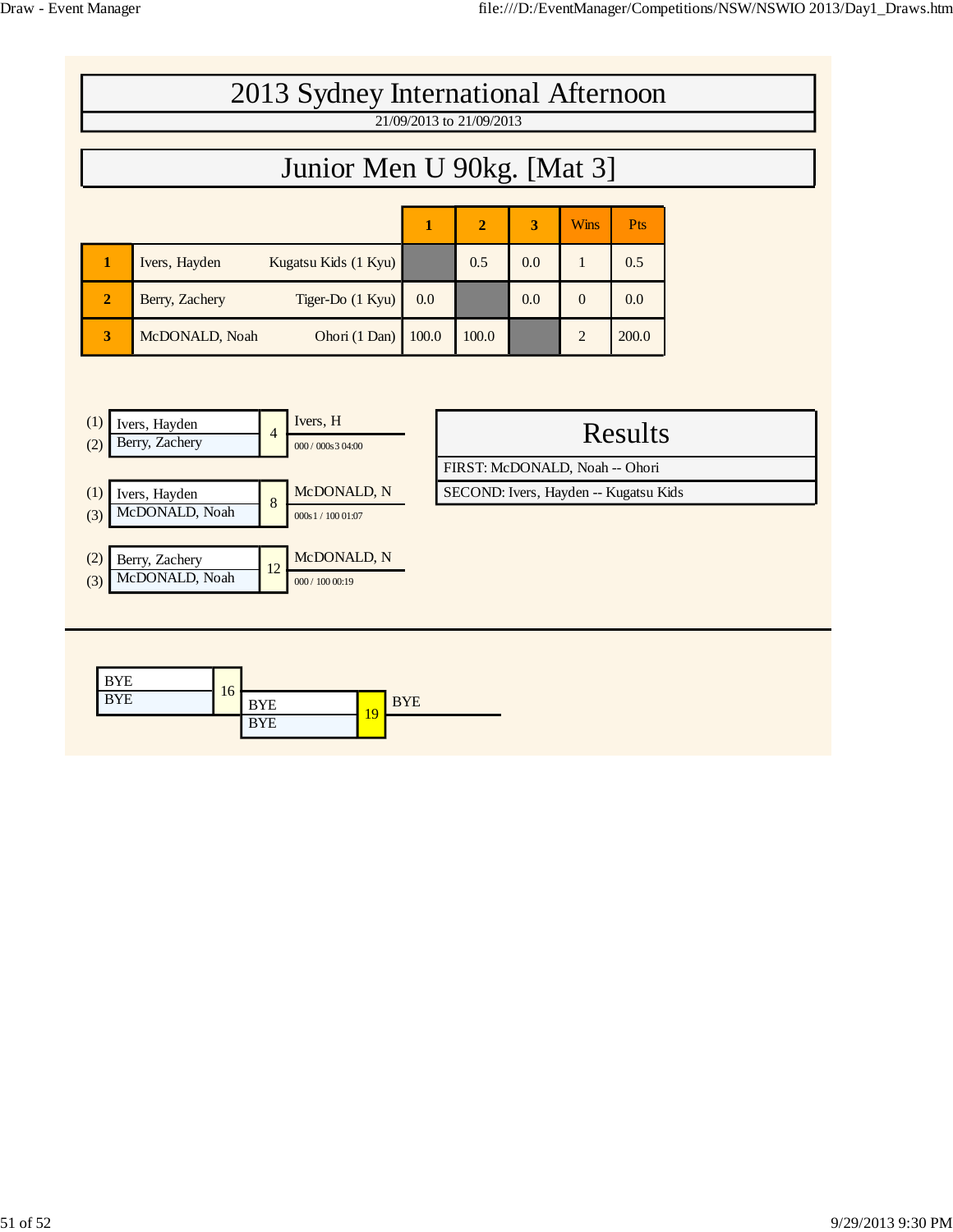# 2013 Sydney International Afternoon

21/09/2013 to 21/09/2013

## Junior Men U 90kg. [Mat 3]

| | Name | Club | 1 | 2 | 3 | Wins | Pts |
|---|---|---|---|---|---|---|---|
| 1 | Ivers, Hayden | Kugatsu Kids (1 Kyu) | | 0.5 | 0.0 | 1 | 0.5 |
| 2 | Berry, Zachery | Tiger-Do (1 Kyu) | 0.0 | | 0.0 | 0 | 0.0 |
| 3 | McDONALD, Noah | Ohori (1 Dan) | 100.0 | 100.0 | | 2 | 200.0 |

| Contest | Player 1 | Player 2 | Winner | Score |
|---|---|---|---|---|
| 4 | (1) Ivers, Hayden | (2) Berry, Zachery | Ivers, H | 000 / 000s3 04:00 |
| 8 | (1) Ivers, Hayden | (3) McDONALD, Noah | McDONALD, N | 000s1 / 100 01:07 |
| 12 | (2) Berry, Zachery | (3) McDONALD, Noah | McDONALD, N | 000 / 100 00:19 |

### Results

FIRST: McDONALD, Noah -- Ohori

SECOND: Ivers, Hayden -- Kugatsu Kids

| Contest | Player 1 | Player 2 | Winner |
|---|---|---|---|
| 16 | BYE | BYE | |
| 19 | BYE | BYE | BYE |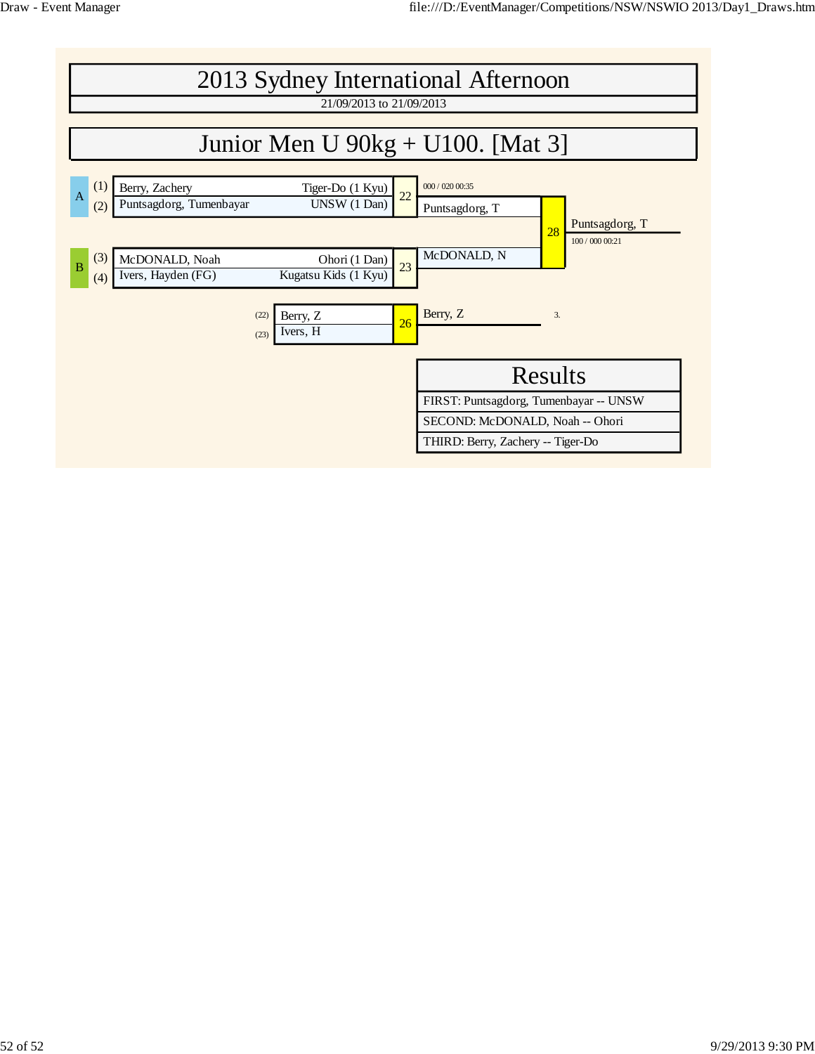# 2013 Sydney International Afternoon

21/09/2013 to 21/09/2013

## Junior Men U 90kg + U100. [Mat 3]

| Pool | # | Name | Club |
|---|---|---|---|
| A | (1) | Berry, Zachery | Tiger-Do (1 Kyu) |
| A | (2) | Puntsagdorg, Tumenbayar | UNSW (1 Dan) |
| B | (3) | McDONALD, Noah | Ohori (1 Dan) |
| B | (4) | Ivers, Hayden (FG) | Kugatsu Kids (1 Kyu) |

22

000 / 020 00:35

Puntsagdorg, T

23

McDONALD, N

28

Puntsagdorg, T

100 / 000 00:21

(22) Berry, Z

(23) Ivers, H

26

Berry, Z

3.

## Results

| Results |
|---|
| FIRST: Puntsagdorg, Tumenbayar -- UNSW |
| SECOND: McDONALD, Noah -- Ohori |
| THIRD: Berry, Zachery -- Tiger-Do |